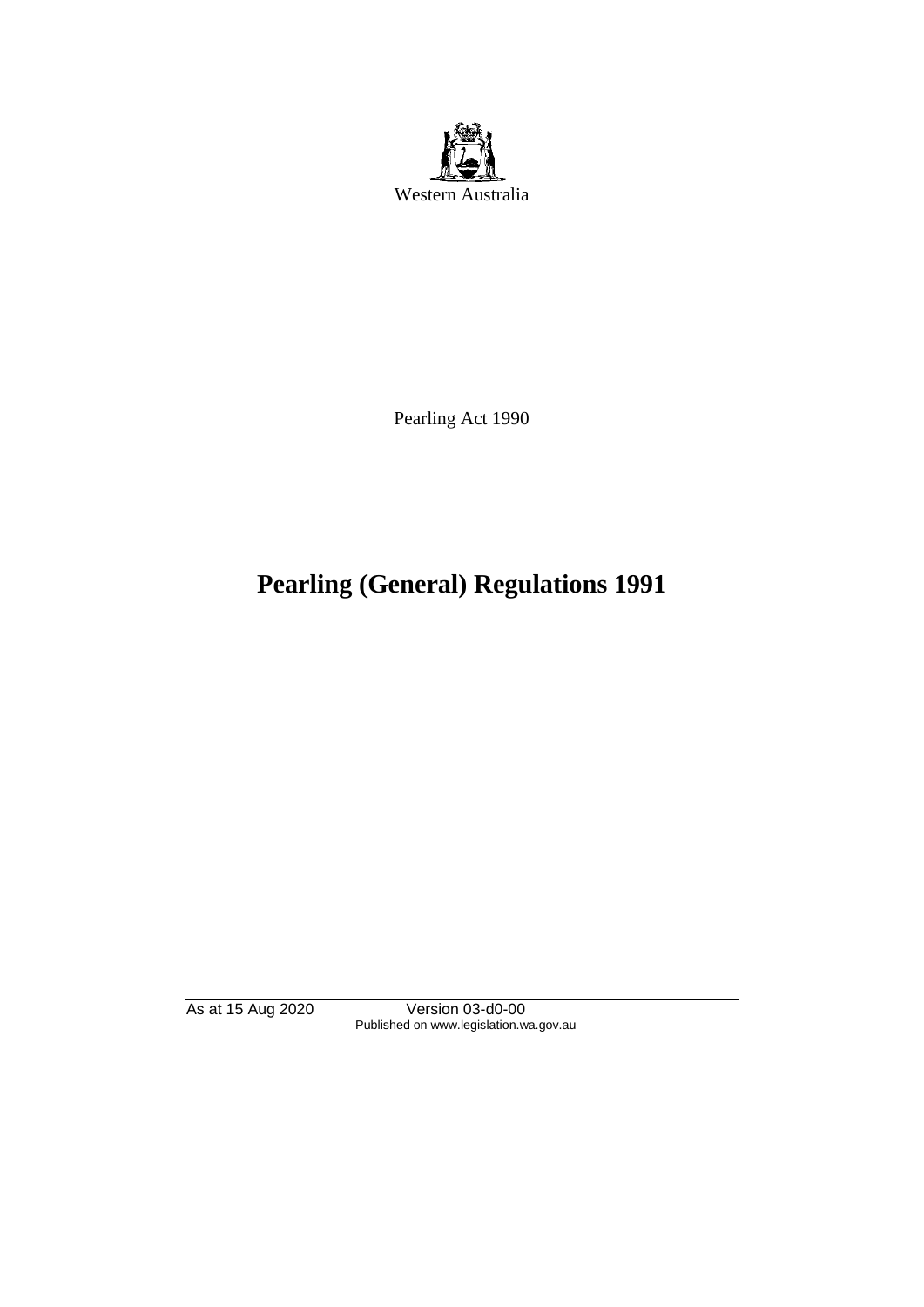Western Australia

Pearling Act 1990

# Pearling (General) Regulations 1991

As at 15 Aug 2020 Version 03-d0-00
Published on www.legislation.wa.gov.au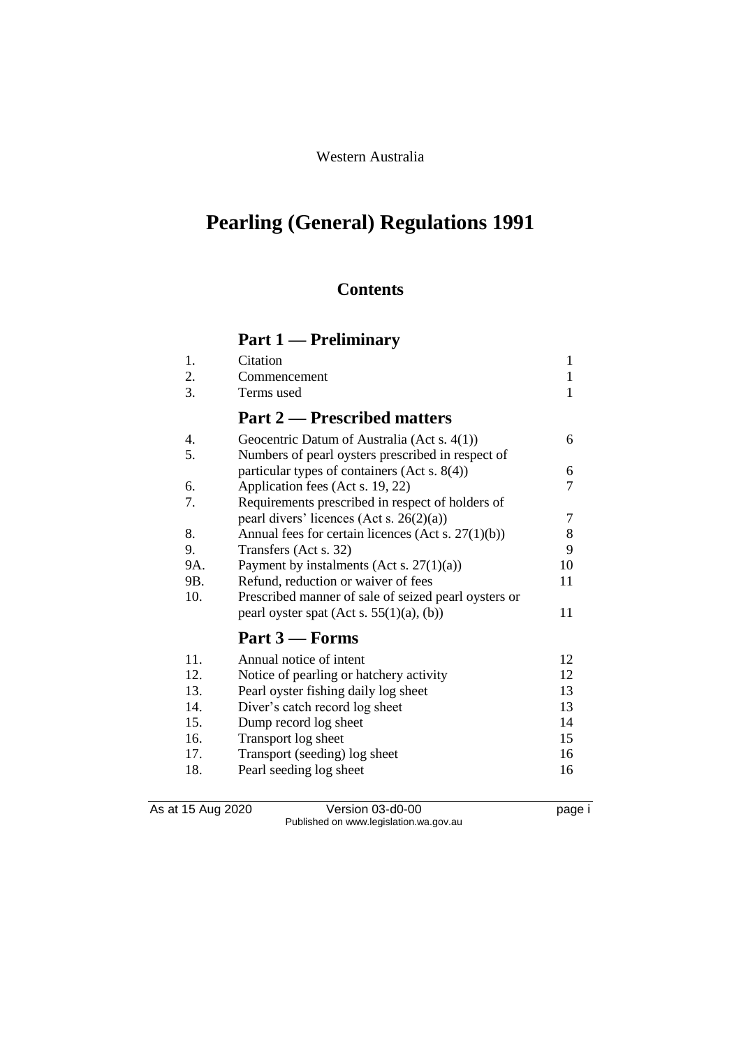Western Australia

# Pearling (General) Regulations 1991

## Contents

### Part 1 — Preliminary

| | | |
|---|---|---|
| 1. | Citation | 1 |
| 2. | Commencement | 1 |
| 3. | Terms used | 1 |

### Part 2 — Prescribed matters

| | | |
|---|---|---|
| 4. | Geocentric Datum of Australia (Act s. 4(1)) | 6 |
| 5. | Numbers of pearl oysters prescribed in respect of particular types of containers (Act s. 8(4)) | 6 |
| 6. | Application fees (Act s. 19, 22) | 7 |
| 7. | Requirements prescribed in respect of holders of pearl divers' licences (Act s. 26(2)(a)) | 7 |
| 8. | Annual fees for certain licences (Act s. 27(1)(b)) | 8 |
| 9. | Transfers (Act s. 32) | 9 |
| 9A. | Payment by instalments (Act s. 27(1)(a)) | 10 |
| 9B. | Refund, reduction or waiver of fees | 11 |
| 10. | Prescribed manner of sale of seized pearl oysters or pearl oyster spat (Act s. 55(1)(a), (b)) | 11 |

### Part 3 — Forms

| | | |
|---|---|---|
| 11. | Annual notice of intent | 12 |
| 12. | Notice of pearling or hatchery activity | 12 |
| 13. | Pearl oyster fishing daily log sheet | 13 |
| 14. | Diver's catch record log sheet | 13 |
| 15. | Dump record log sheet | 14 |
| 16. | Transport log sheet | 15 |
| 17. | Transport (seeding) log sheet | 16 |
| 18. | Pearl seeding log sheet | 16 |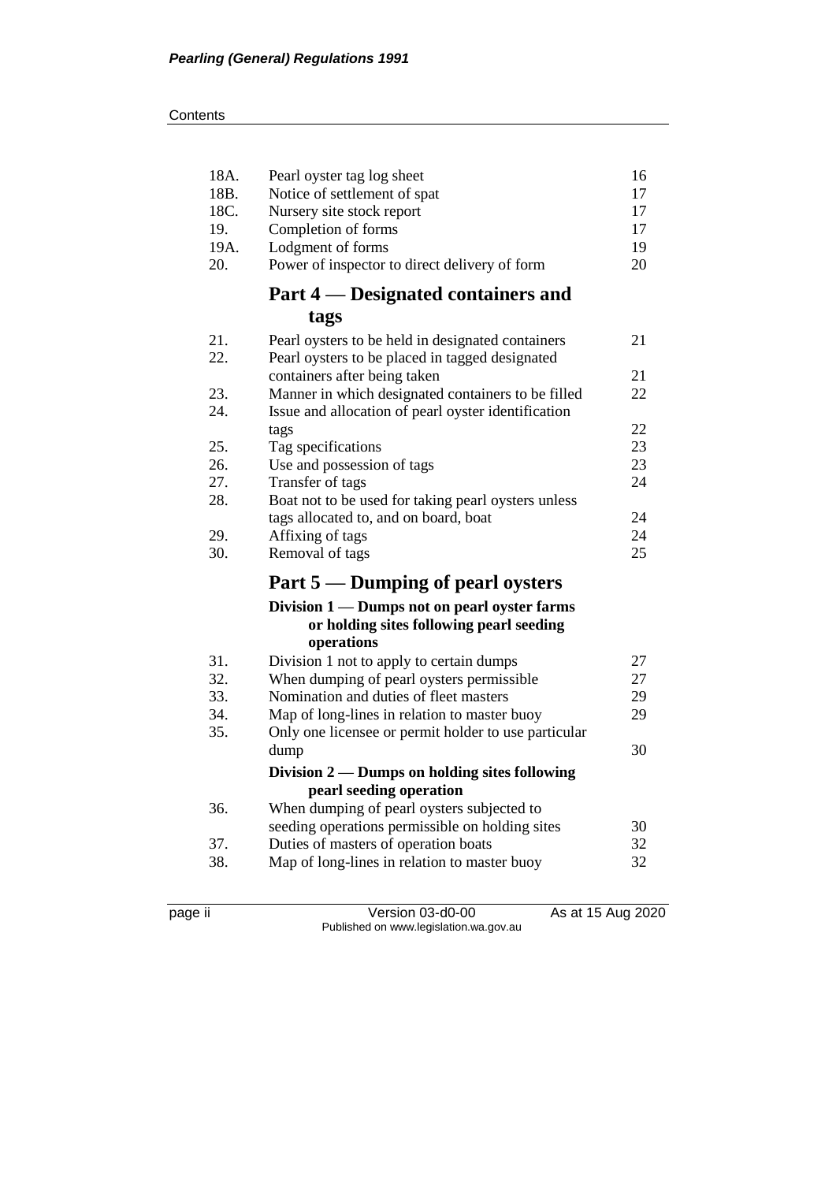| | | |
|---|---|---|
| 18A. | Pearl oyster tag log sheet | 16 |
| 18B. | Notice of settlement of spat | 17 |
| 18C. | Nursery site stock report | 17 |
| 19. | Completion of forms | 17 |
| 19A. | Lodgment of forms | 19 |
| 20. | Power of inspector to direct delivery of form | 20 |

## Part 4 — Designated containers and tags

| | | |
|---|---|---|
| 21. | Pearl oysters to be held in designated containers | 21 |
| 22. | Pearl oysters to be placed in tagged designated containers after being taken | 21 |
| 23. | Manner in which designated containers to be filled | 22 |
| 24. | Issue and allocation of pearl oyster identification tags | 22 |
| 25. | Tag specifications | 23 |
| 26. | Use and possession of tags | 23 |
| 27. | Transfer of tags | 24 |
| 28. | Boat not to be used for taking pearl oysters unless tags allocated to, and on board, boat | 24 |
| 29. | Affixing of tags | 24 |
| 30. | Removal of tags | 25 |

## Part 5 — Dumping of pearl oysters

### Division 1 — Dumps not on pearl oyster farms or holding sites following pearl seeding operations

| | | |
|---|---|---|
| 31. | Division 1 not to apply to certain dumps | 27 |
| 32. | When dumping of pearl oysters permissible | 27 |
| 33. | Nomination and duties of fleet masters | 29 |
| 34. | Map of long-lines in relation to master buoy | 29 |
| 35. | Only one licensee or permit holder to use particular dump | 30 |

### Division 2 — Dumps on holding sites following pearl seeding operation

| | | |
|---|---|---|
| 36. | When dumping of pearl oysters subjected to seeding operations permissible on holding sites | 30 |
| 37. | Duties of masters of operation boats | 32 |
| 38. | Map of long-lines in relation to master buoy | 32 |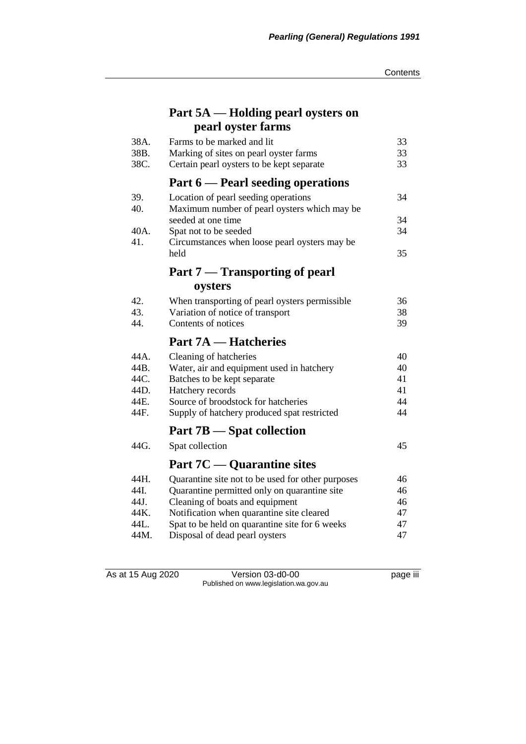## Part 5A — Holding pearl oysters on pearl oyster farms

| | | |
|---|---|---|
| 38A. | Farms to be marked and lit | 33 |
| 38B. | Marking of sites on pearl oyster farms | 33 |
| 38C. | Certain pearl oysters to be kept separate | 33 |

## Part 6 — Pearl seeding operations

| | | |
|---|---|---|
| 39. | Location of pearl seeding operations | 34 |
| 40. | Maximum number of pearl oysters which may be seeded at one time | 34 |
| 40A. | Spat not to be seeded | 34 |
| 41. | Circumstances when loose pearl oysters may be held | 35 |

## Part 7 — Transporting of pearl oysters

| | | |
|---|---|---|
| 42. | When transporting of pearl oysters permissible | 36 |
| 43. | Variation of notice of transport | 38 |
| 44. | Contents of notices | 39 |

## Part 7A — Hatcheries

| | | |
|---|---|---|
| 44A. | Cleaning of hatcheries | 40 |
| 44B. | Water, air and equipment used in hatchery | 40 |
| 44C. | Batches to be kept separate | 41 |
| 44D. | Hatchery records | 41 |
| 44E. | Source of broodstock for hatcheries | 44 |
| 44F. | Supply of hatchery produced spat restricted | 44 |

## Part 7B — Spat collection

| | | |
|---|---|---|
| 44G. | Spat collection | 45 |

## Part 7C — Quarantine sites

| | | |
|---|---|---|
| 44H. | Quarantine site not to be used for other purposes | 46 |
| 44I. | Quarantine permitted only on quarantine site | 46 |
| 44J. | Cleaning of boats and equipment | 46 |
| 44K. | Notification when quarantine site cleared | 47 |
| 44L. | Spat to be held on quarantine site for 6 weeks | 47 |
| 44M. | Disposal of dead pearl oysters | 47 |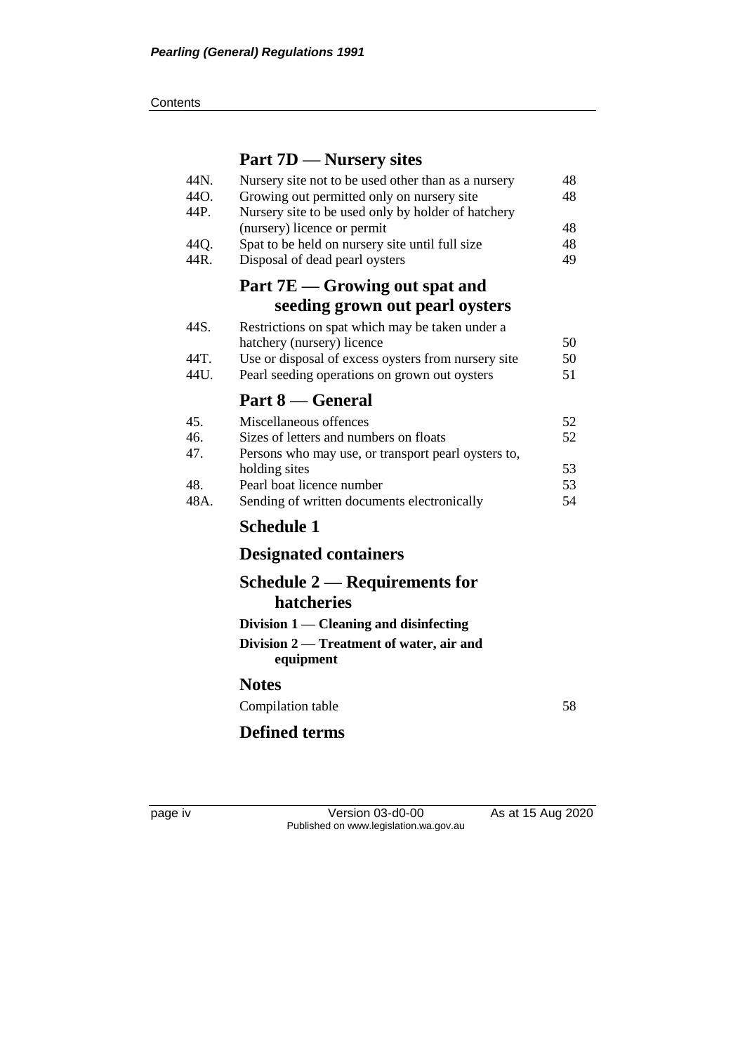## Part 7D — Nursery sites

| | | |
|---|---|---|
| 44N. | Nursery site not to be used other than as a nursery | 48 |
| 44O. | Growing out permitted only on nursery site | 48 |
| 44P. | Nursery site to be used only by holder of hatchery (nursery) licence or permit | 48 |
| 44Q. | Spat to be held on nursery site until full size | 48 |
| 44R. | Disposal of dead pearl oysters | 49 |

## Part 7E — Growing out spat and seeding grown out pearl oysters

| | | |
|---|---|---|
| 44S. | Restrictions on spat which may be taken under a hatchery (nursery) licence | 50 |
| 44T. | Use or disposal of excess oysters from nursery site | 50 |
| 44U. | Pearl seeding operations on grown out oysters | 51 |

## Part 8 — General

| | | |
|---|---|---|
| 45. | Miscellaneous offences | 52 |
| 46. | Sizes of letters and numbers on floats | 52 |
| 47. | Persons who may use, or transport pearl oysters to, holding sites | 53 |
| 48. | Pearl boat licence number | 53 |
| 48A. | Sending of written documents electronically | 54 |

## Schedule 1

## Designated containers

## Schedule 2 — Requirements for hatcheries

**Division 1 — Cleaning and disinfecting**

**Division 2 — Treatment of water, air and equipment**

## Notes

Compilation table 58

## Defined terms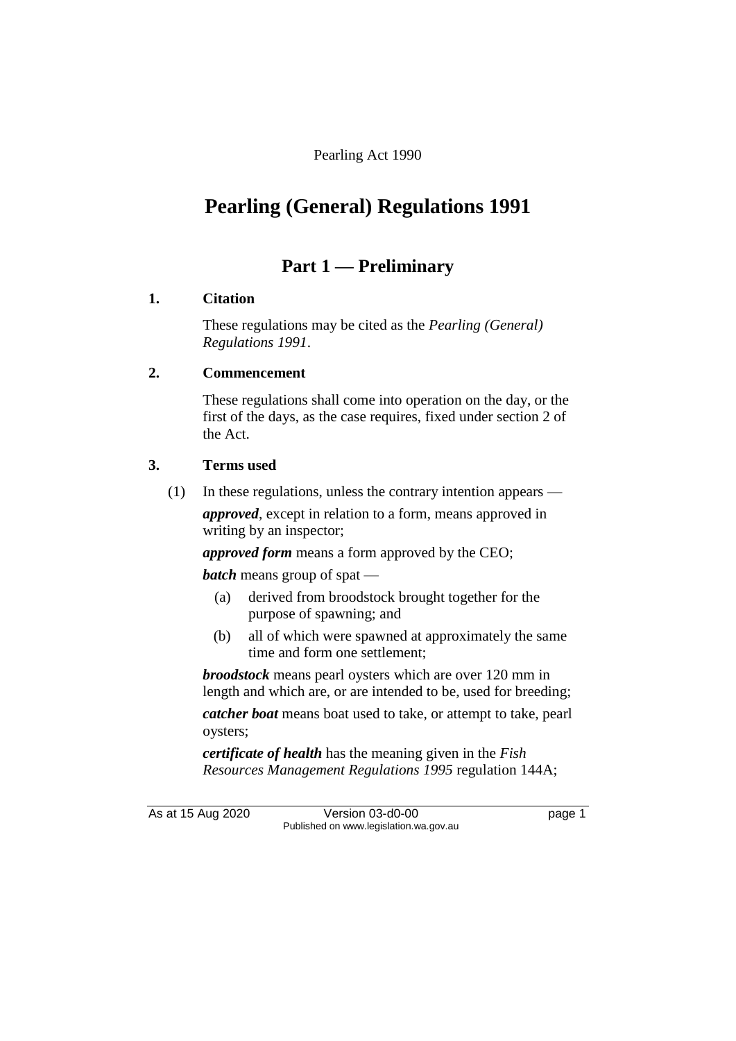Pearling Act 1990

# Pearling (General) Regulations 1991

## Part 1 — Preliminary

### 1. Citation

These regulations may be cited as the *Pearling (General) Regulations 1991*.

### 2. Commencement

These regulations shall come into operation on the day, or the first of the days, as the case requires, fixed under section 2 of the Act.

### 3. Terms used

(1) In these regulations, unless the contrary intention appears —

***approved***, except in relation to a form, means approved in writing by an inspector;

***approved form*** means a form approved by the CEO;

***batch*** means group of spat —

- (a) derived from broodstock brought together for the purpose of spawning; and
- (b) all of which were spawned at approximately the same time and form one settlement;

***broodstock*** means pearl oysters which are over 120 mm in length and which are, or are intended to be, used for breeding;

***catcher boat*** means boat used to take, or attempt to take, pearl oysters;

***certificate of health*** has the meaning given in the *Fish Resources Management Regulations 1995* regulation 144A;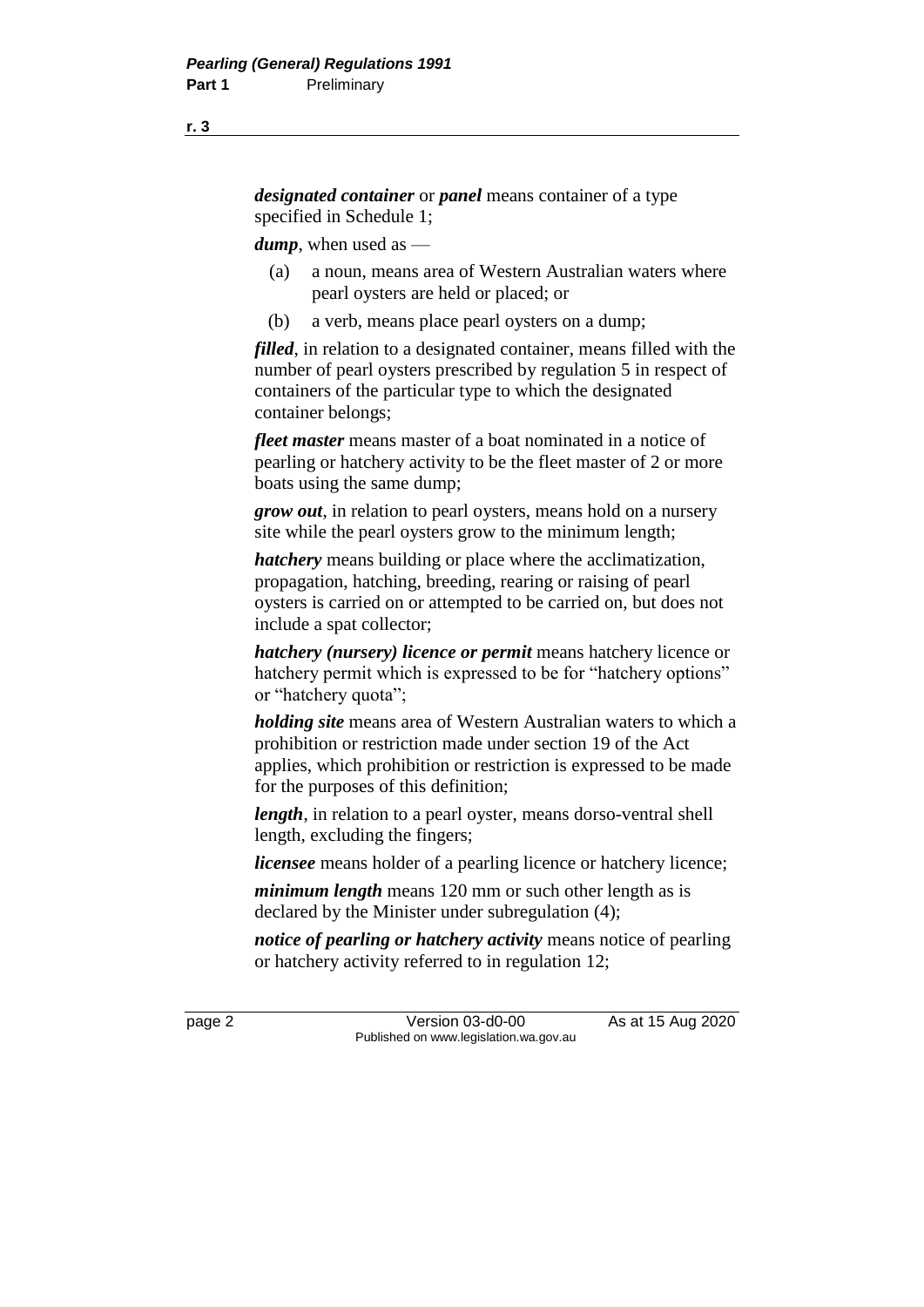***designated container*** or ***panel*** means container of a type specified in Schedule 1;

***dump***, when used as —

- (a) a noun, means area of Western Australian waters where pearl oysters are held or placed; or
- (b) a verb, means place pearl oysters on a dump;

***filled***, in relation to a designated container, means filled with the number of pearl oysters prescribed by regulation 5 in respect of containers of the particular type to which the designated container belongs;

***fleet master*** means master of a boat nominated in a notice of pearling or hatchery activity to be the fleet master of 2 or more boats using the same dump;

***grow out***, in relation to pearl oysters, means hold on a nursery site while the pearl oysters grow to the minimum length;

***hatchery*** means building or place where the acclimatization, propagation, hatching, breeding, rearing or raising of pearl oysters is carried on or attempted to be carried on, but does not include a spat collector;

***hatchery (nursery) licence or permit*** means hatchery licence or hatchery permit which is expressed to be for "hatchery options" or "hatchery quota";

***holding site*** means area of Western Australian waters to which a prohibition or restriction made under section 19 of the Act applies, which prohibition or restriction is expressed to be made for the purposes of this definition;

***length***, in relation to a pearl oyster, means dorso-ventral shell length, excluding the fingers;

***licensee*** means holder of a pearling licence or hatchery licence;

***minimum length*** means 120 mm or such other length as is declared by the Minister under subregulation (4);

***notice of pearling or hatchery activity*** means notice of pearling or hatchery activity referred to in regulation 12;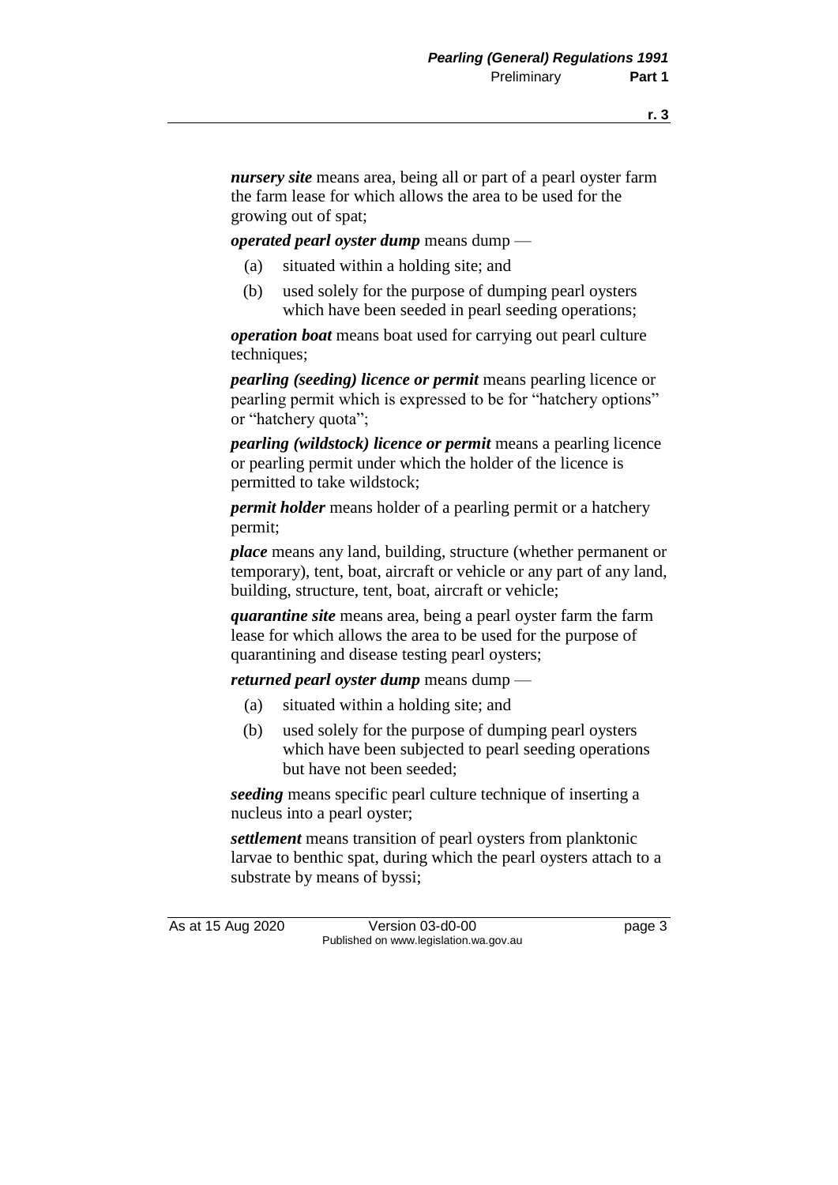***nursery site*** means area, being all or part of a pearl oyster farm the farm lease for which allows the area to be used for the growing out of spat;

***operated pearl oyster dump*** means dump —

(a) situated within a holding site; and

(b) used solely for the purpose of dumping pearl oysters which have been seeded in pearl seeding operations;

***operation boat*** means boat used for carrying out pearl culture techniques;

***pearling (seeding) licence or permit*** means pearling licence or pearling permit which is expressed to be for "hatchery options" or "hatchery quota";

***pearling (wildstock) licence or permit*** means a pearling licence or pearling permit under which the holder of the licence is permitted to take wildstock;

***permit holder*** means holder of a pearling permit or a hatchery permit;

***place*** means any land, building, structure (whether permanent or temporary), tent, boat, aircraft or vehicle or any part of any land, building, structure, tent, boat, aircraft or vehicle;

***quarantine site*** means area, being a pearl oyster farm the farm lease for which allows the area to be used for the purpose of quarantining and disease testing pearl oysters;

***returned pearl oyster dump*** means dump —

(a) situated within a holding site; and

(b) used solely for the purpose of dumping pearl oysters which have been subjected to pearl seeding operations but have not been seeded;

***seeding*** means specific pearl culture technique of inserting a nucleus into a pearl oyster;

***settlement*** means transition of pearl oysters from planktonic larvae to benthic spat, during which the pearl oysters attach to a substrate by means of byssi;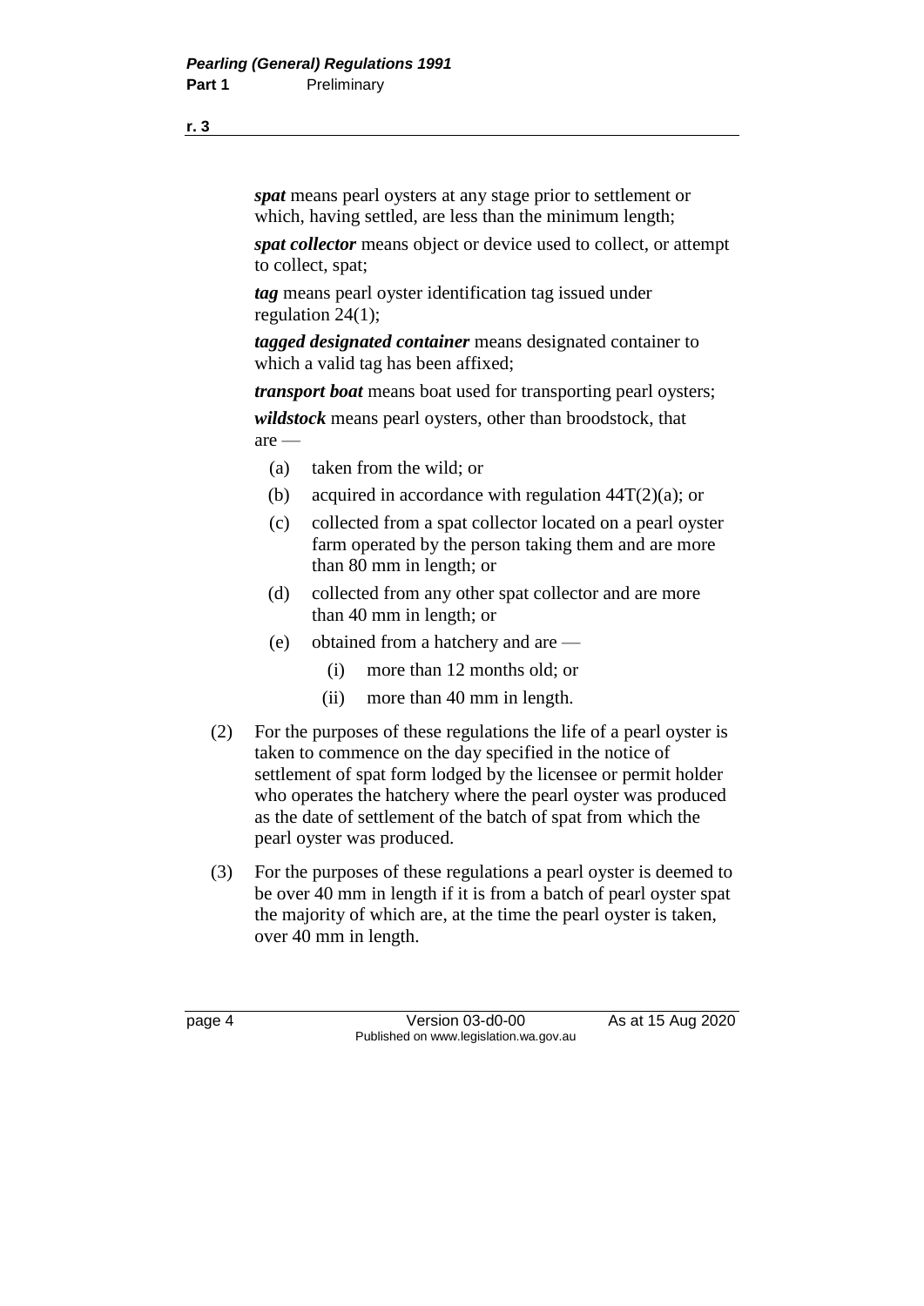***spat*** means pearl oysters at any stage prior to settlement or which, having settled, are less than the minimum length;

***spat collector*** means object or device used to collect, or attempt to collect, spat;

***tag*** means pearl oyster identification tag issued under regulation 24(1);

***tagged designated container*** means designated container to which a valid tag has been affixed;

***transport boat*** means boat used for transporting pearl oysters;

***wildstock*** means pearl oysters, other than broodstock, that are —

- (a) taken from the wild; or
- (b) acquired in accordance with regulation 44T(2)(a); or
- (c) collected from a spat collector located on a pearl oyster farm operated by the person taking them and are more than 80 mm in length; or
- (d) collected from any other spat collector and are more than 40 mm in length; or
- (e) obtained from a hatchery and are —
  - (i) more than 12 months old; or
  - (ii) more than 40 mm in length.

(2) For the purposes of these regulations the life of a pearl oyster is taken to commence on the day specified in the notice of settlement of spat form lodged by the licensee or permit holder who operates the hatchery where the pearl oyster was produced as the date of settlement of the batch of spat from which the pearl oyster was produced.

(3) For the purposes of these regulations a pearl oyster is deemed to be over 40 mm in length if it is from a batch of pearl oyster spat the majority of which are, at the time the pearl oyster is taken, over 40 mm in length.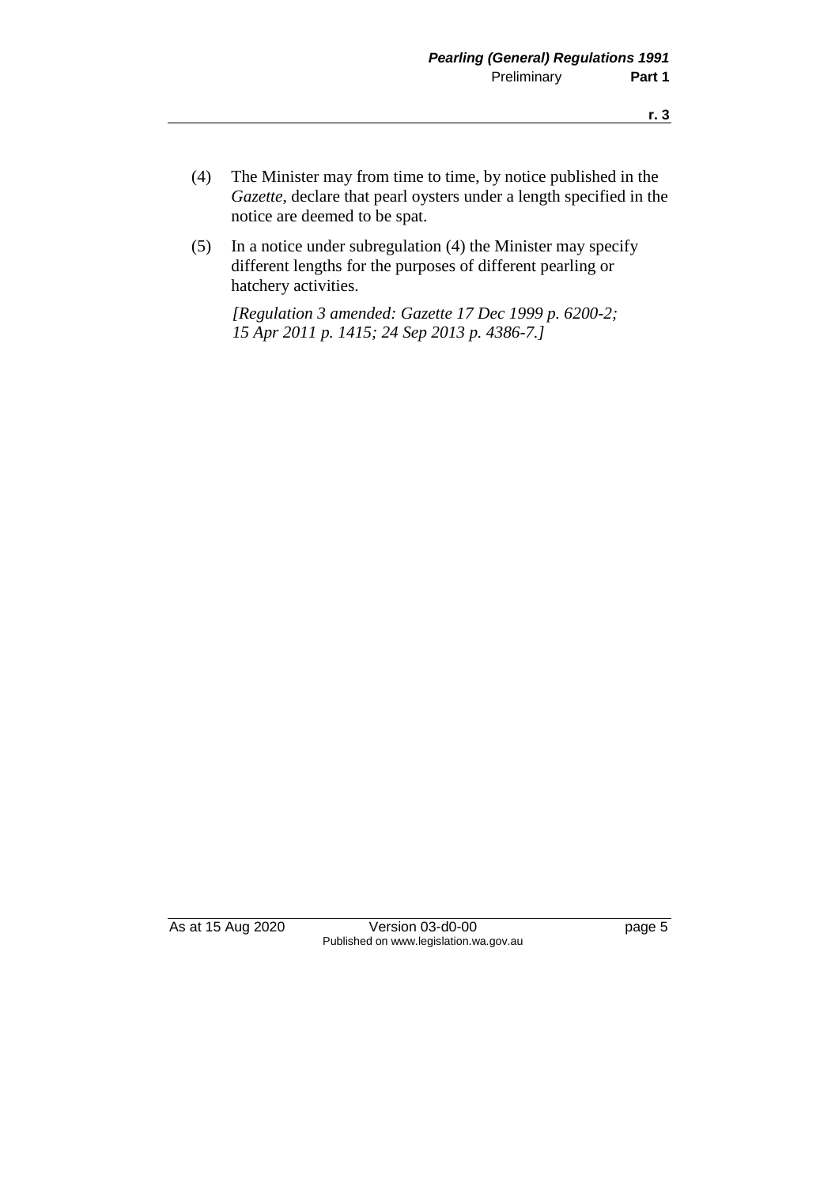(4) The Minister may from time to time, by notice published in the *Gazette*, declare that pearl oysters under a length specified in the notice are deemed to be spat.

(5) In a notice under subregulation (4) the Minister may specify different lengths for the purposes of different pearling or hatchery activities.

*[Regulation 3 amended: Gazette 17 Dec 1999 p. 6200-2; 15 Apr 2011 p. 1415; 24 Sep 2013 p. 4386-7.]*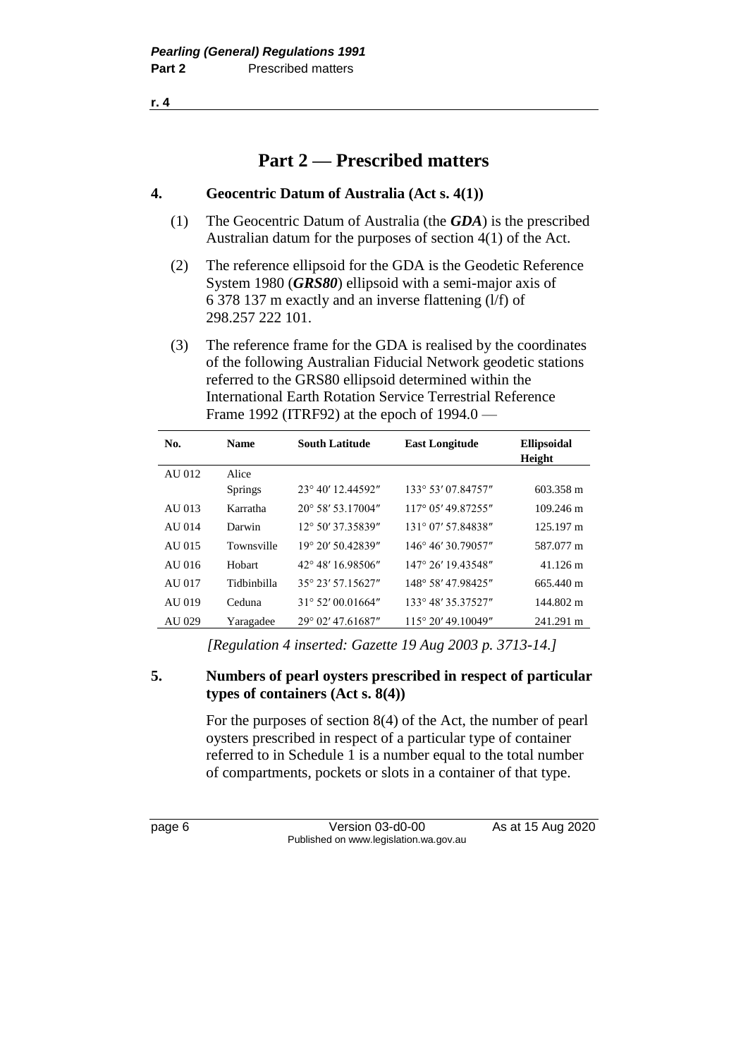# Part 2 — Prescribed matters

## 4. Geocentric Datum of Australia (Act s. 4(1))

(1) The Geocentric Datum of Australia (the ***GDA***) is the prescribed Australian datum for the purposes of section 4(1) of the Act.

(2) The reference ellipsoid for the GDA is the Geodetic Reference System 1980 (***GRS80***) ellipsoid with a semi-major axis of 6 378 137 m exactly and an inverse flattening (l/f) of 298.257 222 101.

(3) The reference frame for the GDA is realised by the coordinates of the following Australian Fiducial Network geodetic stations referred to the GRS80 ellipsoid determined within the International Earth Rotation Service Terrestrial Reference Frame 1992 (ITRF92) at the epoch of 1994.0 —

| No. | Name | South Latitude | East Longitude | Ellipsoidal Height |
|---|---|---|---|---|
| AU 012 | Alice Springs | 23° 40′ 12.44592″ | 133° 53′ 07.84757″ | 603.358 m |
| AU 013 | Karratha | 20° 58′ 53.17004″ | 117° 05′ 49.87255″ | 109.246 m |
| AU 014 | Darwin | 12° 50′ 37.35839″ | 131° 07′ 57.84838″ | 125.197 m |
| AU 015 | Townsville | 19° 20′ 50.42839″ | 146° 46′ 30.79057″ | 587.077 m |
| AU 016 | Hobart | 42° 48′ 16.98506″ | 147° 26′ 19.43548″ | 41.126 m |
| AU 017 | Tidbinbilla | 35° 23′ 57.15627″ | 148° 58′ 47.98425″ | 665.440 m |
| AU 019 | Ceduna | 31° 52′ 00.01664″ | 133° 48′ 35.37527″ | 144.802 m |
| AU 029 | Yaragadee | 29° 02′ 47.61687″ | 115° 20′ 49.10049″ | 241.291 m |

*[Regulation 4 inserted: Gazette 19 Aug 2003 p. 3713-14.]*

## 5. Numbers of pearl oysters prescribed in respect of particular types of containers (Act s. 8(4))

For the purposes of section 8(4) of the Act, the number of pearl oysters prescribed in respect of a particular type of container referred to in Schedule 1 is a number equal to the total number of compartments, pockets or slots in a container of that type.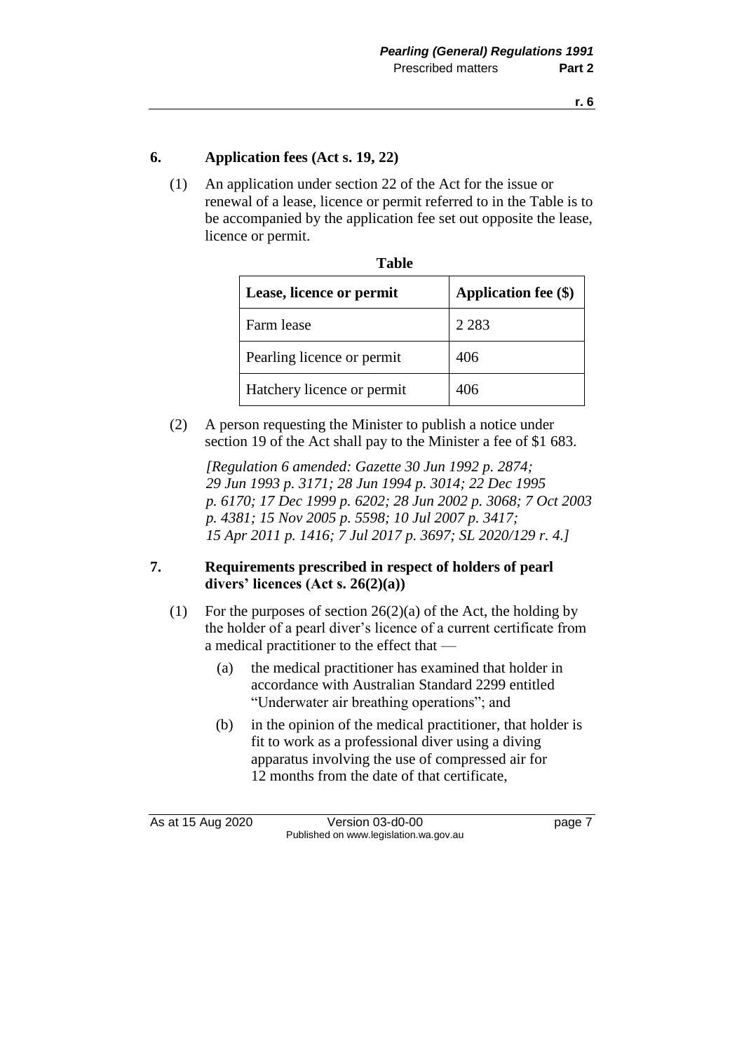## 6. Application fees (Act s. 19, 22)

(1) An application under section 22 of the Act for the issue or renewal of a lease, licence or permit referred to in the Table is to be accompanied by the application fee set out opposite the lease, licence or permit.

**Table**

| Lease, licence or permit | Application fee ($) |
|---|---|
| Farm lease | 2 283 |
| Pearling licence or permit | 406 |
| Hatchery licence or permit | 406 |

(2) A person requesting the Minister to publish a notice under section 19 of the Act shall pay to the Minister a fee of $1 683.

*[Regulation 6 amended: Gazette 30 Jun 1992 p. 2874; 29 Jun 1993 p. 3171; 28 Jun 1994 p. 3014; 22 Dec 1995 p. 6170; 17 Dec 1999 p. 6202; 28 Jun 2002 p. 3068; 7 Oct 2003 p. 4381; 15 Nov 2005 p. 5598; 10 Jul 2007 p. 3417; 15 Apr 2011 p. 1416; 7 Jul 2017 p. 3697; SL 2020/129 r. 4.]*

## 7. Requirements prescribed in respect of holders of pearl divers' licences (Act s. 26(2)(a))

(1) For the purposes of section 26(2)(a) of the Act, the holding by the holder of a pearl diver's licence of a current certificate from a medical practitioner to the effect that —

(a) the medical practitioner has examined that holder in accordance with Australian Standard 2299 entitled "Underwater air breathing operations"; and

(b) in the opinion of the medical practitioner, that holder is fit to work as a professional diver using a diving apparatus involving the use of compressed air for 12 months from the date of that certificate,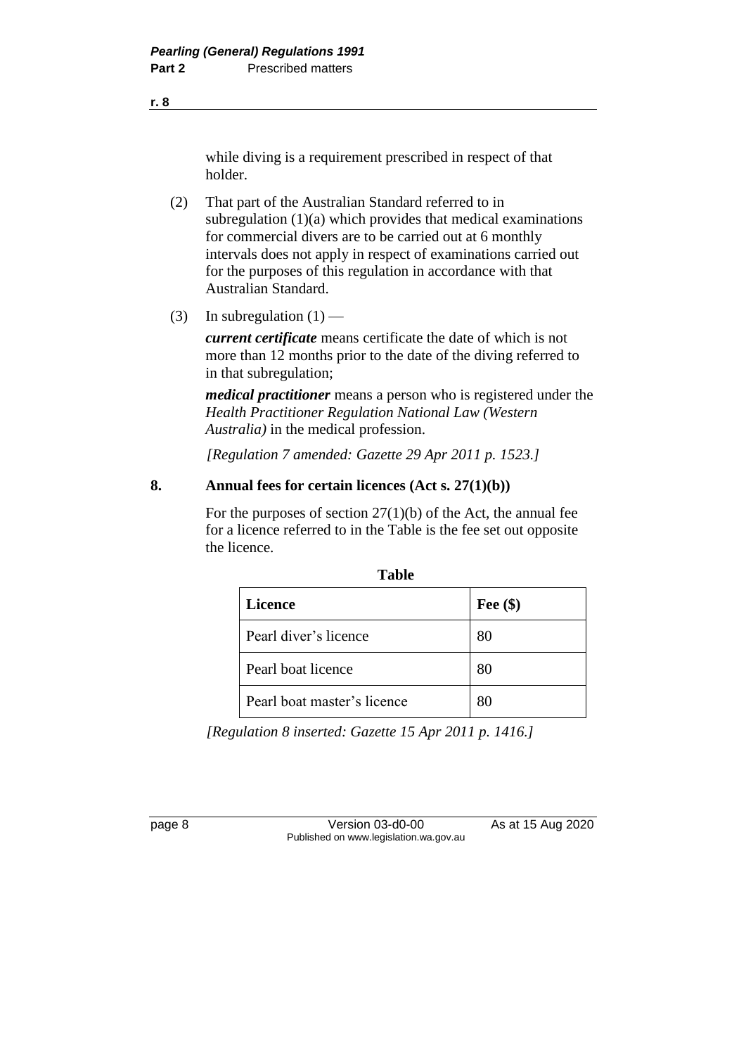while diving is a requirement prescribed in respect of that holder.

(2) That part of the Australian Standard referred to in subregulation (1)(a) which provides that medical examinations for commercial divers are to be carried out at 6 monthly intervals does not apply in respect of examinations carried out for the purposes of this regulation in accordance with that Australian Standard.

(3) In subregulation (1) —

***current certificate*** means certificate the date of which is not more than 12 months prior to the date of the diving referred to in that subregulation;

***medical practitioner*** means a person who is registered under the *Health Practitioner Regulation National Law (Western Australia)* in the medical profession.

*[Regulation 7 amended: Gazette 29 Apr 2011 p. 1523.]*

## 8. Annual fees for certain licences (Act s. 27(1)(b))

For the purposes of section 27(1)(b) of the Act, the annual fee for a licence referred to in the Table is the fee set out opposite the licence.

**Table**

| Licence | Fee ($) |
|---|---|
| Pearl diver's licence | 80 |
| Pearl boat licence | 80 |
| Pearl boat master's licence | 80 |

*[Regulation 8 inserted: Gazette 15 Apr 2011 p. 1416.]*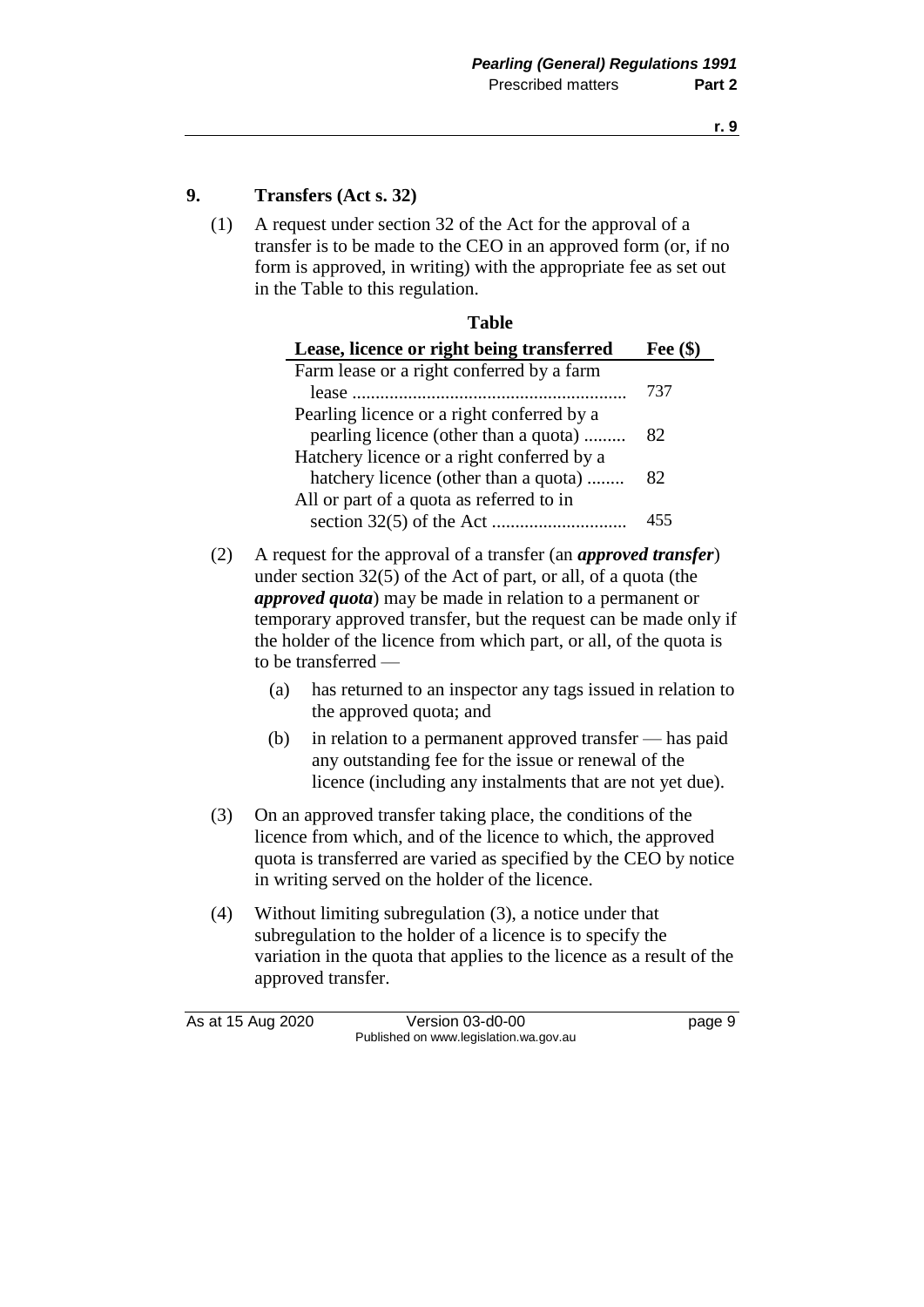## 9. Transfers (Act s. 32)

(1) A request under section 32 of the Act for the approval of a transfer is to be made to the CEO in an approved form (or, if no form is approved, in writing) with the appropriate fee as set out in the Table to this regulation.

**Table**

| Lease, licence or right being transferred | Fee ($) |
|---|---|
| Farm lease or a right conferred by a farm lease | 737 |
| Pearling licence or a right conferred by a pearling licence (other than a quota) | 82 |
| Hatchery licence or a right conferred by a hatchery licence (other than a quota) | 82 |
| All or part of a quota as referred to in section 32(5) of the Act | 455 |

(2) A request for the approval of a transfer (an ***approved transfer***) under section 32(5) of the Act of part, or all, of a quota (the ***approved quota***) may be made in relation to a permanent or temporary approved transfer, but the request can be made only if the holder of the licence from which part, or all, of the quota is to be transferred —

(a) has returned to an inspector any tags issued in relation to the approved quota; and

(b) in relation to a permanent approved transfer — has paid any outstanding fee for the issue or renewal of the licence (including any instalments that are not yet due).

(3) On an approved transfer taking place, the conditions of the licence from which, and of the licence to which, the approved quota is transferred are varied as specified by the CEO by notice in writing served on the holder of the licence.

(4) Without limiting subregulation (3), a notice under that subregulation to the holder of a licence is to specify the variation in the quota that applies to the licence as a result of the approved transfer.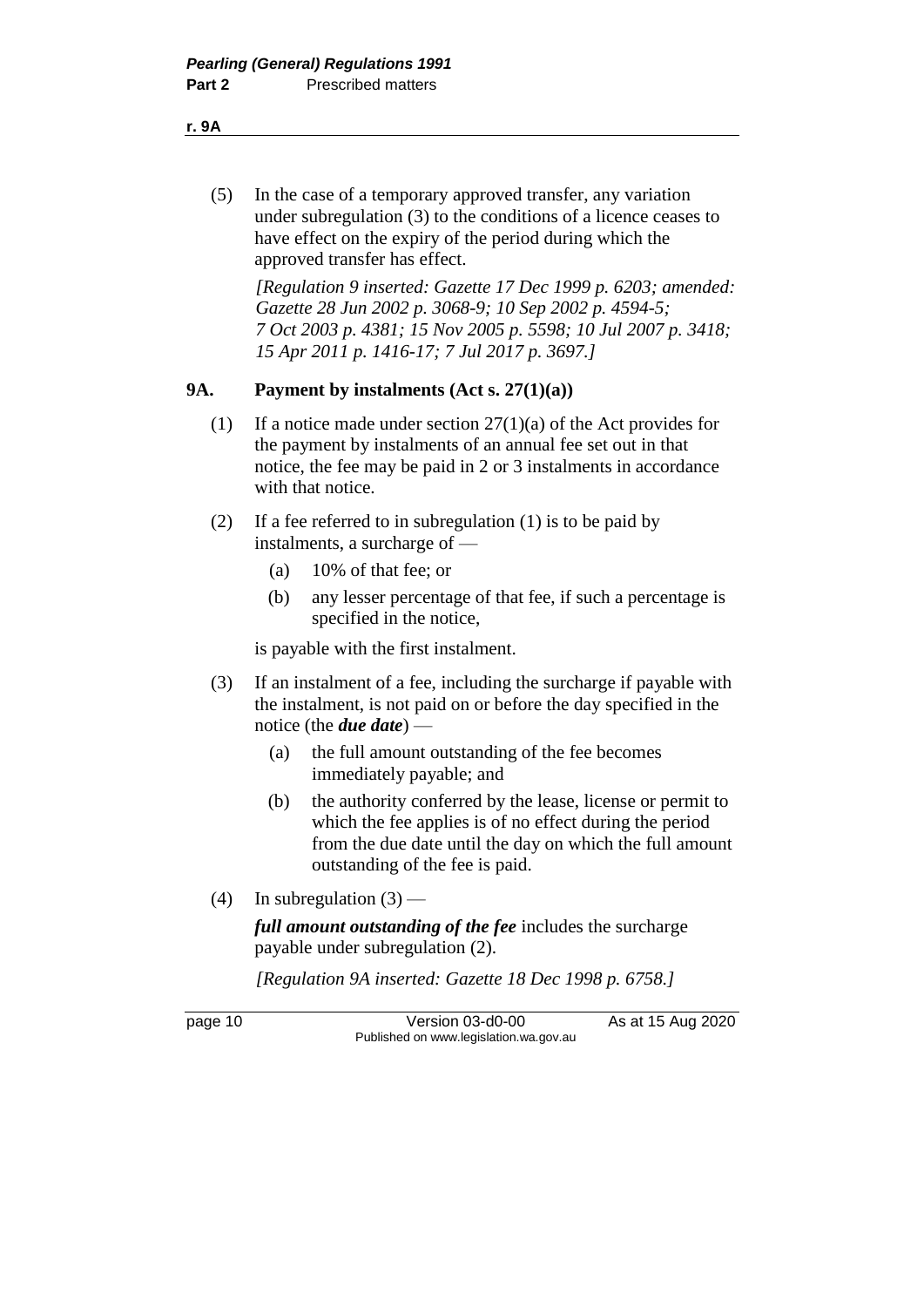(5) In the case of a temporary approved transfer, any variation under subregulation (3) to the conditions of a licence ceases to have effect on the expiry of the period during which the approved transfer has effect.

*[Regulation 9 inserted: Gazette 17 Dec 1999 p. 6203; amended: Gazette 28 Jun 2002 p. 3068-9; 10 Sep 2002 p. 4594-5; 7 Oct 2003 p. 4381; 15 Nov 2005 p. 5598; 10 Jul 2007 p. 3418; 15 Apr 2011 p. 1416-17; 7 Jul 2017 p. 3697.]*

### 9A. Payment by instalments (Act s. 27(1)(a))

(1) If a notice made under section 27(1)(a) of the Act provides for the payment by instalments of an annual fee set out in that notice, the fee may be paid in 2 or 3 instalments in accordance with that notice.

(2) If a fee referred to in subregulation (1) is to be paid by instalments, a surcharge of —

(a) 10% of that fee; or

(b) any lesser percentage of that fee, if such a percentage is specified in the notice,

is payable with the first instalment.

(3) If an instalment of a fee, including the surcharge if payable with the instalment, is not paid on or before the day specified in the notice (the ***due date***) —

(a) the full amount outstanding of the fee becomes immediately payable; and

(b) the authority conferred by the lease, license or permit to which the fee applies is of no effect during the period from the due date until the day on which the full amount outstanding of the fee is paid.

(4) In subregulation (3) —

***full amount outstanding of the fee*** includes the surcharge payable under subregulation (2).

*[Regulation 9A inserted: Gazette 18 Dec 1998 p. 6758.]*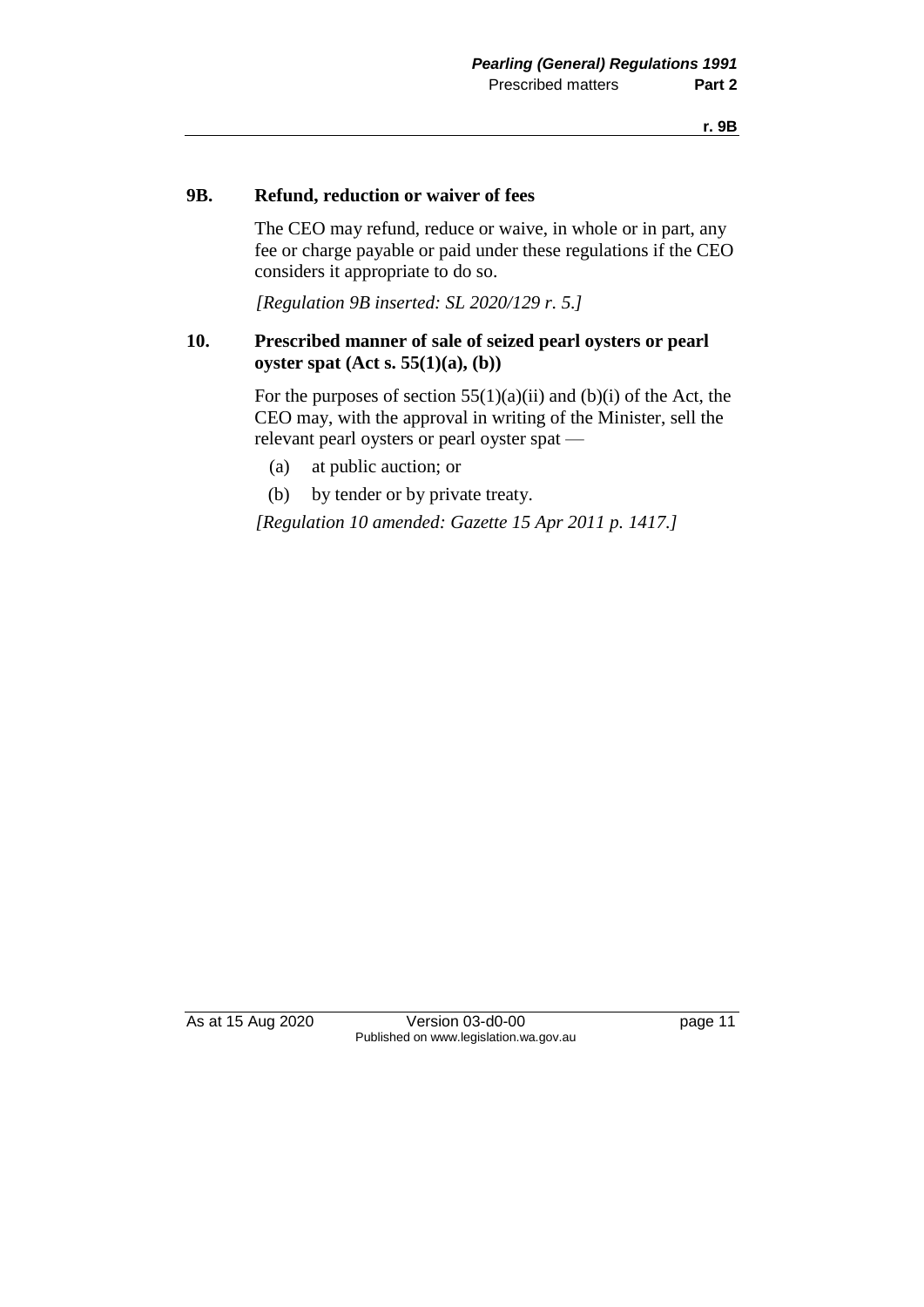### 9B. Refund, reduction or waiver of fees

The CEO may refund, reduce or waive, in whole or in part, any fee or charge payable or paid under these regulations if the CEO considers it appropriate to do so.

*[Regulation 9B inserted: SL 2020/129 r. 5.]*

### 10. Prescribed manner of sale of seized pearl oysters or pearl oyster spat (Act s. 55(1)(a), (b))

For the purposes of section 55(1)(a)(ii) and (b)(i) of the Act, the CEO may, with the approval in writing of the Minister, sell the relevant pearl oysters or pearl oyster spat —

(a) at public auction; or

(b) by tender or by private treaty.

*[Regulation 10 amended: Gazette 15 Apr 2011 p. 1417.]*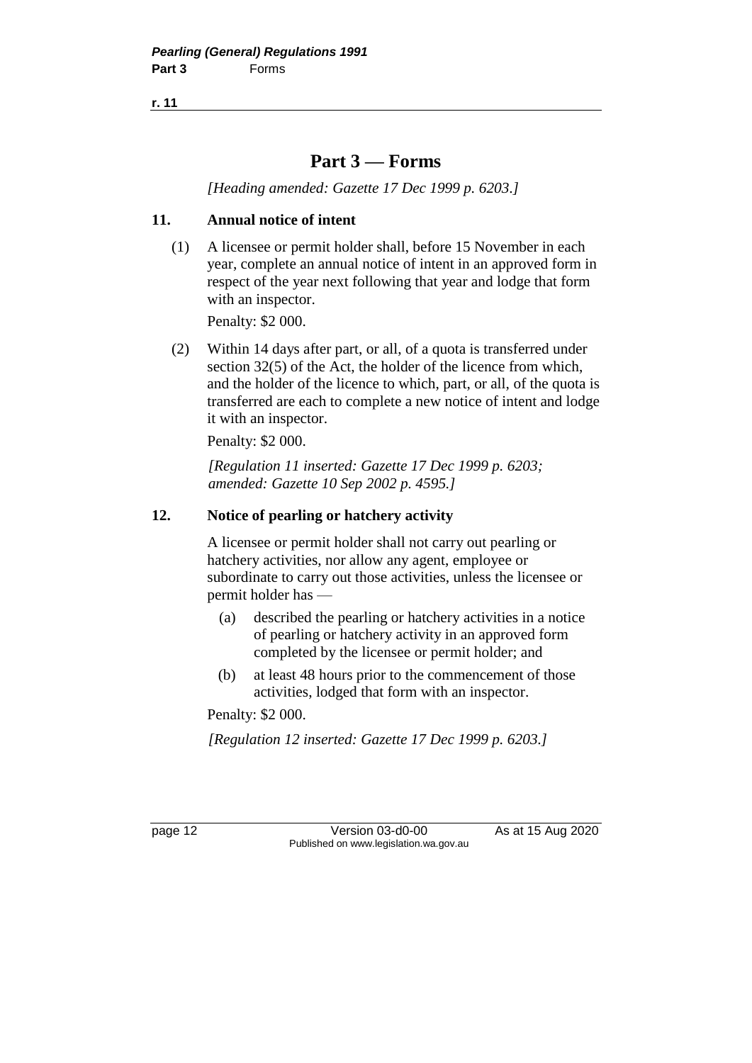# Part 3 — Forms

*[Heading amended: Gazette 17 Dec 1999 p. 6203.]*

## 11. Annual notice of intent

(1) A licensee or permit holder shall, before 15 November in each year, complete an annual notice of intent in an approved form in respect of the year next following that year and lodge that form with an inspector.

Penalty: $2 000.

(2) Within 14 days after part, or all, of a quota is transferred under section 32(5) of the Act, the holder of the licence from which, and the holder of the licence to which, part, or all, of the quota is transferred are each to complete a new notice of intent and lodge it with an inspector.

Penalty: $2 000.

*[Regulation 11 inserted: Gazette 17 Dec 1999 p. 6203; amended: Gazette 10 Sep 2002 p. 4595.]*

## 12. Notice of pearling or hatchery activity

A licensee or permit holder shall not carry out pearling or hatchery activities, nor allow any agent, employee or subordinate to carry out those activities, unless the licensee or permit holder has —

(a) described the pearling or hatchery activities in a notice of pearling or hatchery activity in an approved form completed by the licensee or permit holder; and

(b) at least 48 hours prior to the commencement of those activities, lodged that form with an inspector.

Penalty: $2 000.

*[Regulation 12 inserted: Gazette 17 Dec 1999 p. 6203.]*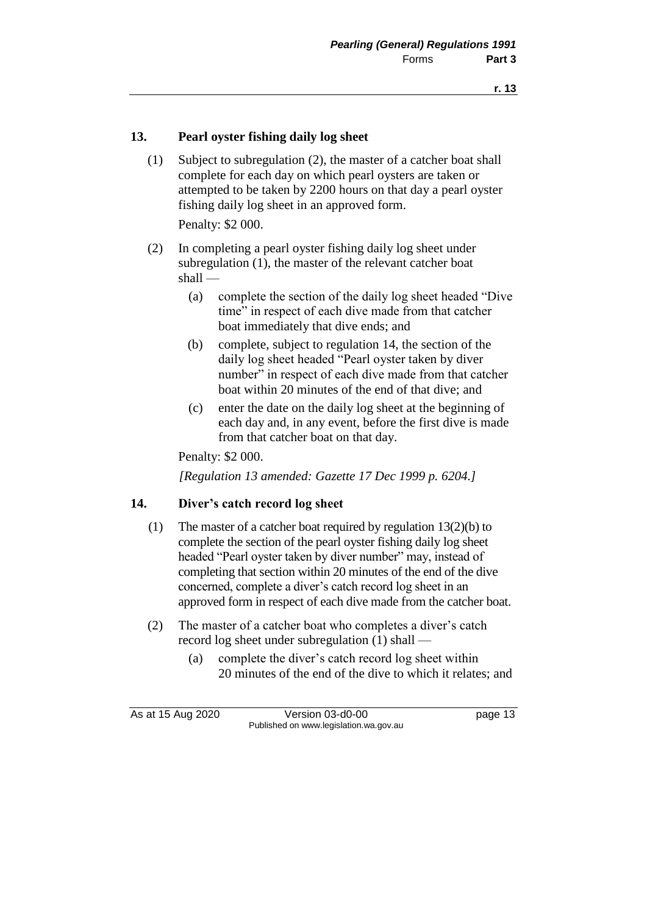## 13. Pearl oyster fishing daily log sheet

(1) Subject to subregulation (2), the master of a catcher boat shall complete for each day on which pearl oysters are taken or attempted to be taken by 2200 hours on that day a pearl oyster fishing daily log sheet in an approved form.

Penalty: $2 000.

(2) In completing a pearl oyster fishing daily log sheet under subregulation (1), the master of the relevant catcher boat shall —

(a) complete the section of the daily log sheet headed "Dive time" in respect of each dive made from that catcher boat immediately that dive ends; and

(b) complete, subject to regulation 14, the section of the daily log sheet headed "Pearl oyster taken by diver number" in respect of each dive made from that catcher boat within 20 minutes of the end of that dive; and

(c) enter the date on the daily log sheet at the beginning of each day and, in any event, before the first dive is made from that catcher boat on that day.

Penalty: $2 000.

*[Regulation 13 amended: Gazette 17 Dec 1999 p. 6204.]*

## 14. Diver's catch record log sheet

(1) The master of a catcher boat required by regulation 13(2)(b) to complete the section of the pearl oyster fishing daily log sheet headed "Pearl oyster taken by diver number" may, instead of completing that section within 20 minutes of the end of the dive concerned, complete a diver's catch record log sheet in an approved form in respect of each dive made from the catcher boat.

(2) The master of a catcher boat who completes a diver's catch record log sheet under subregulation (1) shall —

(a) complete the diver's catch record log sheet within 20 minutes of the end of the dive to which it relates; and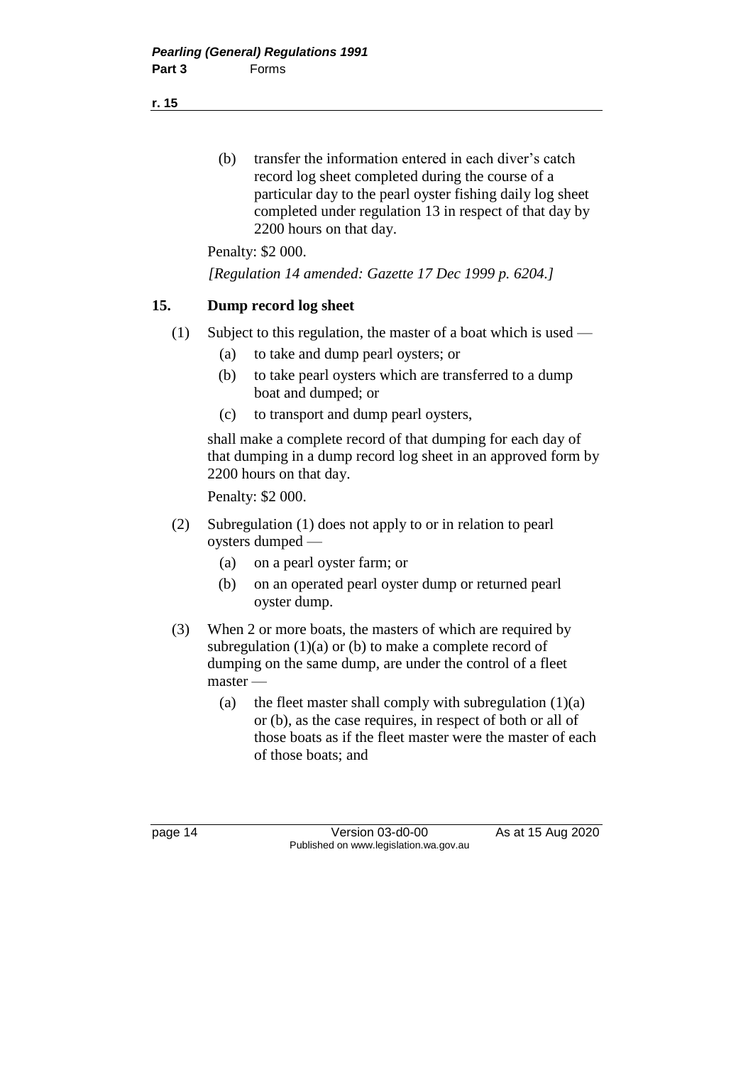(b) transfer the information entered in each diver's catch record log sheet completed during the course of a particular day to the pearl oyster fishing daily log sheet completed under regulation 13 in respect of that day by 2200 hours on that day.

Penalty: $2 000.

*[Regulation 14 amended: Gazette 17 Dec 1999 p. 6204.]*

## 15. Dump record log sheet

(1) Subject to this regulation, the master of a boat which is used —

(a) to take and dump pearl oysters; or

(b) to take pearl oysters which are transferred to a dump boat and dumped; or

(c) to transport and dump pearl oysters,

shall make a complete record of that dumping for each day of that dumping in a dump record log sheet in an approved form by 2200 hours on that day.

Penalty: $2 000.

(2) Subregulation (1) does not apply to or in relation to pearl oysters dumped —

(a) on a pearl oyster farm; or

(b) on an operated pearl oyster dump or returned pearl oyster dump.

(3) When 2 or more boats, the masters of which are required by subregulation (1)(a) or (b) to make a complete record of dumping on the same dump, are under the control of a fleet master —

(a) the fleet master shall comply with subregulation (1)(a) or (b), as the case requires, in respect of both or all of those boats as if the fleet master were the master of each of those boats; and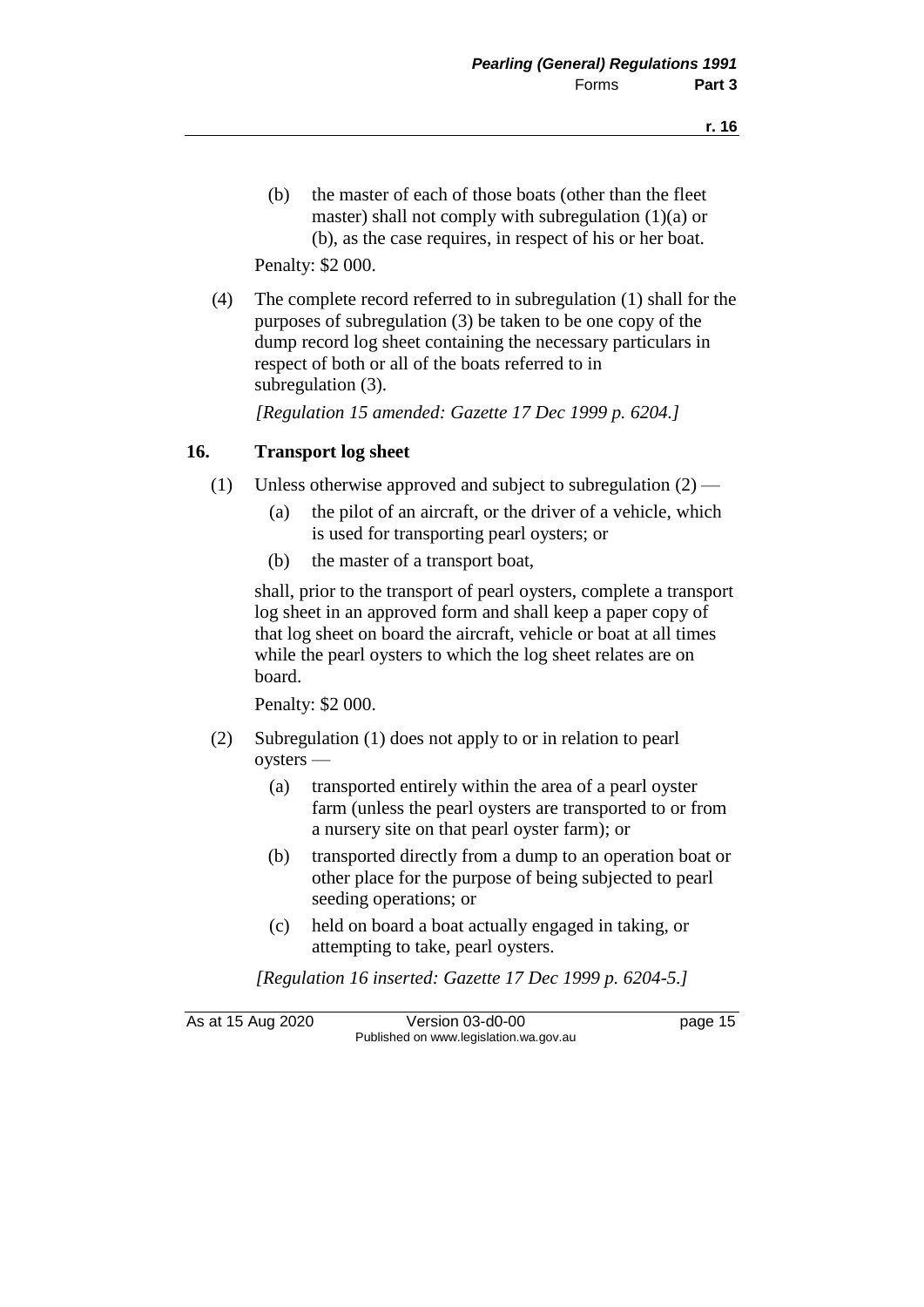(b) the master of each of those boats (other than the fleet master) shall not comply with subregulation (1)(a) or (b), as the case requires, in respect of his or her boat.

Penalty: $2 000.

(4) The complete record referred to in subregulation (1) shall for the purposes of subregulation (3) be taken to be one copy of the dump record log sheet containing the necessary particulars in respect of both or all of the boats referred to in subregulation (3).

*[Regulation 15 amended: Gazette 17 Dec 1999 p. 6204.]*

## 16. Transport log sheet

(1) Unless otherwise approved and subject to subregulation (2) —

(a) the pilot of an aircraft, or the driver of a vehicle, which is used for transporting pearl oysters; or

(b) the master of a transport boat,

shall, prior to the transport of pearl oysters, complete a transport log sheet in an approved form and shall keep a paper copy of that log sheet on board the aircraft, vehicle or boat at all times while the pearl oysters to which the log sheet relates are on board.

Penalty: $2 000.

(2) Subregulation (1) does not apply to or in relation to pearl oysters —

(a) transported entirely within the area of a pearl oyster farm (unless the pearl oysters are transported to or from a nursery site on that pearl oyster farm); or

(b) transported directly from a dump to an operation boat or other place for the purpose of being subjected to pearl seeding operations; or

(c) held on board a boat actually engaged in taking, or attempting to take, pearl oysters.

*[Regulation 16 inserted: Gazette 17 Dec 1999 p. 6204-5.]*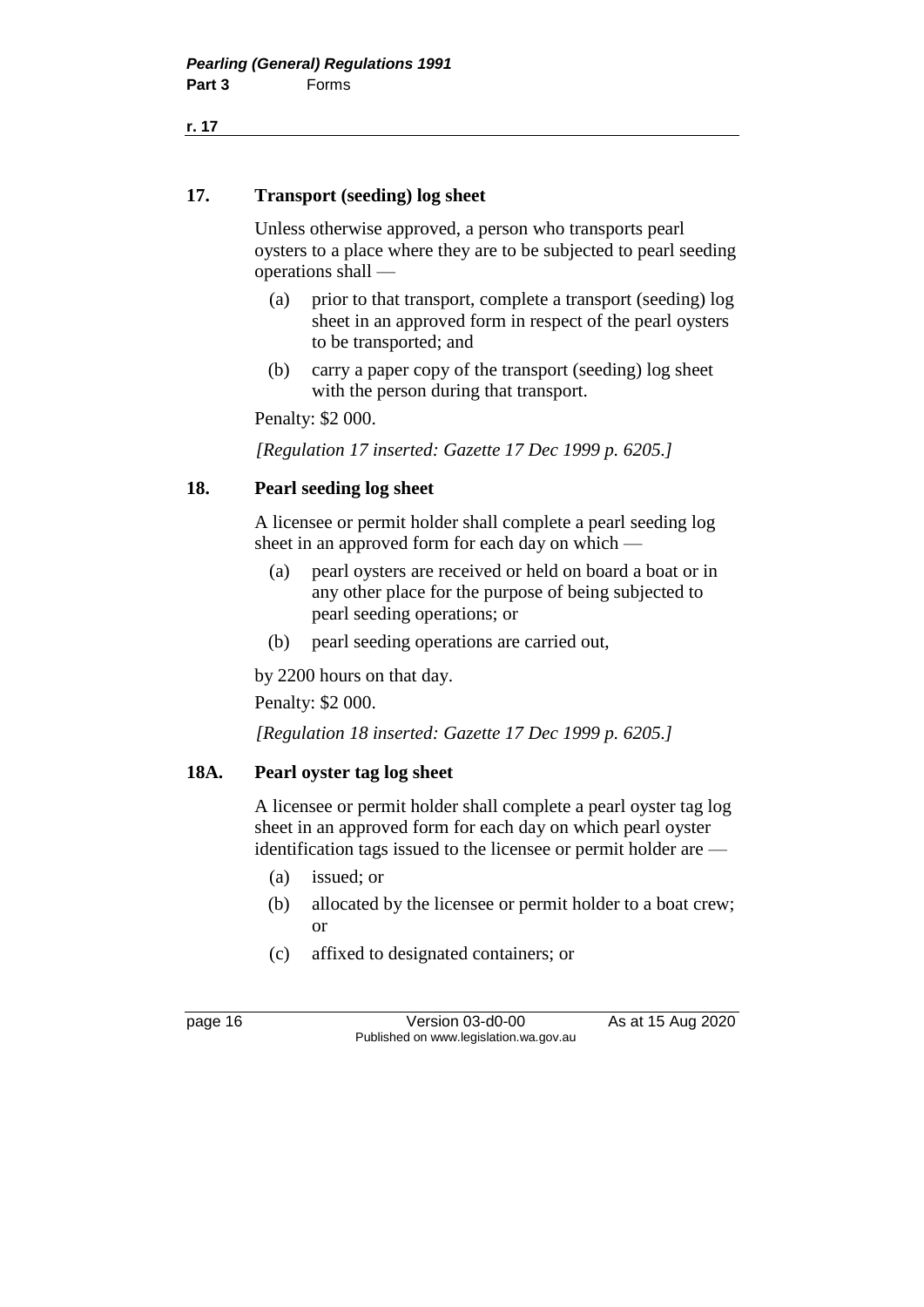## 17. Transport (seeding) log sheet

Unless otherwise approved, a person who transports pearl oysters to a place where they are to be subjected to pearl seeding operations shall —

(a) prior to that transport, complete a transport (seeding) log sheet in an approved form in respect of the pearl oysters to be transported; and

(b) carry a paper copy of the transport (seeding) log sheet with the person during that transport.

Penalty: $2 000.

*[Regulation 17 inserted: Gazette 17 Dec 1999 p. 6205.]*

## 18. Pearl seeding log sheet

A licensee or permit holder shall complete a pearl seeding log sheet in an approved form for each day on which —

(a) pearl oysters are received or held on board a boat or in any other place for the purpose of being subjected to pearl seeding operations; or

(b) pearl seeding operations are carried out,

by 2200 hours on that day.

Penalty: $2 000.

*[Regulation 18 inserted: Gazette 17 Dec 1999 p. 6205.]*

## 18A. Pearl oyster tag log sheet

A licensee or permit holder shall complete a pearl oyster tag log sheet in an approved form for each day on which pearl oyster identification tags issued to the licensee or permit holder are —

(a) issued; or

(b) allocated by the licensee or permit holder to a boat crew; or

(c) affixed to designated containers; or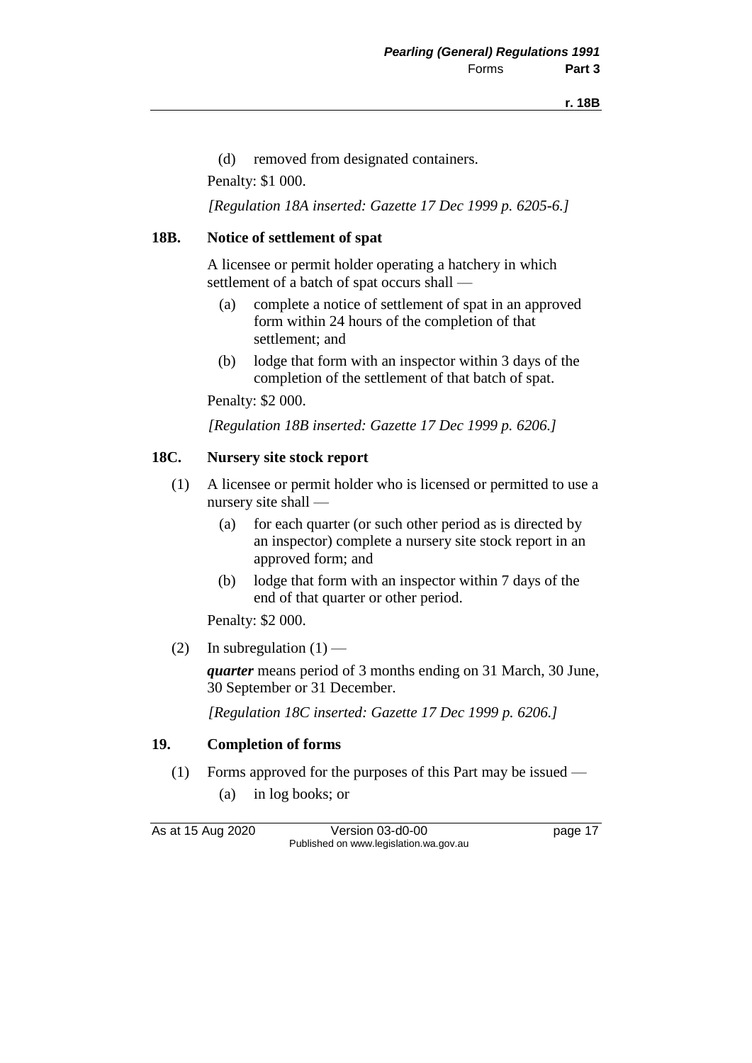(d) removed from designated containers.

Penalty: $1 000.

*[Regulation 18A inserted: Gazette 17 Dec 1999 p. 6205-6.]*

### 18B. Notice of settlement of spat

A licensee or permit holder operating a hatchery in which settlement of a batch of spat occurs shall —

(a) complete a notice of settlement of spat in an approved form within 24 hours of the completion of that settlement; and

(b) lodge that form with an inspector within 3 days of the completion of the settlement of that batch of spat.

Penalty: $2 000.

*[Regulation 18B inserted: Gazette 17 Dec 1999 p. 6206.]*

### 18C. Nursery site stock report

(1) A licensee or permit holder who is licensed or permitted to use a nursery site shall —

(a) for each quarter (or such other period as is directed by an inspector) complete a nursery site stock report in an approved form; and

(b) lodge that form with an inspector within 7 days of the end of that quarter or other period.

Penalty: $2 000.

(2) In subregulation (1) —

***quarter*** means period of 3 months ending on 31 March, 30 June, 30 September or 31 December.

*[Regulation 18C inserted: Gazette 17 Dec 1999 p. 6206.]*

### 19. Completion of forms

(1) Forms approved for the purposes of this Part may be issued —

(a) in log books; or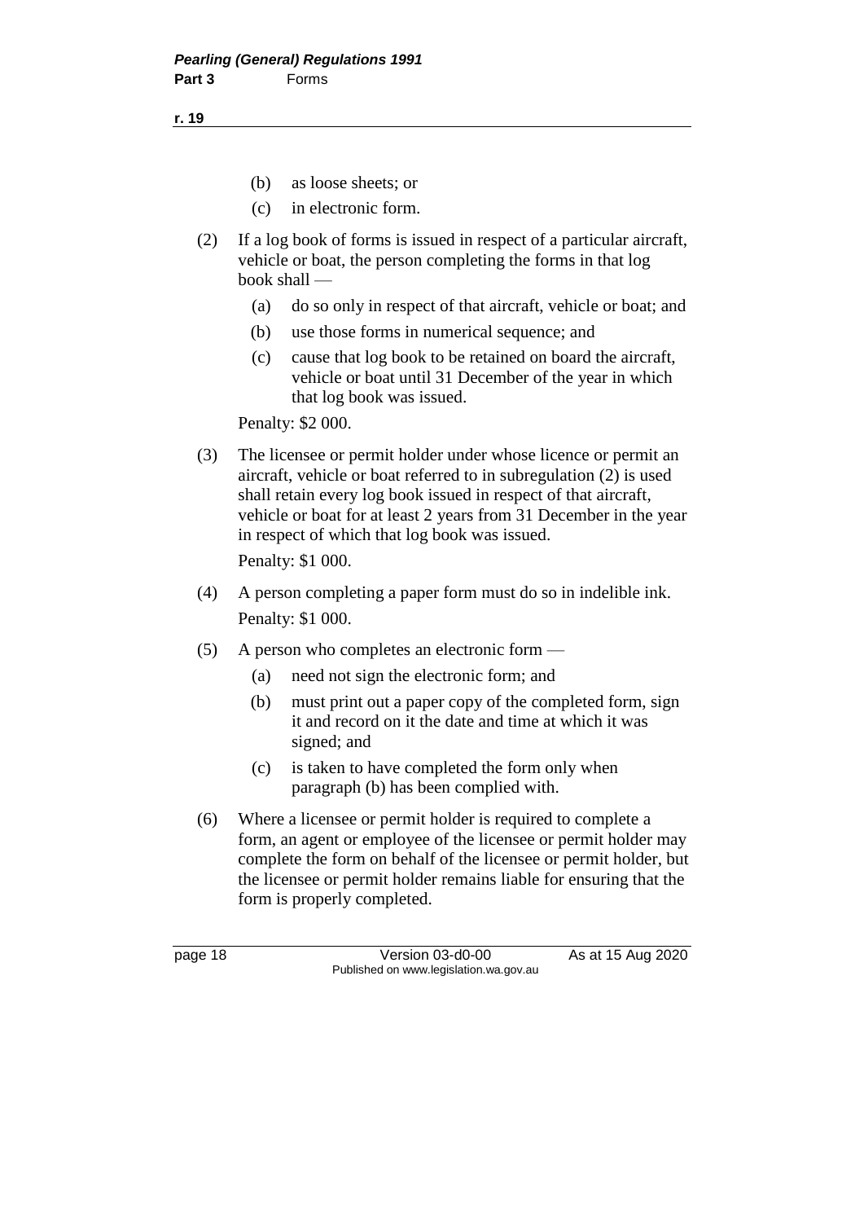(b) as loose sheets; or

(c) in electronic form.

(2) If a log book of forms is issued in respect of a particular aircraft, vehicle or boat, the person completing the forms in that log book shall —

(a) do so only in respect of that aircraft, vehicle or boat; and

(b) use those forms in numerical sequence; and

(c) cause that log book to be retained on board the aircraft, vehicle or boat until 31 December of the year in which that log book was issued.

Penalty: $2 000.

(3) The licensee or permit holder under whose licence or permit an aircraft, vehicle or boat referred to in subregulation (2) is used shall retain every log book issued in respect of that aircraft, vehicle or boat for at least 2 years from 31 December in the year in respect of which that log book was issued.

Penalty: $1 000.

(4) A person completing a paper form must do so in indelible ink.

Penalty: $1 000.

(5) A person who completes an electronic form —

(a) need not sign the electronic form; and

(b) must print out a paper copy of the completed form, sign it and record on it the date and time at which it was signed; and

(c) is taken to have completed the form only when paragraph (b) has been complied with.

(6) Where a licensee or permit holder is required to complete a form, an agent or employee of the licensee or permit holder may complete the form on behalf of the licensee or permit holder, but the licensee or permit holder remains liable for ensuring that the form is properly completed.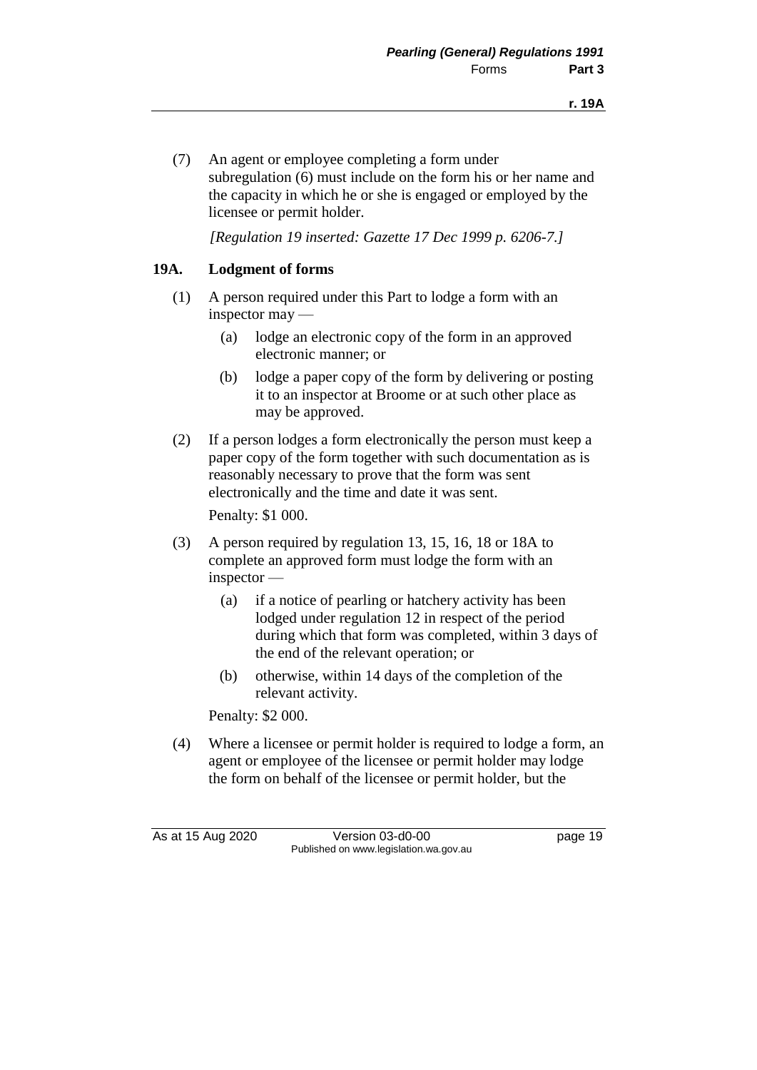(7) An agent or employee completing a form under subregulation (6) must include on the form his or her name and the capacity in which he or she is engaged or employed by the licensee or permit holder.

*[Regulation 19 inserted: Gazette 17 Dec 1999 p. 6206-7.]*

## 19A. Lodgment of forms

(1) A person required under this Part to lodge a form with an inspector may —

(a) lodge an electronic copy of the form in an approved electronic manner; or

(b) lodge a paper copy of the form by delivering or posting it to an inspector at Broome or at such other place as may be approved.

(2) If a person lodges a form electronically the person must keep a paper copy of the form together with such documentation as is reasonably necessary to prove that the form was sent electronically and the time and date it was sent.

Penalty: $1 000.

(3) A person required by regulation 13, 15, 16, 18 or 18A to complete an approved form must lodge the form with an inspector —

(a) if a notice of pearling or hatchery activity has been lodged under regulation 12 in respect of the period during which that form was completed, within 3 days of the end of the relevant operation; or

(b) otherwise, within 14 days of the completion of the relevant activity.

Penalty: $2 000.

(4) Where a licensee or permit holder is required to lodge a form, an agent or employee of the licensee or permit holder may lodge the form on behalf of the licensee or permit holder, but the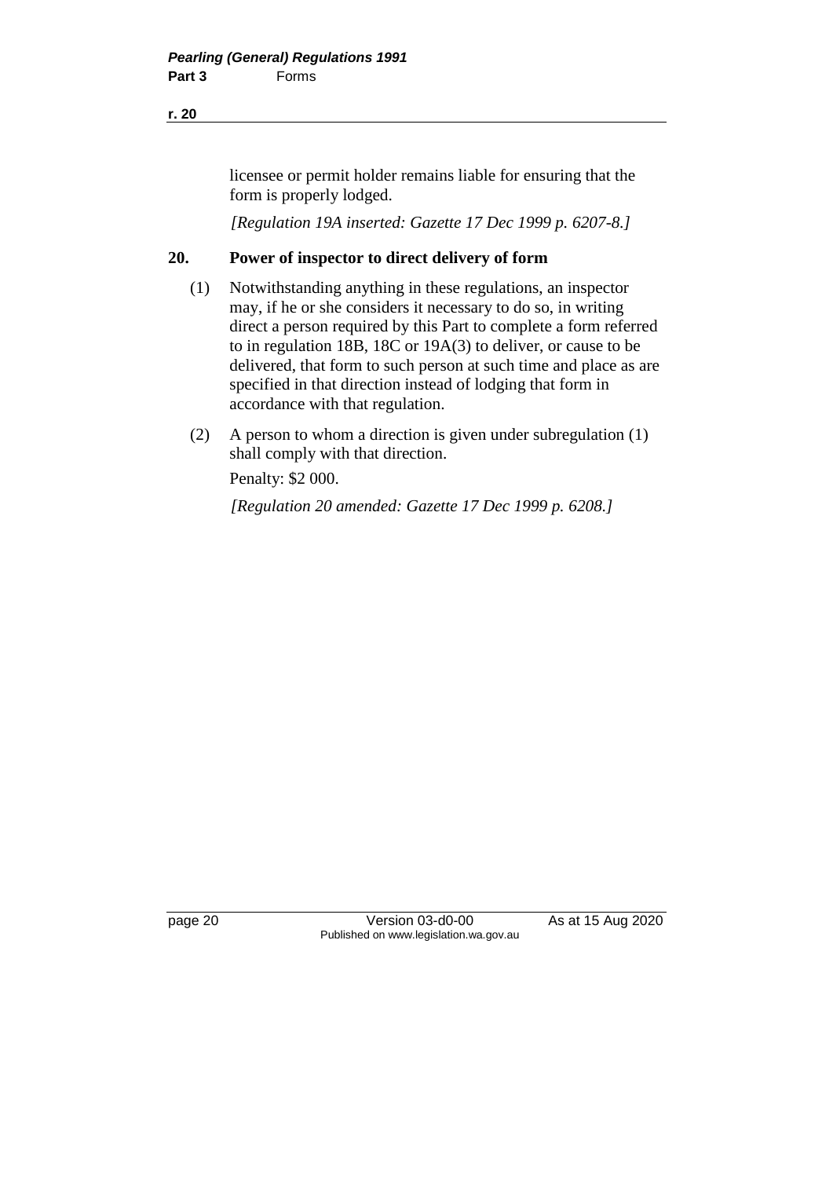licensee or permit holder remains liable for ensuring that the form is properly lodged.

*[Regulation 19A inserted: Gazette 17 Dec 1999 p. 6207-8.]*

## 20. Power of inspector to direct delivery of form

(1) Notwithstanding anything in these regulations, an inspector may, if he or she considers it necessary to do so, in writing direct a person required by this Part to complete a form referred to in regulation 18B, 18C or 19A(3) to deliver, or cause to be delivered, that form to such person at such time and place as are specified in that direction instead of lodging that form in accordance with that regulation.

(2) A person to whom a direction is given under subregulation (1) shall comply with that direction.

Penalty: $2 000.

*[Regulation 20 amended: Gazette 17 Dec 1999 p. 6208.]*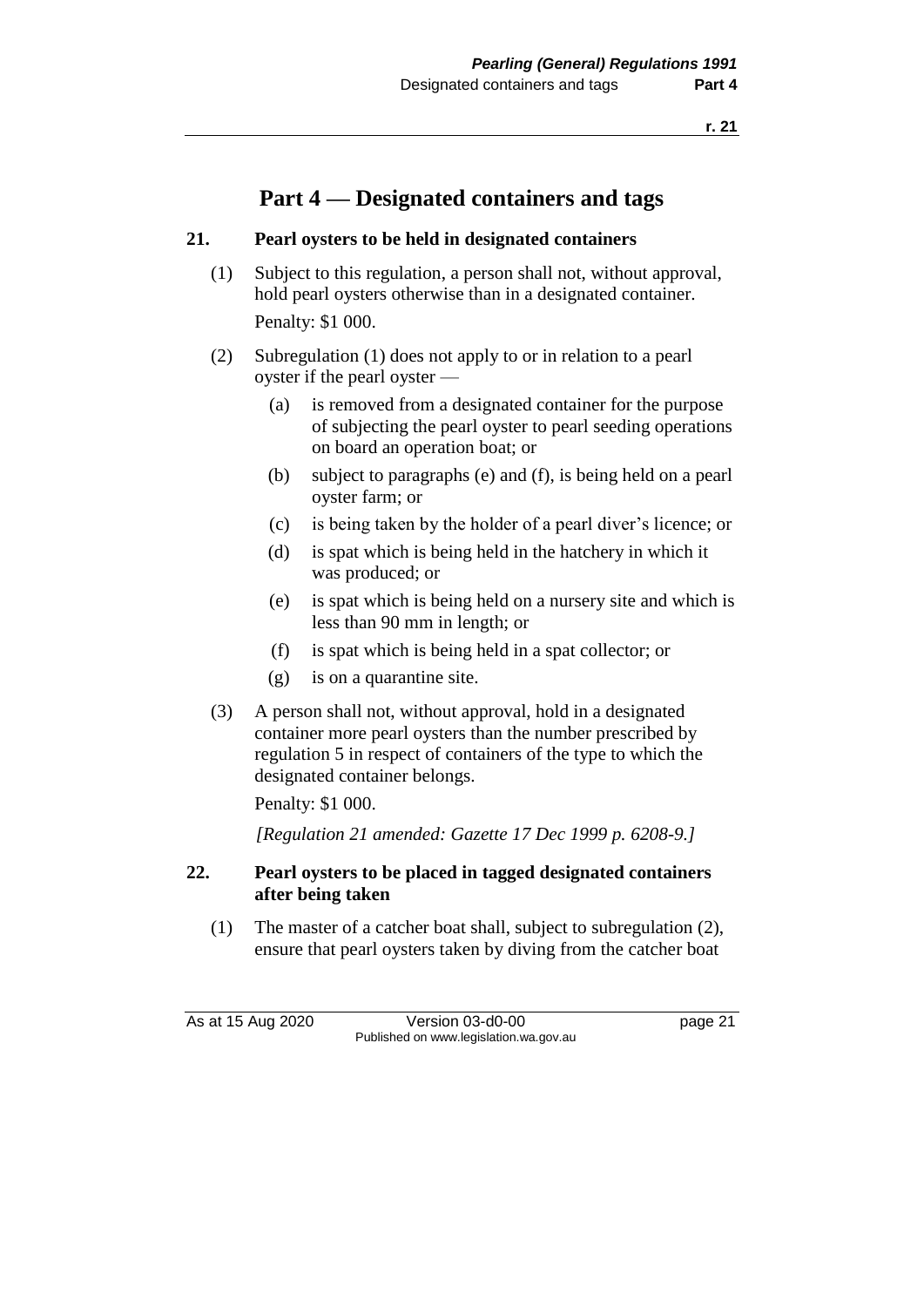# Part 4 — Designated containers and tags

## 21. Pearl oysters to be held in designated containers

(1) Subject to this regulation, a person shall not, without approval, hold pearl oysters otherwise than in a designated container.

Penalty: $1 000.

(2) Subregulation (1) does not apply to or in relation to a pearl oyster if the pearl oyster —

- (a) is removed from a designated container for the purpose of subjecting the pearl oyster to pearl seeding operations on board an operation boat; or
- (b) subject to paragraphs (e) and (f), is being held on a pearl oyster farm; or
- (c) is being taken by the holder of a pearl diver's licence; or
- (d) is spat which is being held in the hatchery in which it was produced; or
- (e) is spat which is being held on a nursery site and which is less than 90 mm in length; or
- (f) is spat which is being held in a spat collector; or
- (g) is on a quarantine site.

(3) A person shall not, without approval, hold in a designated container more pearl oysters than the number prescribed by regulation 5 in respect of containers of the type to which the designated container belongs.

Penalty: $1 000.

*[Regulation 21 amended: Gazette 17 Dec 1999 p. 6208-9.]*

## 22. Pearl oysters to be placed in tagged designated containers after being taken

(1) The master of a catcher boat shall, subject to subregulation (2), ensure that pearl oysters taken by diving from the catcher boat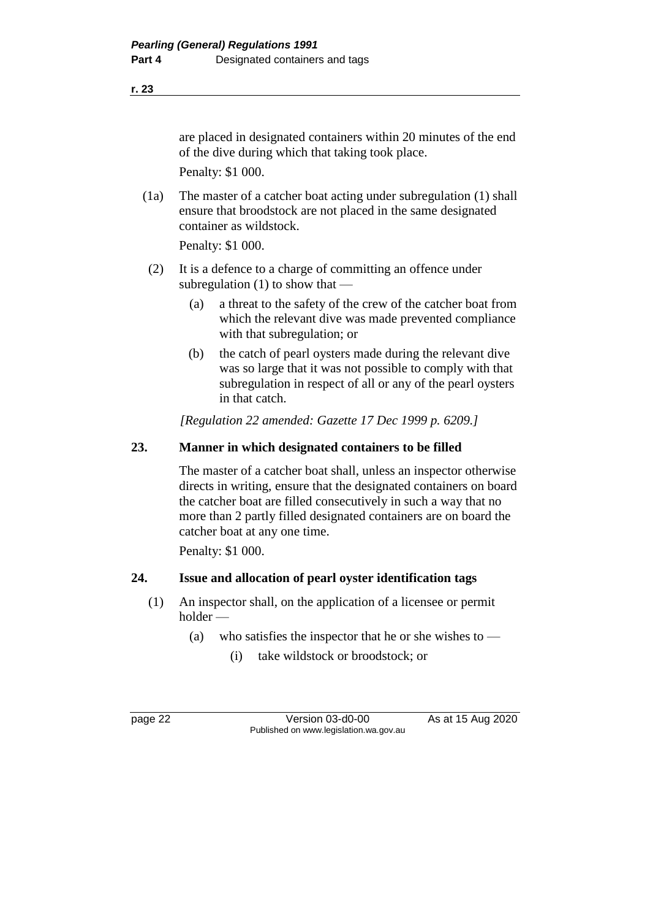are placed in designated containers within 20 minutes of the end of the dive during which that taking took place.

Penalty: $1 000.

(1a) The master of a catcher boat acting under subregulation (1) shall ensure that broodstock are not placed in the same designated container as wildstock.

Penalty: $1 000.

(2) It is a defence to a charge of committing an offence under subregulation (1) to show that —

(a) a threat to the safety of the crew of the catcher boat from which the relevant dive was made prevented compliance with that subregulation; or

(b) the catch of pearl oysters made during the relevant dive was so large that it was not possible to comply with that subregulation in respect of all or any of the pearl oysters in that catch.

*[Regulation 22 amended: Gazette 17 Dec 1999 p. 6209.]*

## 23. Manner in which designated containers to be filled

The master of a catcher boat shall, unless an inspector otherwise directs in writing, ensure that the designated containers on board the catcher boat are filled consecutively in such a way that no more than 2 partly filled designated containers are on board the catcher boat at any one time.

Penalty: $1 000.

## 24. Issue and allocation of pearl oyster identification tags

(1) An inspector shall, on the application of a licensee or permit holder —

(a) who satisfies the inspector that he or she wishes to —

(i) take wildstock or broodstock; or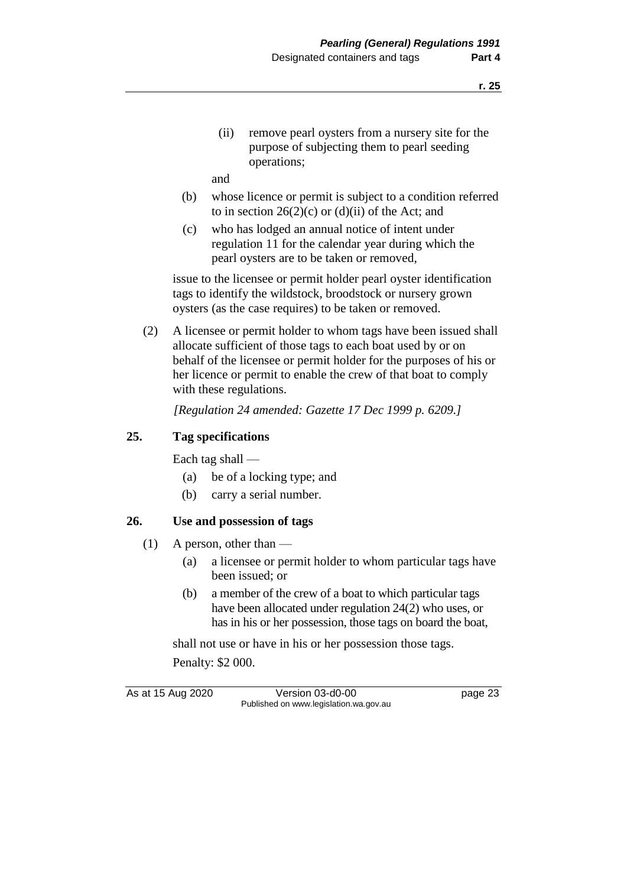(ii) remove pearl oysters from a nursery site for the purpose of subjecting them to pearl seeding operations;

and

(b) whose licence or permit is subject to a condition referred to in section 26(2)(c) or (d)(ii) of the Act; and

(c) who has lodged an annual notice of intent under regulation 11 for the calendar year during which the pearl oysters are to be taken or removed,

issue to the licensee or permit holder pearl oyster identification tags to identify the wildstock, broodstock or nursery grown oysters (as the case requires) to be taken or removed.

(2) A licensee or permit holder to whom tags have been issued shall allocate sufficient of those tags to each boat used by or on behalf of the licensee or permit holder for the purposes of his or her licence or permit to enable the crew of that boat to comply with these regulations.

*[Regulation 24 amended: Gazette 17 Dec 1999 p. 6209.]*

## 25. Tag specifications

Each tag shall —

(a) be of a locking type; and

(b) carry a serial number.

## 26. Use and possession of tags

(1) A person, other than —

(a) a licensee or permit holder to whom particular tags have been issued; or

(b) a member of the crew of a boat to which particular tags have been allocated under regulation 24(2) who uses, or has in his or her possession, those tags on board the boat,

shall not use or have in his or her possession those tags.

Penalty: $2 000.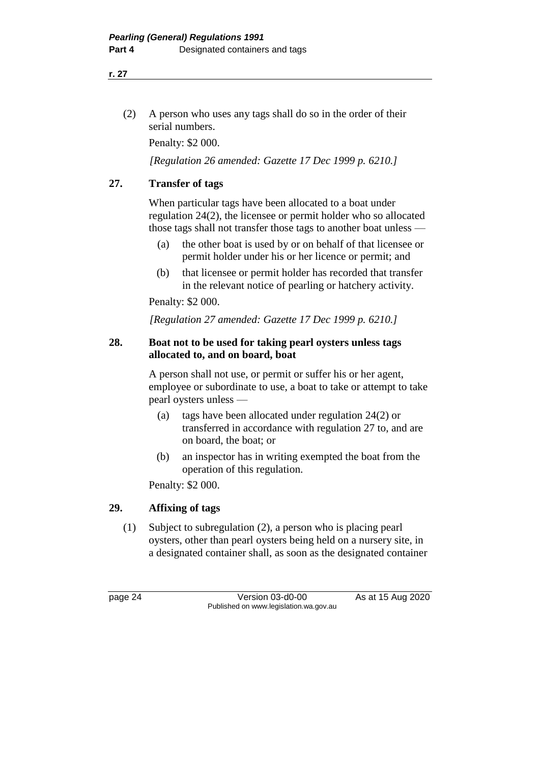(2) A person who uses any tags shall do so in the order of their serial numbers.

Penalty: $2 000.

*[Regulation 26 amended: Gazette 17 Dec 1999 p. 6210.]*

## 27. Transfer of tags

When particular tags have been allocated to a boat under regulation 24(2), the licensee or permit holder who so allocated those tags shall not transfer those tags to another boat unless —

(a) the other boat is used by or on behalf of that licensee or permit holder under his or her licence or permit; and

(b) that licensee or permit holder has recorded that transfer in the relevant notice of pearling or hatchery activity.

Penalty: $2 000.

*[Regulation 27 amended: Gazette 17 Dec 1999 p. 6210.]*

## 28. Boat not to be used for taking pearl oysters unless tags allocated to, and on board, boat

A person shall not use, or permit or suffer his or her agent, employee or subordinate to use, a boat to take or attempt to take pearl oysters unless —

(a) tags have been allocated under regulation 24(2) or transferred in accordance with regulation 27 to, and are on board, the boat; or

(b) an inspector has in writing exempted the boat from the operation of this regulation.

Penalty: $2 000.

## 29. Affixing of tags

(1) Subject to subregulation (2), a person who is placing pearl oysters, other than pearl oysters being held on a nursery site, in a designated container shall, as soon as the designated container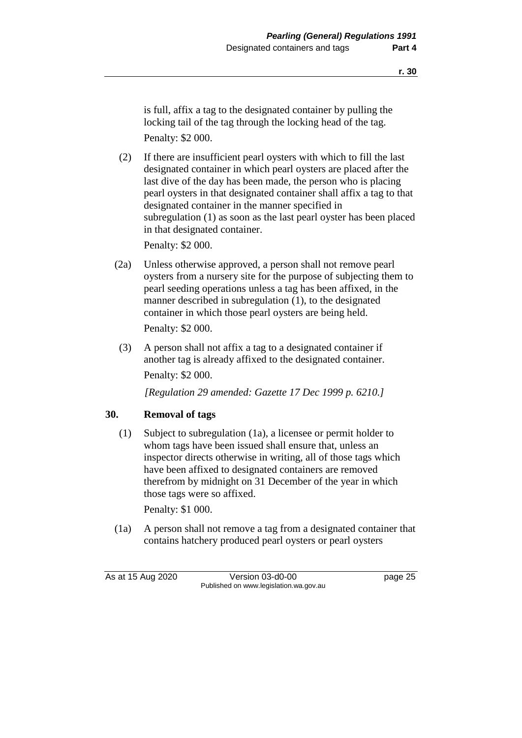is full, affix a tag to the designated container by pulling the locking tail of the tag through the locking head of the tag.

Penalty: $2 000.

(2) If there are insufficient pearl oysters with which to fill the last designated container in which pearl oysters are placed after the last dive of the day has been made, the person who is placing pearl oysters in that designated container shall affix a tag to that designated container in the manner specified in subregulation (1) as soon as the last pearl oyster has been placed in that designated container.

Penalty: $2 000.

(2a) Unless otherwise approved, a person shall not remove pearl oysters from a nursery site for the purpose of subjecting them to pearl seeding operations unless a tag has been affixed, in the manner described in subregulation (1), to the designated container in which those pearl oysters are being held.

Penalty: $2 000.

(3) A person shall not affix a tag to a designated container if another tag is already affixed to the designated container.

Penalty: $2 000.

*[Regulation 29 amended: Gazette 17 Dec 1999 p. 6210.]*

## 30. Removal of tags

(1) Subject to subregulation (1a), a licensee or permit holder to whom tags have been issued shall ensure that, unless an inspector directs otherwise in writing, all of those tags which have been affixed to designated containers are removed therefrom by midnight on 31 December of the year in which those tags were so affixed.

Penalty: $1 000.

(1a) A person shall not remove a tag from a designated container that contains hatchery produced pearl oysters or pearl oysters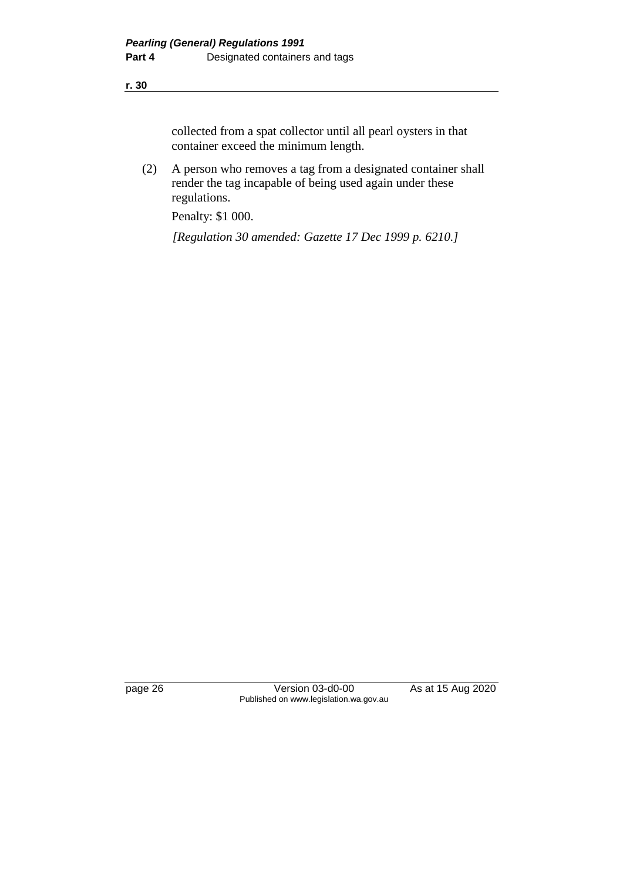collected from a spat collector until all pearl oysters in that container exceed the minimum length.

(2) A person who removes a tag from a designated container shall render the tag incapable of being used again under these regulations.

Penalty: $1 000.

*[Regulation 30 amended: Gazette 17 Dec 1999 p. 6210.]*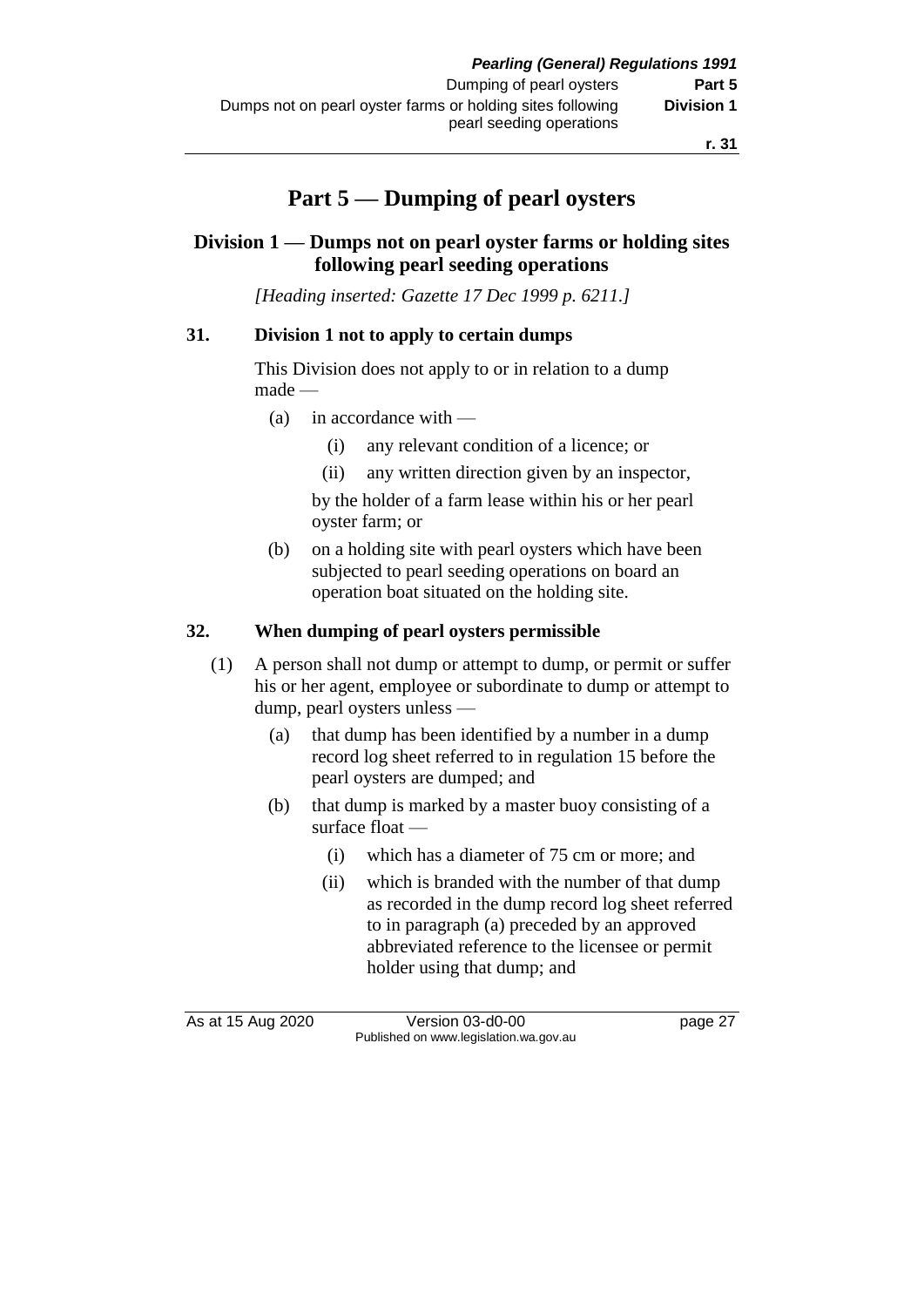# Part 5 — Dumping of pearl oysters

## Division 1 — Dumps not on pearl oyster farms or holding sites following pearl seeding operations

*[Heading inserted: Gazette 17 Dec 1999 p. 6211.]*

### 31. Division 1 not to apply to certain dumps

This Division does not apply to or in relation to a dump made —

- (a) in accordance with —
  - (i) any relevant condition of a licence; or
  - (ii) any written direction given by an inspector,

  by the holder of a farm lease within his or her pearl oyster farm; or
- (b) on a holding site with pearl oysters which have been subjected to pearl seeding operations on board an operation boat situated on the holding site.

### 32. When dumping of pearl oysters permissible

(1) A person shall not dump or attempt to dump, or permit or suffer his or her agent, employee or subordinate to dump or attempt to dump, pearl oysters unless —

- (a) that dump has been identified by a number in a dump record log sheet referred to in regulation 15 before the pearl oysters are dumped; and
- (b) that dump is marked by a master buoy consisting of a surface float —
  - (i) which has a diameter of 75 cm or more; and
  - (ii) which is branded with the number of that dump as recorded in the dump record log sheet referred to in paragraph (a) preceded by an approved abbreviated reference to the licensee or permit holder using that dump; and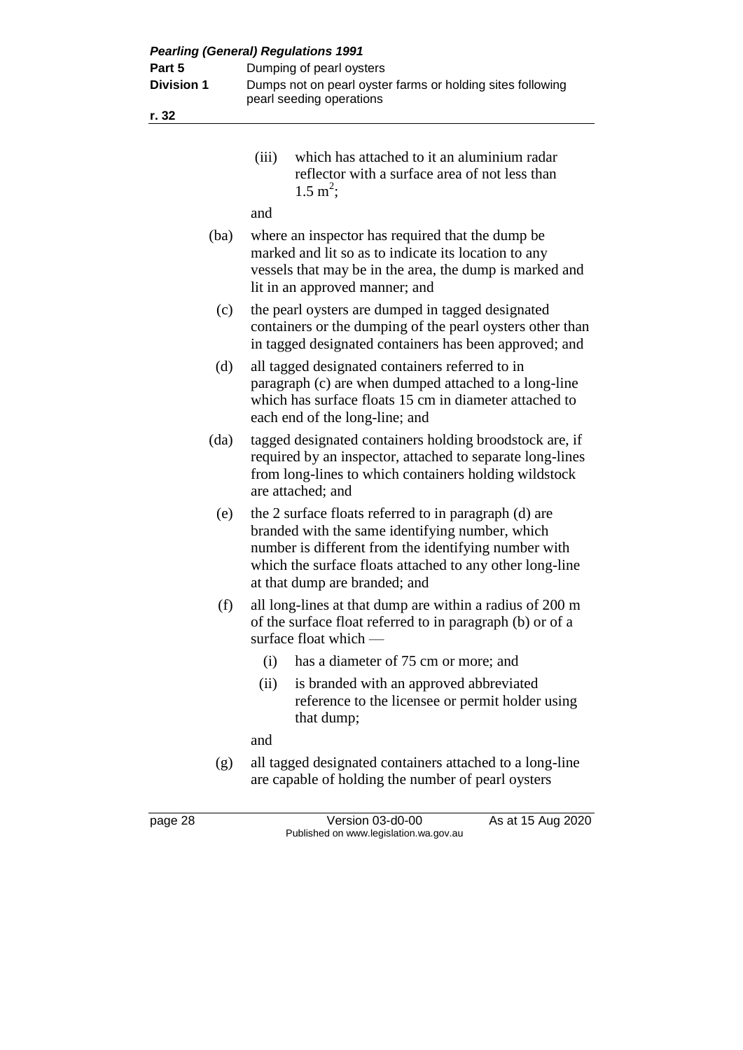(iii) which has attached to it an aluminium radar reflector with a surface area of not less than $1.5 \text{ m}^2$;

and

(ba) where an inspector has required that the dump be marked and lit so as to indicate its location to any vessels that may be in the area, the dump is marked and lit in an approved manner; and

(c) the pearl oysters are dumped in tagged designated containers or the dumping of the pearl oysters other than in tagged designated containers has been approved; and

(d) all tagged designated containers referred to in paragraph (c) are when dumped attached to a long-line which has surface floats 15 cm in diameter attached to each end of the long-line; and

(da) tagged designated containers holding broodstock are, if required by an inspector, attached to separate long-lines from long-lines to which containers holding wildstock are attached; and

(e) the 2 surface floats referred to in paragraph (d) are branded with the same identifying number, which number is different from the identifying number with which the surface floats attached to any other long-line at that dump are branded; and

(f) all long-lines at that dump are within a radius of 200 m of the surface float referred to in paragraph (b) or of a surface float which —

(i) has a diameter of 75 cm or more; and

(ii) is branded with an approved abbreviated reference to the licensee or permit holder using that dump;

and

(g) all tagged designated containers attached to a long-line are capable of holding the number of pearl oysters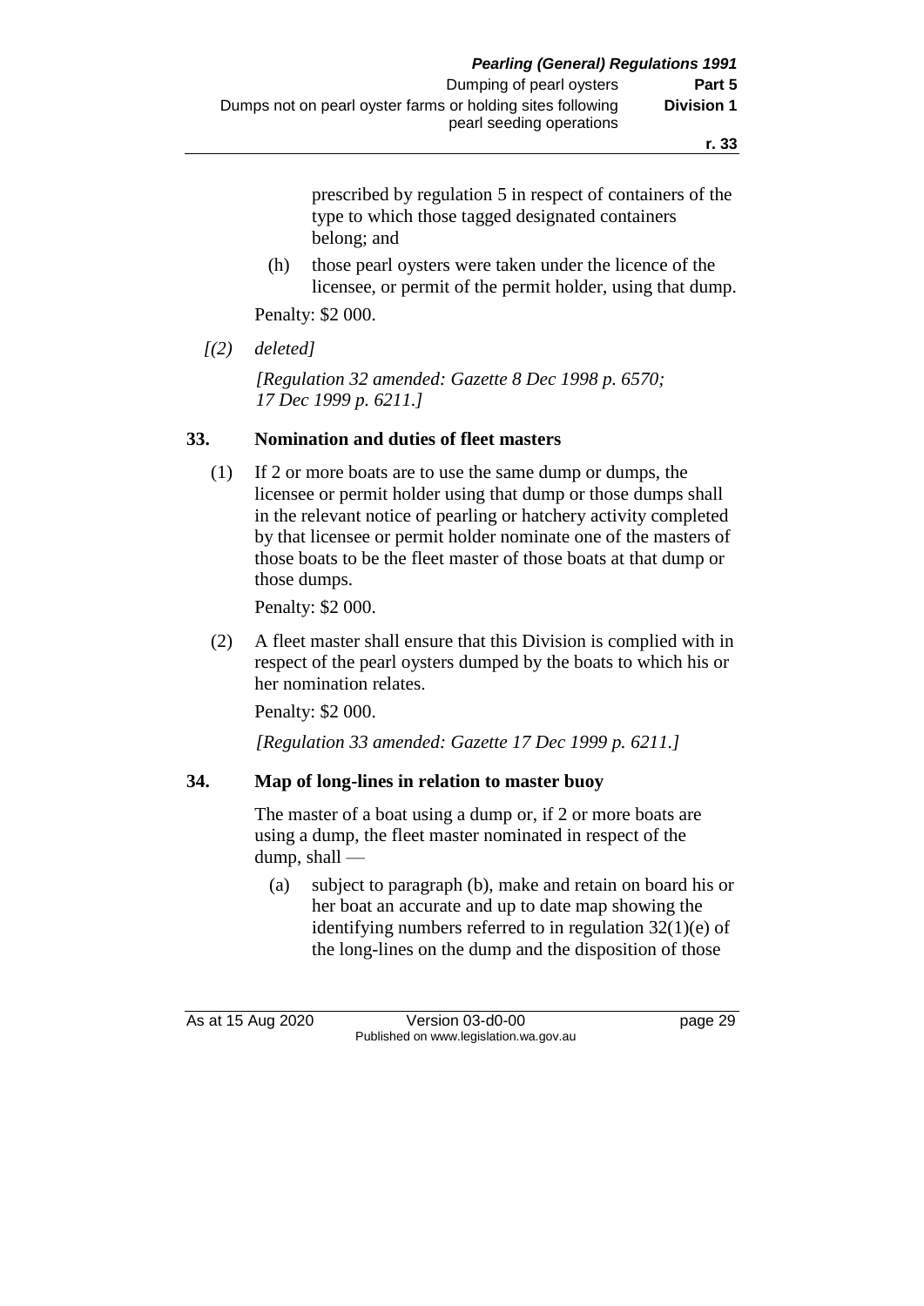prescribed by regulation 5 in respect of containers of the type to which those tagged designated containers belong; and

(h) those pearl oysters were taken under the licence of the licensee, or permit of the permit holder, using that dump.

Penalty: $2 000.

*[(2) deleted]*

*[Regulation 32 amended: Gazette 8 Dec 1998 p. 6570; 17 Dec 1999 p. 6211.]*

## 33. Nomination and duties of fleet masters

(1) If 2 or more boats are to use the same dump or dumps, the licensee or permit holder using that dump or those dumps shall in the relevant notice of pearling or hatchery activity completed by that licensee or permit holder nominate one of the masters of those boats to be the fleet master of those boats at that dump or those dumps.

Penalty: $2 000.

(2) A fleet master shall ensure that this Division is complied with in respect of the pearl oysters dumped by the boats to which his or her nomination relates.

Penalty: $2 000.

*[Regulation 33 amended: Gazette 17 Dec 1999 p. 6211.]*

## 34. Map of long-lines in relation to master buoy

The master of a boat using a dump or, if 2 or more boats are using a dump, the fleet master nominated in respect of the dump, shall —

(a) subject to paragraph (b), make and retain on board his or her boat an accurate and up to date map showing the identifying numbers referred to in regulation 32(1)(e) of the long-lines on the dump and the disposition of those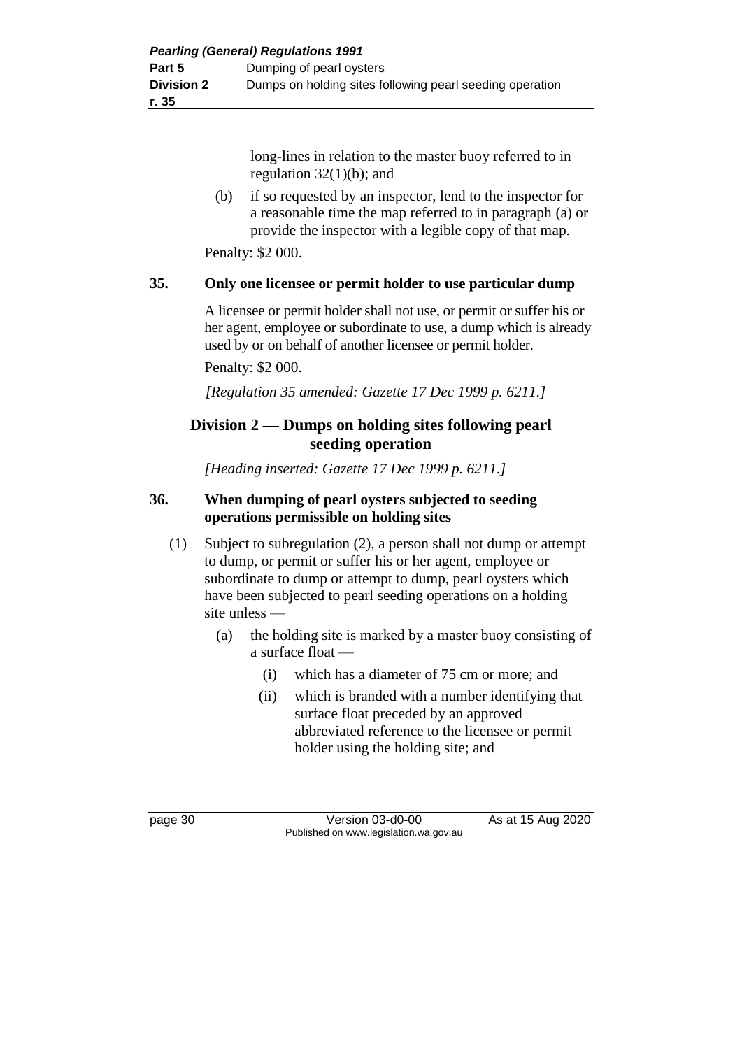long-lines in relation to the master buoy referred to in regulation 32(1)(b); and

(b) if so requested by an inspector, lend to the inspector for a reasonable time the map referred to in paragraph (a) or provide the inspector with a legible copy of that map.

Penalty: $2 000.

**35. Only one licensee or permit holder to use particular dump**

A licensee or permit holder shall not use, or permit or suffer his or her agent, employee or subordinate to use, a dump which is already used by or on behalf of another licensee or permit holder.

Penalty: $2 000.

*[Regulation 35 amended: Gazette 17 Dec 1999 p. 6211.]*

## Division 2 — Dumps on holding sites following pearl seeding operation

*[Heading inserted: Gazette 17 Dec 1999 p. 6211.]*

**36. When dumping of pearl oysters subjected to seeding operations permissible on holding sites**

(1) Subject to subregulation (2), a person shall not dump or attempt to dump, or permit or suffer his or her agent, employee or subordinate to dump or attempt to dump, pearl oysters which have been subjected to pearl seeding operations on a holding site unless —

(a) the holding site is marked by a master buoy consisting of a surface float —

(i) which has a diameter of 75 cm or more; and

(ii) which is branded with a number identifying that surface float preceded by an approved abbreviated reference to the licensee or permit holder using the holding site; and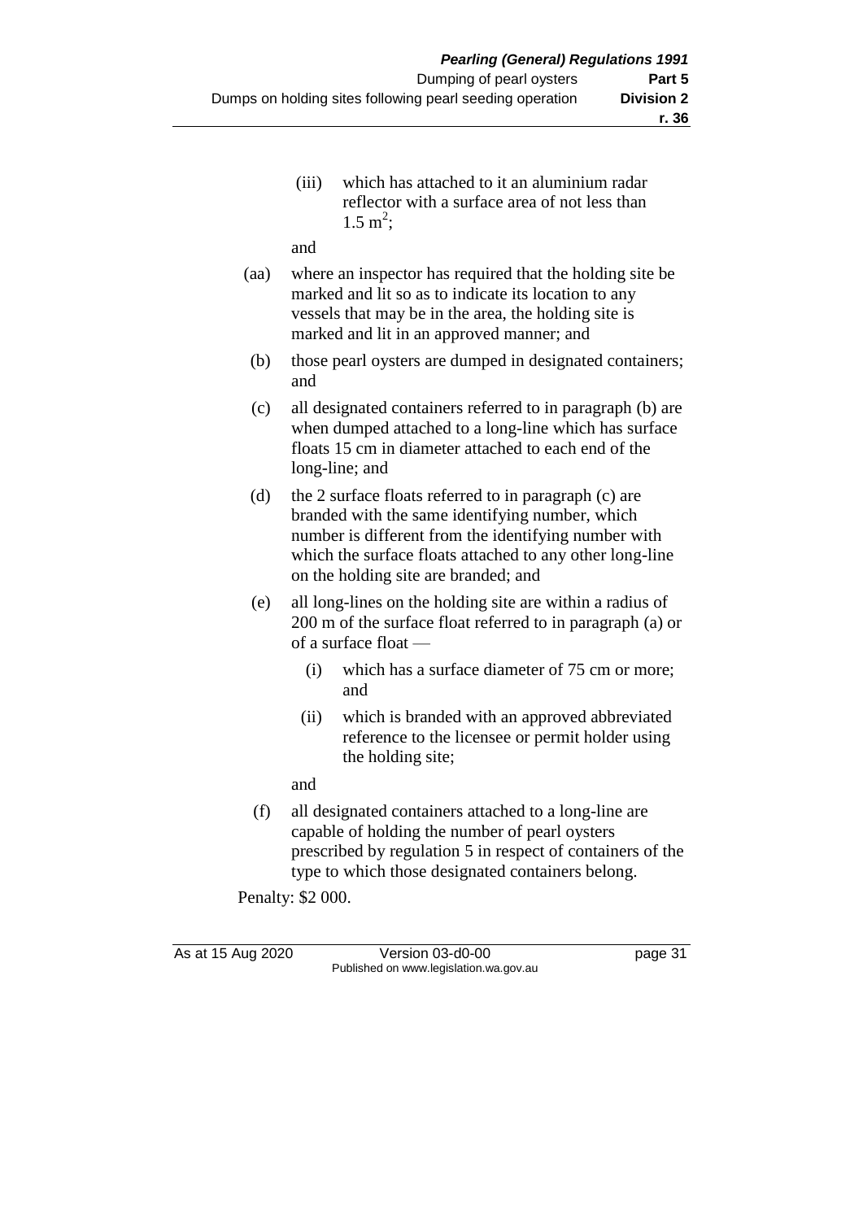(iii) which has attached to it an aluminium radar reflector with a surface area of not less than $1.5 \text{ m}^2$;

and

(aa) where an inspector has required that the holding site be marked and lit so as to indicate its location to any vessels that may be in the area, the holding site is marked and lit in an approved manner; and

(b) those pearl oysters are dumped in designated containers; and

(c) all designated containers referred to in paragraph (b) are when dumped attached to a long-line which has surface floats 15 cm in diameter attached to each end of the long-line; and

(d) the 2 surface floats referred to in paragraph (c) are branded with the same identifying number, which number is different from the identifying number with which the surface floats attached to any other long-line on the holding site are branded; and

(e) all long-lines on the holding site are within a radius of 200 m of the surface float referred to in paragraph (a) or of a surface float —

(i) which has a surface diameter of 75 cm or more; and

(ii) which is branded with an approved abbreviated reference to the licensee or permit holder using the holding site;

and

(f) all designated containers attached to a long-line are capable of holding the number of pearl oysters prescribed by regulation 5 in respect of containers of the type to which those designated containers belong.

Penalty: $2 000.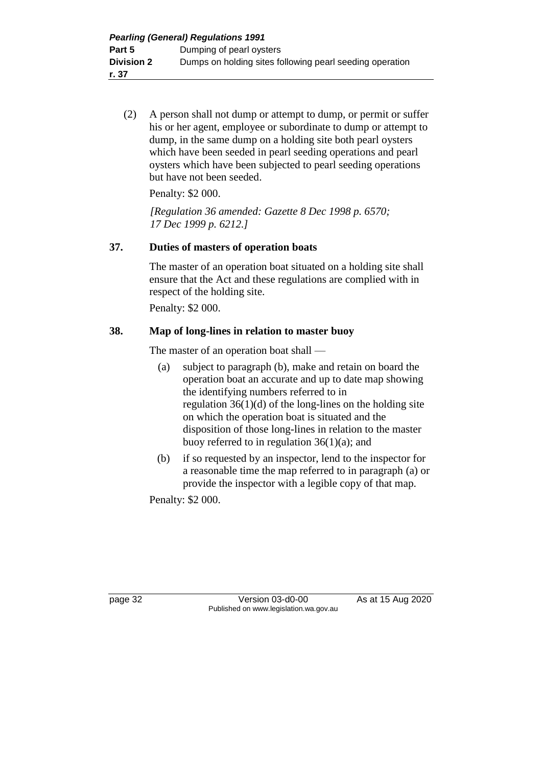(2) A person shall not dump or attempt to dump, or permit or suffer his or her agent, employee or subordinate to dump or attempt to dump, in the same dump on a holding site both pearl oysters which have been seeded in pearl seeding operations and pearl oysters which have been subjected to pearl seeding operations but have not been seeded.

Penalty: $2 000.

*[Regulation 36 amended: Gazette 8 Dec 1998 p. 6570; 17 Dec 1999 p. 6212.]*

## 37. Duties of masters of operation boats

The master of an operation boat situated on a holding site shall ensure that the Act and these regulations are complied with in respect of the holding site.

Penalty: $2 000.

## 38. Map of long-lines in relation to master buoy

The master of an operation boat shall —

(a) subject to paragraph (b), make and retain on board the operation boat an accurate and up to date map showing the identifying numbers referred to in regulation 36(1)(d) of the long-lines on the holding site on which the operation boat is situated and the disposition of those long-lines in relation to the master buoy referred to in regulation 36(1)(a); and

(b) if so requested by an inspector, lend to the inspector for a reasonable time the map referred to in paragraph (a) or provide the inspector with a legible copy of that map.

Penalty: $2 000.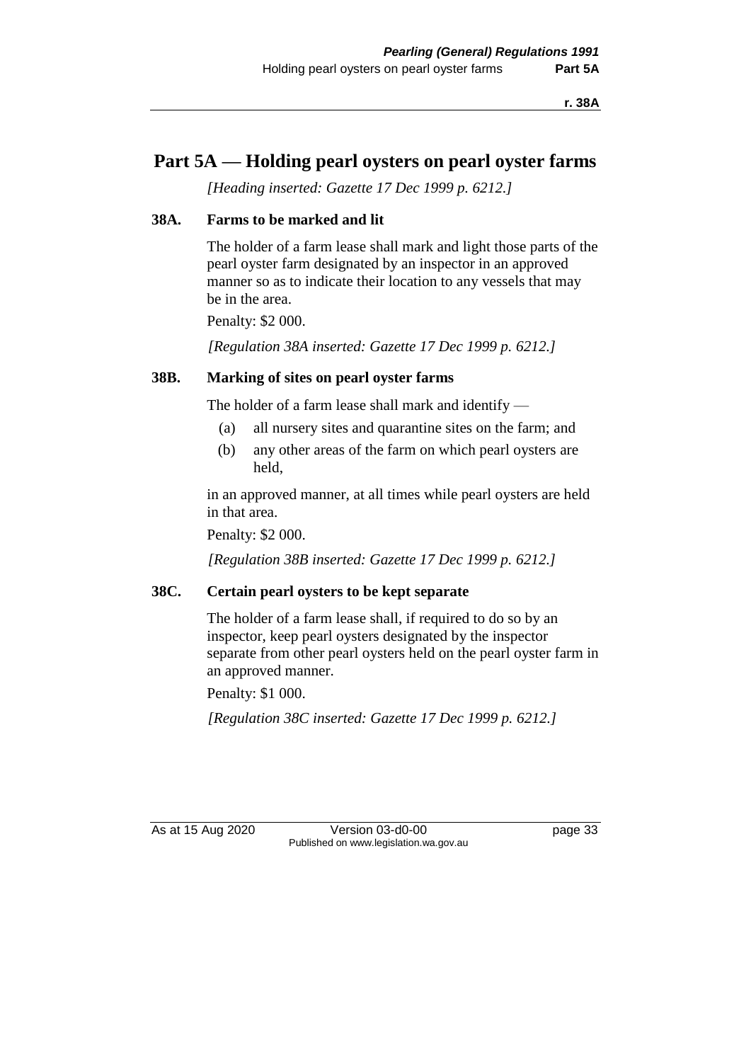# Part 5A — Holding pearl oysters on pearl oyster farms

*[Heading inserted: Gazette 17 Dec 1999 p. 6212.]*

### 38A. Farms to be marked and lit

The holder of a farm lease shall mark and light those parts of the pearl oyster farm designated by an inspector in an approved manner so as to indicate their location to any vessels that may be in the area.

Penalty: $2 000.

*[Regulation 38A inserted: Gazette 17 Dec 1999 p. 6212.]*

### 38B. Marking of sites on pearl oyster farms

The holder of a farm lease shall mark and identify —

(a) all nursery sites and quarantine sites on the farm; and

(b) any other areas of the farm on which pearl oysters are held,

in an approved manner, at all times while pearl oysters are held in that area.

Penalty: $2 000.

*[Regulation 38B inserted: Gazette 17 Dec 1999 p. 6212.]*

### 38C. Certain pearl oysters to be kept separate

The holder of a farm lease shall, if required to do so by an inspector, keep pearl oysters designated by the inspector separate from other pearl oysters held on the pearl oyster farm in an approved manner.

Penalty: $1 000.

*[Regulation 38C inserted: Gazette 17 Dec 1999 p. 6212.]*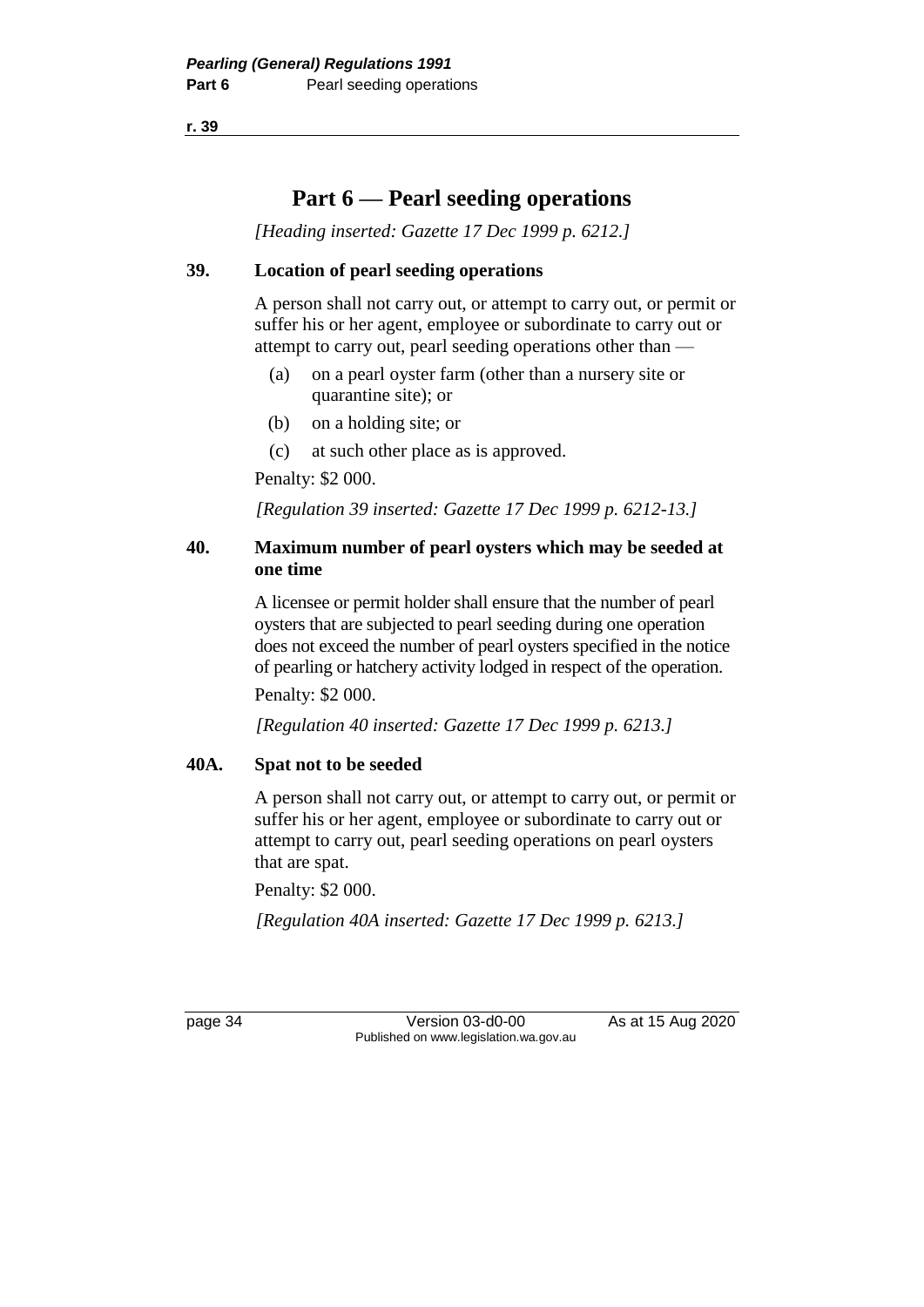# Part 6 — Pearl seeding operations

*[Heading inserted: Gazette 17 Dec 1999 p. 6212.]*

### 39. Location of pearl seeding operations

A person shall not carry out, or attempt to carry out, or permit or suffer his or her agent, employee or subordinate to carry out or attempt to carry out, pearl seeding operations other than —

(a) on a pearl oyster farm (other than a nursery site or quarantine site); or

(b) on a holding site; or

(c) at such other place as is approved.

Penalty: $2 000.

*[Regulation 39 inserted: Gazette 17 Dec 1999 p. 6212-13.]*

### 40. Maximum number of pearl oysters which may be seeded at one time

A licensee or permit holder shall ensure that the number of pearl oysters that are subjected to pearl seeding during one operation does not exceed the number of pearl oysters specified in the notice of pearling or hatchery activity lodged in respect of the operation.

Penalty: $2 000.

*[Regulation 40 inserted: Gazette 17 Dec 1999 p. 6213.]*

### 40A. Spat not to be seeded

A person shall not carry out, or attempt to carry out, or permit or suffer his or her agent, employee or subordinate to carry out or attempt to carry out, pearl seeding operations on pearl oysters that are spat.

Penalty: $2 000.

*[Regulation 40A inserted: Gazette 17 Dec 1999 p. 6213.]*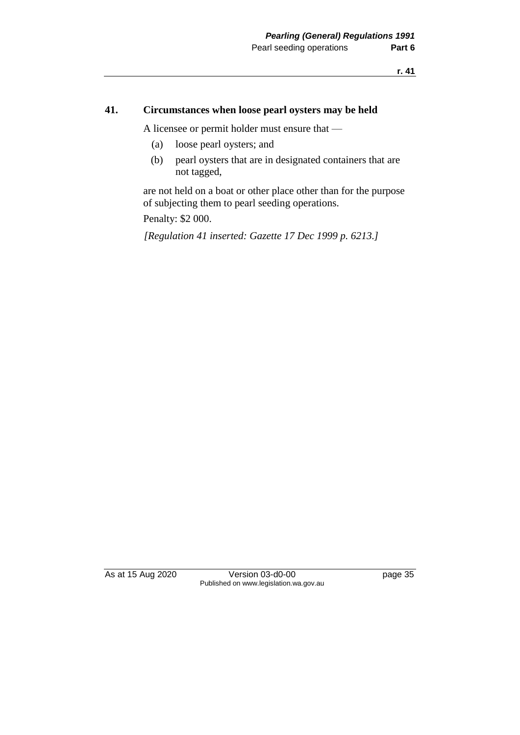## 41. Circumstances when loose pearl oysters may be held

A licensee or permit holder must ensure that —

(a) loose pearl oysters; and

(b) pearl oysters that are in designated containers that are not tagged,

are not held on a boat or other place other than for the purpose of subjecting them to pearl seeding operations.

Penalty: $2 000.

*[Regulation 41 inserted: Gazette 17 Dec 1999 p. 6213.]*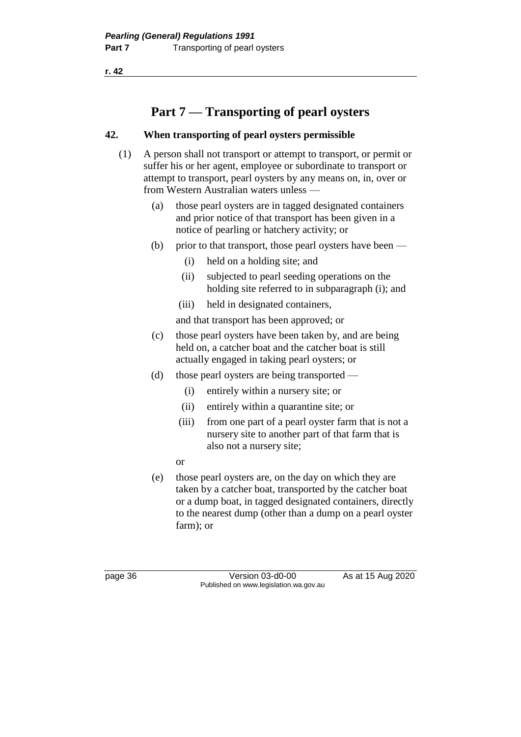# Part 7 — Transporting of pearl oysters

## 42. When transporting of pearl oysters permissible

(1) A person shall not transport or attempt to transport, or permit or suffer his or her agent, employee or subordinate to transport or attempt to transport, pearl oysters by any means on, in, over or from Western Australian waters unless —

(a) those pearl oysters are in tagged designated containers and prior notice of that transport has been given in a notice of pearling or hatchery activity; or

(b) prior to that transport, those pearl oysters have been —

(i) held on a holding site; and

(ii) subjected to pearl seeding operations on the holding site referred to in subparagraph (i); and

(iii) held in designated containers,

and that transport has been approved; or

(c) those pearl oysters have been taken by, and are being held on, a catcher boat and the catcher boat is still actually engaged in taking pearl oysters; or

(d) those pearl oysters are being transported —

(i) entirely within a nursery site; or

(ii) entirely within a quarantine site; or

(iii) from one part of a pearl oyster farm that is not a nursery site to another part of that farm that is also not a nursery site;

or

(e) those pearl oysters are, on the day on which they are taken by a catcher boat, transported by the catcher boat or a dump boat, in tagged designated containers, directly to the nearest dump (other than a dump on a pearl oyster farm); or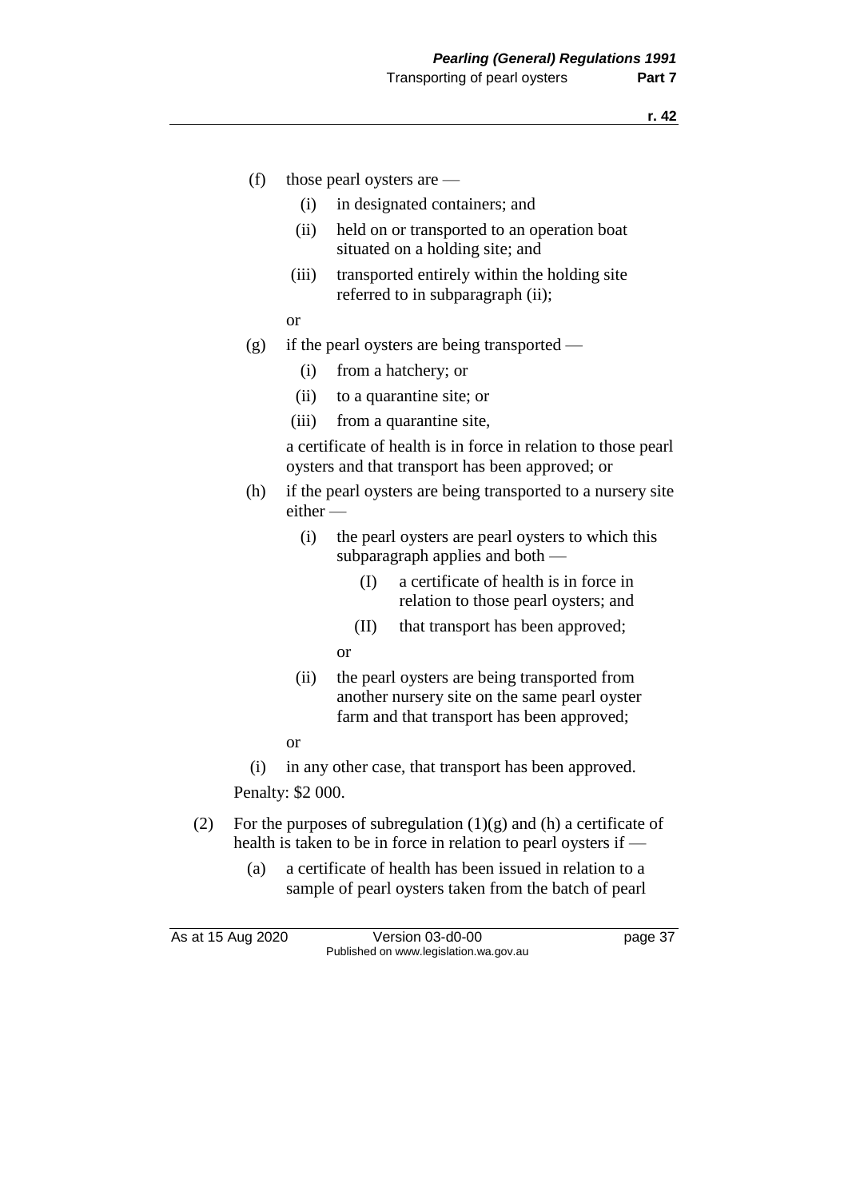(f) those pearl oysters are —

   (i) in designated containers; and

   (ii) held on or transported to an operation boat situated on a holding site; and

   (iii) transported entirely within the holding site referred to in subparagraph (ii);

   or

(g) if the pearl oysters are being transported —

   (i) from a hatchery; or

   (ii) to a quarantine site; or

   (iii) from a quarantine site,

   a certificate of health is in force in relation to those pearl oysters and that transport has been approved; or

(h) if the pearl oysters are being transported to a nursery site either —

   (i) the pearl oysters are pearl oysters to which this subparagraph applies and both —

      (I) a certificate of health is in force in relation to those pearl oysters; and

      (II) that transport has been approved;

      or

   (ii) the pearl oysters are being transported from another nursery site on the same pearl oyster farm and that transport has been approved;

   or

(i) in any other case, that transport has been approved.

Penalty: $2 000.

(2) For the purposes of subregulation (1)(g) and (h) a certificate of health is taken to be in force in relation to pearl oysters if —

   (a) a certificate of health has been issued in relation to a sample of pearl oysters taken from the batch of pearl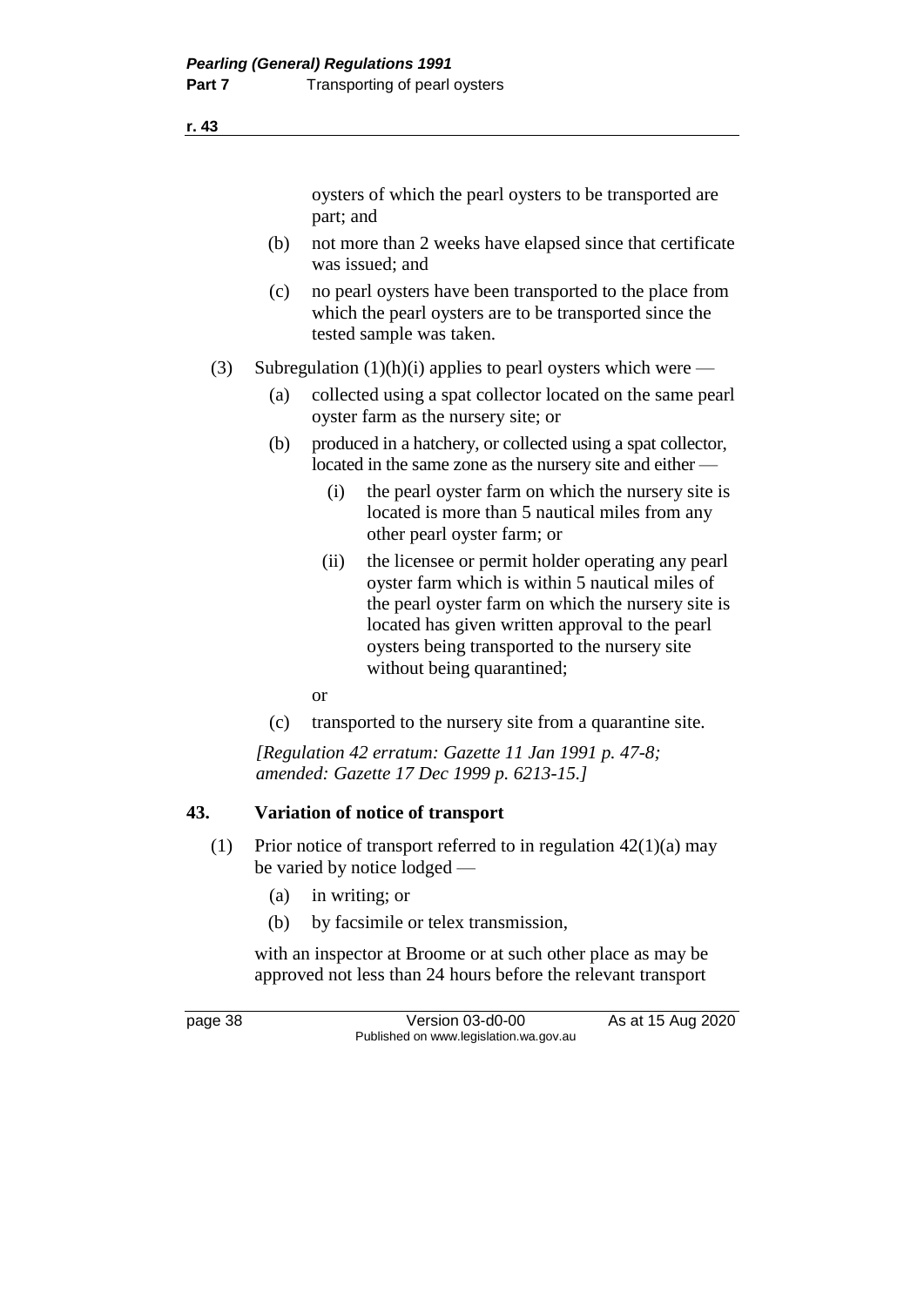oysters of which the pearl oysters to be transported are part; and

(b) not more than 2 weeks have elapsed since that certificate was issued; and

(c) no pearl oysters have been transported to the place from which the pearl oysters are to be transported since the tested sample was taken.

(3) Subregulation (1)(h)(i) applies to pearl oysters which were —

(a) collected using a spat collector located on the same pearl oyster farm as the nursery site; or

(b) produced in a hatchery, or collected using a spat collector, located in the same zone as the nursery site and either —

(i) the pearl oyster farm on which the nursery site is located is more than 5 nautical miles from any other pearl oyster farm; or

(ii) the licensee or permit holder operating any pearl oyster farm which is within 5 nautical miles of the pearl oyster farm on which the nursery site is located has given written approval to the pearl oysters being transported to the nursery site without being quarantined;

or

(c) transported to the nursery site from a quarantine site.

*[Regulation 42 erratum: Gazette 11 Jan 1991 p. 47-8; amended: Gazette 17 Dec 1999 p. 6213-15.]*

## 43. Variation of notice of transport

(1) Prior notice of transport referred to in regulation 42(1)(a) may be varied by notice lodged —

(a) in writing; or

(b) by facsimile or telex transmission,

with an inspector at Broome or at such other place as may be approved not less than 24 hours before the relevant transport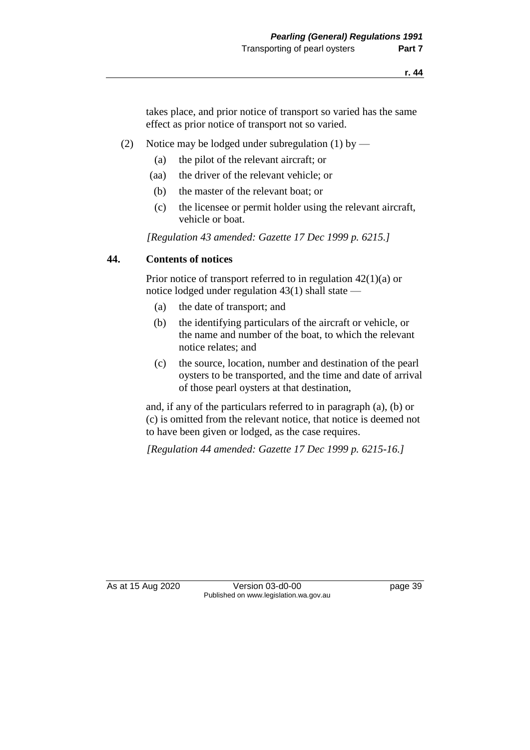takes place, and prior notice of transport so varied has the same effect as prior notice of transport not so varied.

(2) Notice may be lodged under subregulation (1) by —

(a) the pilot of the relevant aircraft; or

(aa) the driver of the relevant vehicle; or

(b) the master of the relevant boat; or

(c) the licensee or permit holder using the relevant aircraft, vehicle or boat.

*[Regulation 43 amended: Gazette 17 Dec 1999 p. 6215.]*

## 44. Contents of notices

Prior notice of transport referred to in regulation 42(1)(a) or notice lodged under regulation 43(1) shall state —

(a) the date of transport; and

(b) the identifying particulars of the aircraft or vehicle, or the name and number of the boat, to which the relevant notice relates; and

(c) the source, location, number and destination of the pearl oysters to be transported, and the time and date of arrival of those pearl oysters at that destination,

and, if any of the particulars referred to in paragraph (a), (b) or (c) is omitted from the relevant notice, that notice is deemed not to have been given or lodged, as the case requires.

*[Regulation 44 amended: Gazette 17 Dec 1999 p. 6215-16.]*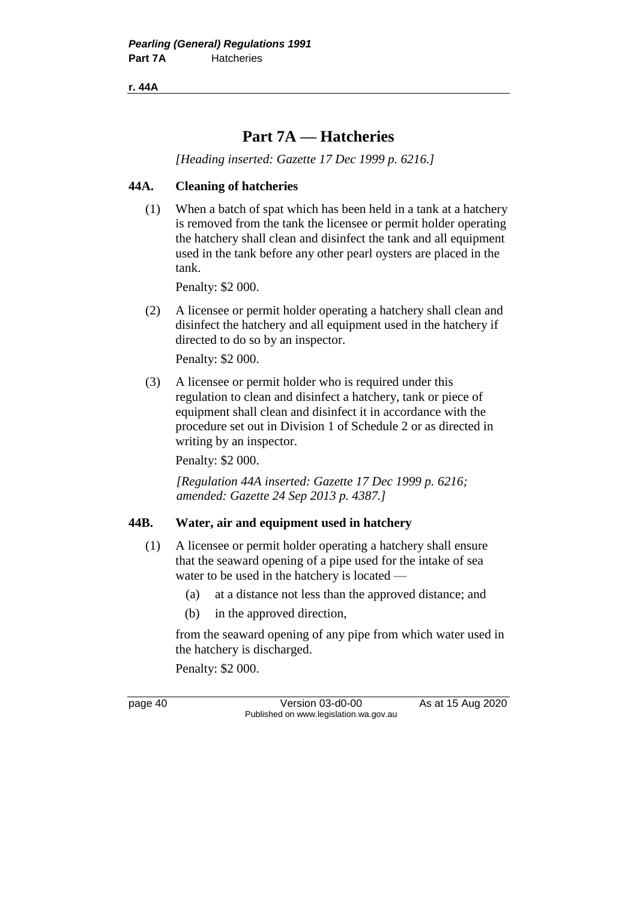# Part 7A — Hatcheries

*[Heading inserted: Gazette 17 Dec 1999 p. 6216.]*

### 44A. Cleaning of hatcheries

(1) When a batch of spat which has been held in a tank at a hatchery is removed from the tank the licensee or permit holder operating the hatchery shall clean and disinfect the tank and all equipment used in the tank before any other pearl oysters are placed in the tank.

Penalty: $2 000.

(2) A licensee or permit holder operating a hatchery shall clean and disinfect the hatchery and all equipment used in the hatchery if directed to do so by an inspector.

Penalty: $2 000.

(3) A licensee or permit holder who is required under this regulation to clean and disinfect a hatchery, tank or piece of equipment shall clean and disinfect it in accordance with the procedure set out in Division 1 of Schedule 2 or as directed in writing by an inspector.

Penalty: $2 000.

*[Regulation 44A inserted: Gazette 17 Dec 1999 p. 6216; amended: Gazette 24 Sep 2013 p. 4387.]*

### 44B. Water, air and equipment used in hatchery

(1) A licensee or permit holder operating a hatchery shall ensure that the seaward opening of a pipe used for the intake of sea water to be used in the hatchery is located —

(a) at a distance not less than the approved distance; and

(b) in the approved direction,

from the seaward opening of any pipe from which water used in the hatchery is discharged.

Penalty: $2 000.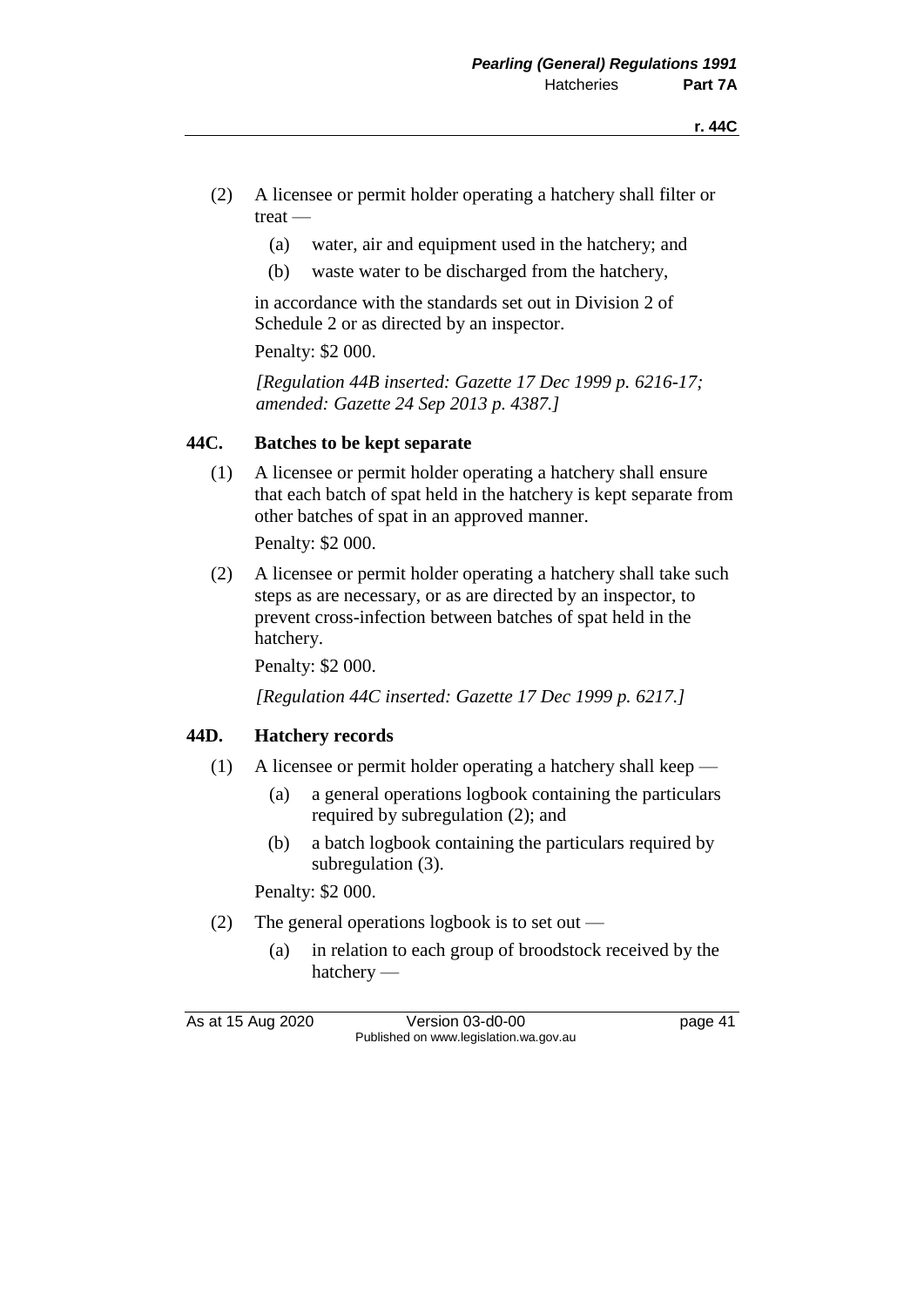(2) A licensee or permit holder operating a hatchery shall filter or treat —

  (a) water, air and equipment used in the hatchery; and

  (b) waste water to be discharged from the hatchery,

in accordance with the standards set out in Division 2 of Schedule 2 or as directed by an inspector.

Penalty: $2 000.

*[Regulation 44B inserted: Gazette 17 Dec 1999 p. 6216-17; amended: Gazette 24 Sep 2013 p. 4387.]*

## 44C. Batches to be kept separate

(1) A licensee or permit holder operating a hatchery shall ensure that each batch of spat held in the hatchery is kept separate from other batches of spat in an approved manner.

Penalty: $2 000.

(2) A licensee or permit holder operating a hatchery shall take such steps as are necessary, or as are directed by an inspector, to prevent cross-infection between batches of spat held in the hatchery.

Penalty: $2 000.

*[Regulation 44C inserted: Gazette 17 Dec 1999 p. 6217.]*

## 44D. Hatchery records

(1) A licensee or permit holder operating a hatchery shall keep —

  (a) a general operations logbook containing the particulars required by subregulation (2); and

  (b) a batch logbook containing the particulars required by subregulation (3).

Penalty: $2 000.

(2) The general operations logbook is to set out —

  (a) in relation to each group of broodstock received by the hatchery —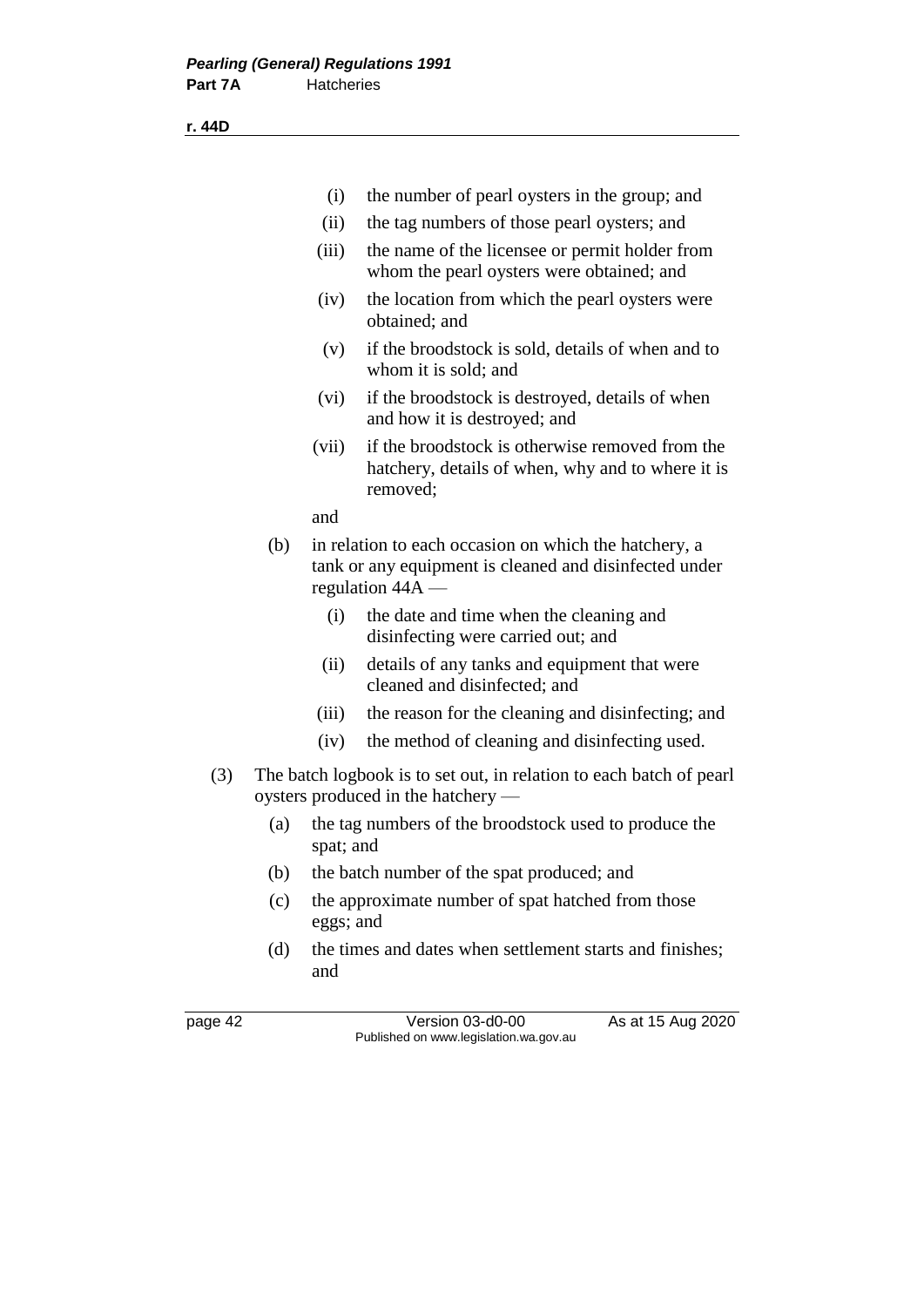(i) the number of pearl oysters in the group; and

(ii) the tag numbers of those pearl oysters; and

(iii) the name of the licensee or permit holder from whom the pearl oysters were obtained; and

(iv) the location from which the pearl oysters were obtained; and

(v) if the broodstock is sold, details of when and to whom it is sold; and

(vi) if the broodstock is destroyed, details of when and how it is destroyed; and

(vii) if the broodstock is otherwise removed from the hatchery, details of when, why and to where it is removed;

and

(b) in relation to each occasion on which the hatchery, a tank or any equipment is cleaned and disinfected under regulation 44A —

(i) the date and time when the cleaning and disinfecting were carried out; and

(ii) details of any tanks and equipment that were cleaned and disinfected; and

(iii) the reason for the cleaning and disinfecting; and

(iv) the method of cleaning and disinfecting used.

(3) The batch logbook is to set out, in relation to each batch of pearl oysters produced in the hatchery —

(a) the tag numbers of the broodstock used to produce the spat; and

(b) the batch number of the spat produced; and

(c) the approximate number of spat hatched from those eggs; and

(d) the times and dates when settlement starts and finishes; and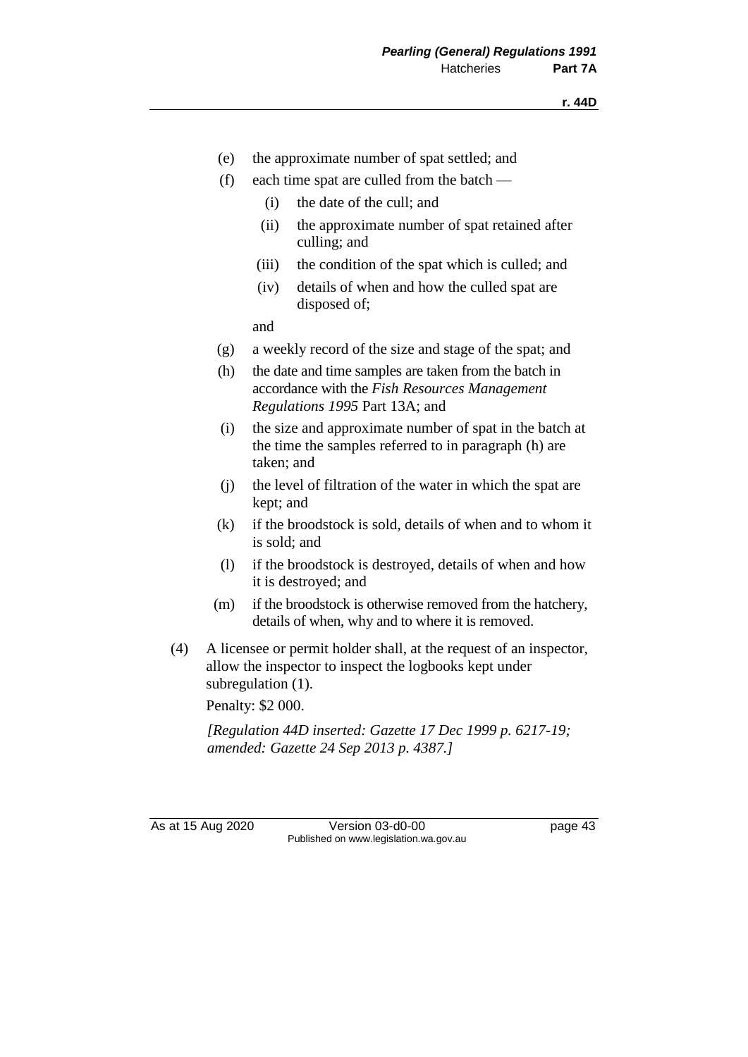(e) the approximate number of spat settled; and

(f) each time spat are culled from the batch —

  (i) the date of the cull; and

  (ii) the approximate number of spat retained after culling; and

  (iii) the condition of the spat which is culled; and

  (iv) details of when and how the culled spat are disposed of;

  and

(g) a weekly record of the size and stage of the spat; and

(h) the date and time samples are taken from the batch in accordance with the *Fish Resources Management Regulations 1995* Part 13A; and

(i) the size and approximate number of spat in the batch at the time the samples referred to in paragraph (h) are taken; and

(j) the level of filtration of the water in which the spat are kept; and

(k) if the broodstock is sold, details of when and to whom it is sold; and

(l) if the broodstock is destroyed, details of when and how it is destroyed; and

(m) if the broodstock is otherwise removed from the hatchery, details of when, why and to where it is removed.

(4) A licensee or permit holder shall, at the request of an inspector, allow the inspector to inspect the logbooks kept under subregulation (1).

Penalty: $2 000.

*[Regulation 44D inserted: Gazette 17 Dec 1999 p. 6217-19; amended: Gazette 24 Sep 2013 p. 4387.]*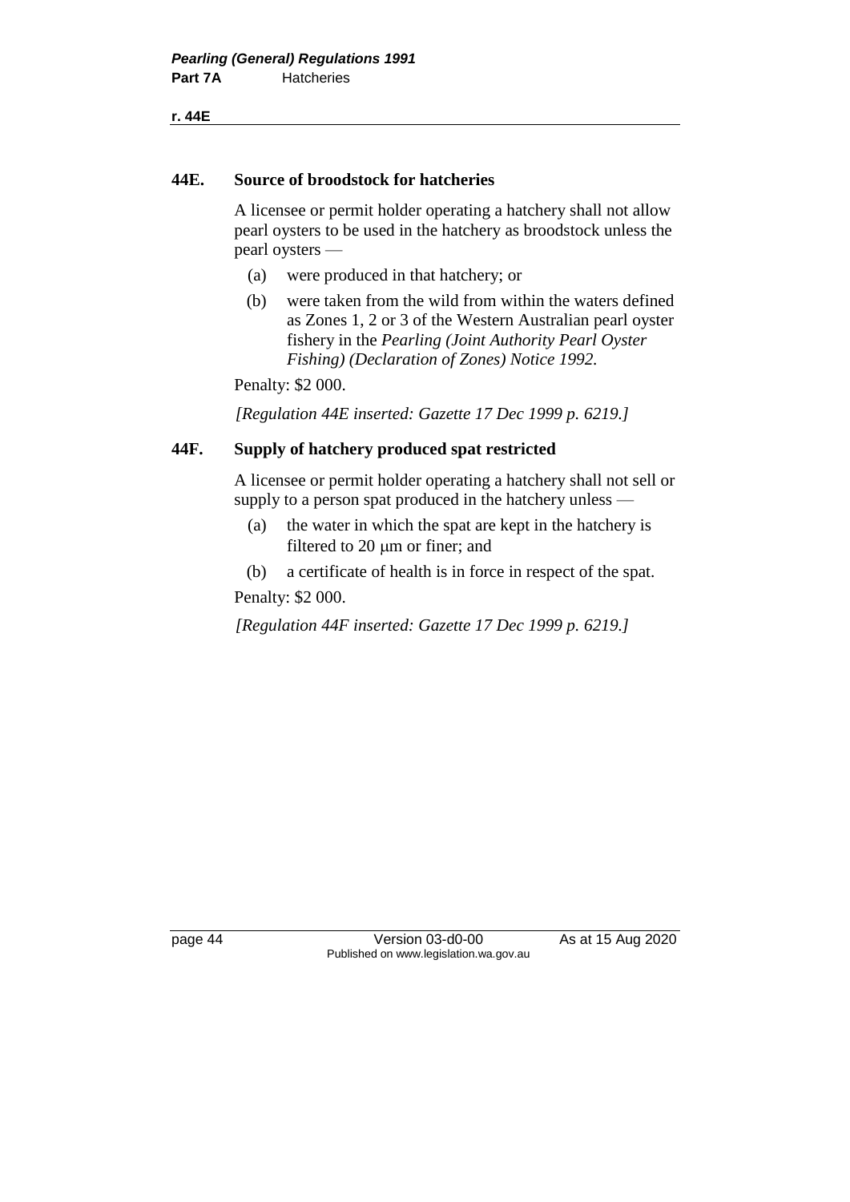## 44E. Source of broodstock for hatcheries

A licensee or permit holder operating a hatchery shall not allow pearl oysters to be used in the hatchery as broodstock unless the pearl oysters —

(a) were produced in that hatchery; or

(b) were taken from the wild from within the waters defined as Zones 1, 2 or 3 of the Western Australian pearl oyster fishery in the *Pearling (Joint Authority Pearl Oyster Fishing) (Declaration of Zones) Notice 1992*.

Penalty: $2 000.

*[Regulation 44E inserted: Gazette 17 Dec 1999 p. 6219.]*

## 44F. Supply of hatchery produced spat restricted

A licensee or permit holder operating a hatchery shall not sell or supply to a person spat produced in the hatchery unless —

(a) the water in which the spat are kept in the hatchery is filtered to 20 μm or finer; and

(b) a certificate of health is in force in respect of the spat.

Penalty: $2 000.

*[Regulation 44F inserted: Gazette 17 Dec 1999 p. 6219.]*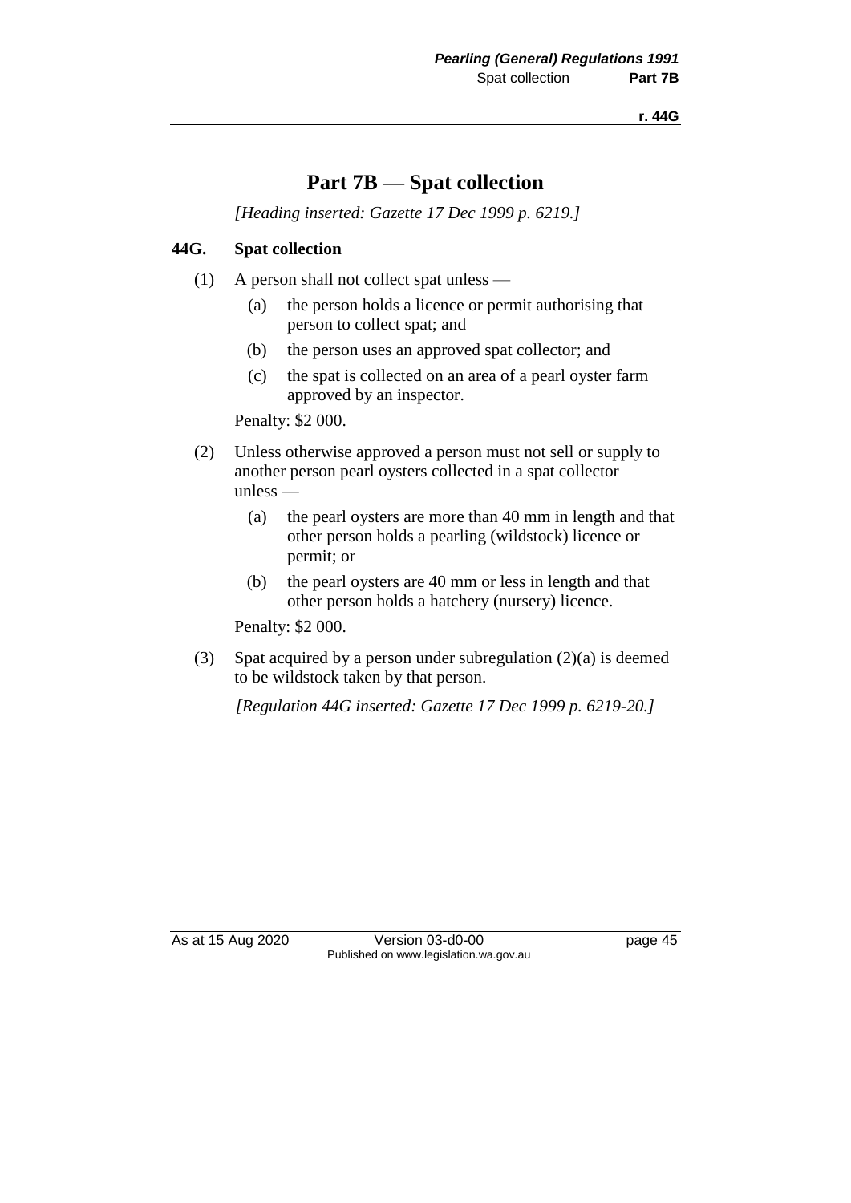# Part 7B — Spat collection

*[Heading inserted: Gazette 17 Dec 1999 p. 6219.]*

### 44G. Spat collection

(1) A person shall not collect spat unless —

  (a) the person holds a licence or permit authorising that person to collect spat; and

  (b) the person uses an approved spat collector; and

  (c) the spat is collected on an area of a pearl oyster farm approved by an inspector.

Penalty: $2 000.

(2) Unless otherwise approved a person must not sell or supply to another person pearl oysters collected in a spat collector unless —

  (a) the pearl oysters are more than 40 mm in length and that other person holds a pearling (wildstock) licence or permit; or

  (b) the pearl oysters are 40 mm or less in length and that other person holds a hatchery (nursery) licence.

Penalty: $2 000.

(3) Spat acquired by a person under subregulation (2)(a) is deemed to be wildstock taken by that person.

*[Regulation 44G inserted: Gazette 17 Dec 1999 p. 6219-20.]*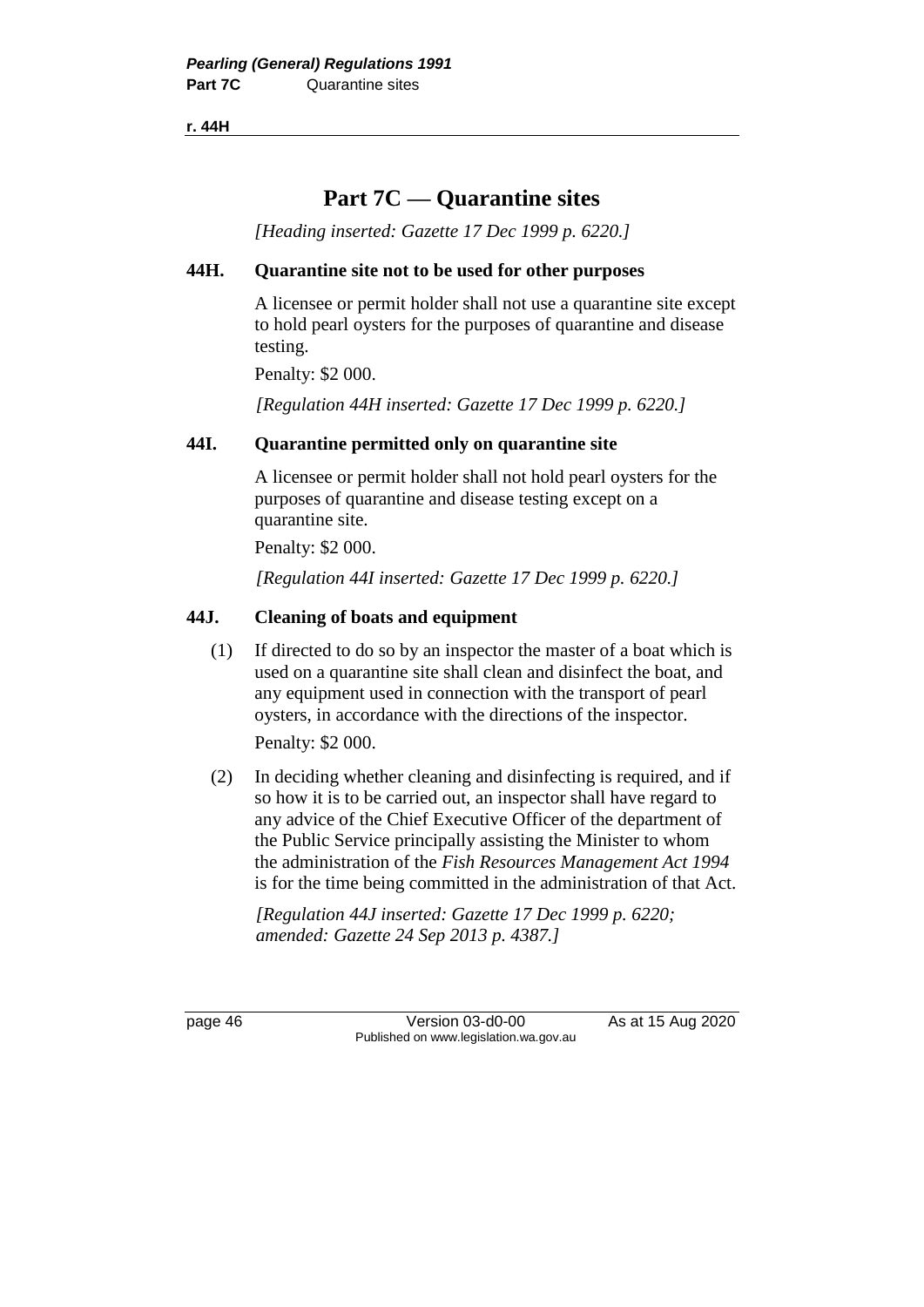# Part 7C — Quarantine sites

*[Heading inserted: Gazette 17 Dec 1999 p. 6220.]*

### 44H. Quarantine site not to be used for other purposes

A licensee or permit holder shall not use a quarantine site except to hold pearl oysters for the purposes of quarantine and disease testing.

Penalty: $2 000.

*[Regulation 44H inserted: Gazette 17 Dec 1999 p. 6220.]*

### 44I. Quarantine permitted only on quarantine site

A licensee or permit holder shall not hold pearl oysters for the purposes of quarantine and disease testing except on a quarantine site.

Penalty: $2 000.

*[Regulation 44I inserted: Gazette 17 Dec 1999 p. 6220.]*

### 44J. Cleaning of boats and equipment

(1) If directed to do so by an inspector the master of a boat which is used on a quarantine site shall clean and disinfect the boat, and any equipment used in connection with the transport of pearl oysters, in accordance with the directions of the inspector.

Penalty: $2 000.

(2) In deciding whether cleaning and disinfecting is required, and if so how it is to be carried out, an inspector shall have regard to any advice of the Chief Executive Officer of the department of the Public Service principally assisting the Minister to whom the administration of the *Fish Resources Management Act 1994* is for the time being committed in the administration of that Act.

*[Regulation 44J inserted: Gazette 17 Dec 1999 p. 6220; amended: Gazette 24 Sep 2013 p. 4387.]*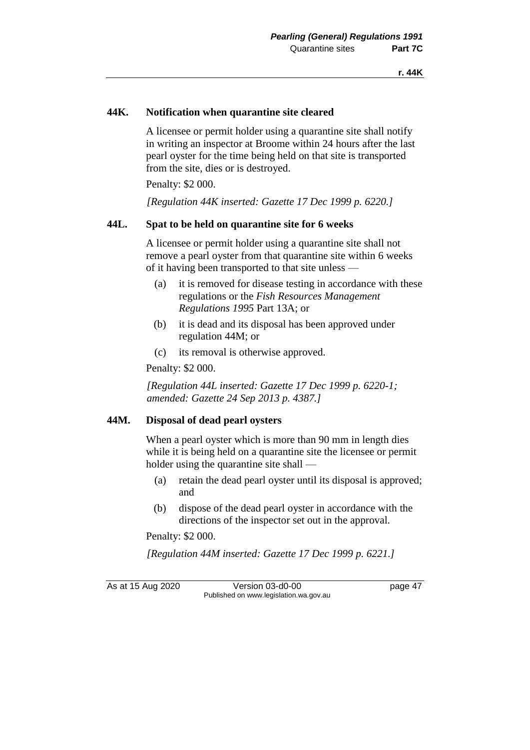## 44K. Notification when quarantine site cleared

A licensee or permit holder using a quarantine site shall notify in writing an inspector at Broome within 24 hours after the last pearl oyster for the time being held on that site is transported from the site, dies or is destroyed.

Penalty: $2 000.

*[Regulation 44K inserted: Gazette 17 Dec 1999 p. 6220.]*

## 44L. Spat to be held on quarantine site for 6 weeks

A licensee or permit holder using a quarantine site shall not remove a pearl oyster from that quarantine site within 6 weeks of it having been transported to that site unless —

- (a) it is removed for disease testing in accordance with these regulations or the *Fish Resources Management Regulations 1995* Part 13A; or
- (b) it is dead and its disposal has been approved under regulation 44M; or
- (c) its removal is otherwise approved.

Penalty: $2 000.

*[Regulation 44L inserted: Gazette 17 Dec 1999 p. 6220-1; amended: Gazette 24 Sep 2013 p. 4387.]*

## 44M. Disposal of dead pearl oysters

When a pearl oyster which is more than 90 mm in length dies while it is being held on a quarantine site the licensee or permit holder using the quarantine site shall —

- (a) retain the dead pearl oyster until its disposal is approved; and
- (b) dispose of the dead pearl oyster in accordance with the directions of the inspector set out in the approval.

Penalty: $2 000.

*[Regulation 44M inserted: Gazette 17 Dec 1999 p. 6221.]*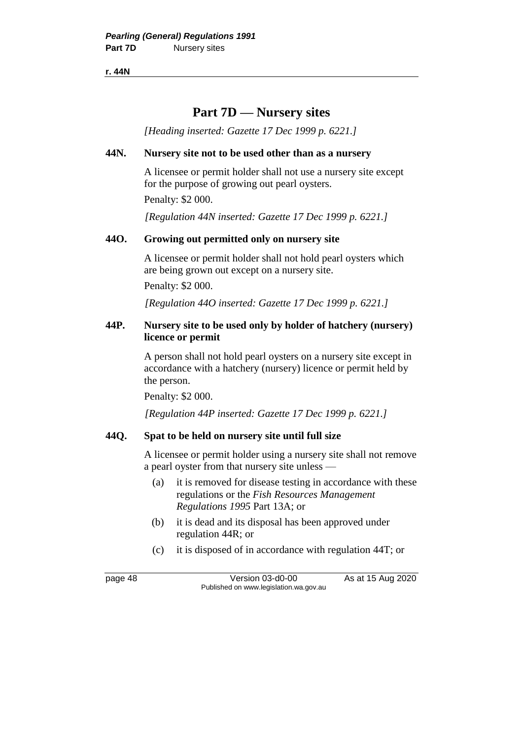# Part 7D — Nursery sites

*[Heading inserted: Gazette 17 Dec 1999 p. 6221.]*

### 44N. Nursery site not to be used other than as a nursery

A licensee or permit holder shall not use a nursery site except for the purpose of growing out pearl oysters.

Penalty: $2 000.

*[Regulation 44N inserted: Gazette 17 Dec 1999 p. 6221.]*

### 44O. Growing out permitted only on nursery site

A licensee or permit holder shall not hold pearl oysters which are being grown out except on a nursery site.

Penalty: $2 000.

*[Regulation 44O inserted: Gazette 17 Dec 1999 p. 6221.]*

### 44P. Nursery site to be used only by holder of hatchery (nursery) licence or permit

A person shall not hold pearl oysters on a nursery site except in accordance with a hatchery (nursery) licence or permit held by the person.

Penalty: $2 000.

*[Regulation 44P inserted: Gazette 17 Dec 1999 p. 6221.]*

### 44Q. Spat to be held on nursery site until full size

A licensee or permit holder using a nursery site shall not remove a pearl oyster from that nursery site unless —

- (a) it is removed for disease testing in accordance with these regulations or the *Fish Resources Management Regulations 1995* Part 13A; or
- (b) it is dead and its disposal has been approved under regulation 44R; or
- (c) it is disposed of in accordance with regulation 44T; or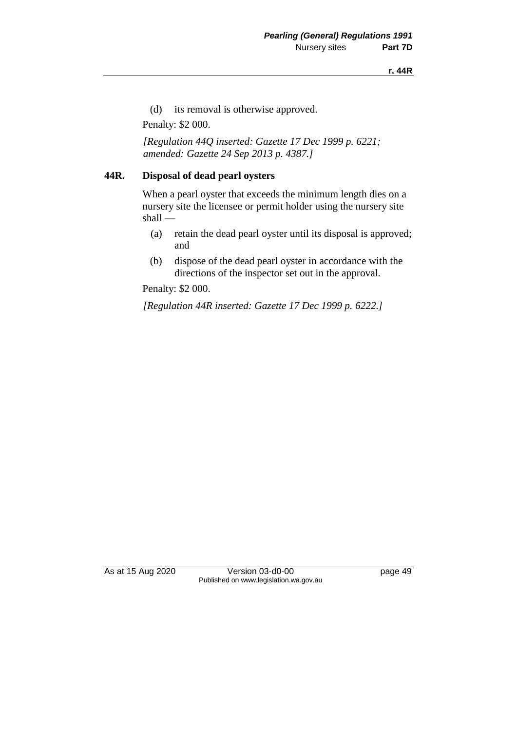(d) its removal is otherwise approved.

Penalty: $2 000.

*[Regulation 44Q inserted: Gazette 17 Dec 1999 p. 6221; amended: Gazette 24 Sep 2013 p. 4387.]*

### 44R. Disposal of dead pearl oysters

When a pearl oyster that exceeds the minimum length dies on a nursery site the licensee or permit holder using the nursery site shall —

(a) retain the dead pearl oyster until its disposal is approved; and

(b) dispose of the dead pearl oyster in accordance with the directions of the inspector set out in the approval.

Penalty: $2 000.

*[Regulation 44R inserted: Gazette 17 Dec 1999 p. 6222.]*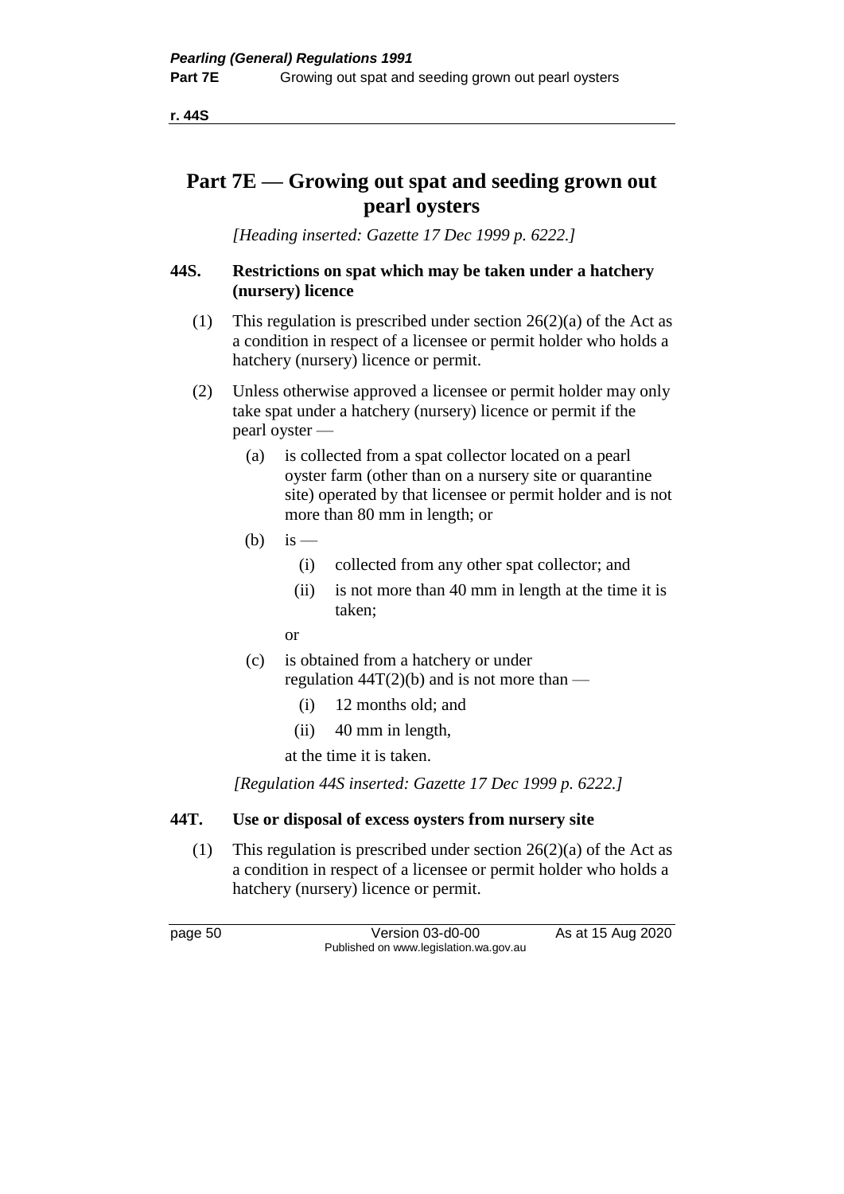## Part 7E — Growing out spat and seeding grown out pearl oysters

*[Heading inserted: Gazette 17 Dec 1999 p. 6222.]*

### 44S. Restrictions on spat which may be taken under a hatchery (nursery) licence

(1) This regulation is prescribed under section 26(2)(a) of the Act as a condition in respect of a licensee or permit holder who holds a hatchery (nursery) licence or permit.

(2) Unless otherwise approved a licensee or permit holder may only take spat under a hatchery (nursery) licence or permit if the pearl oyster —

- (a) is collected from a spat collector located on a pearl oyster farm (other than on a nursery site or quarantine site) operated by that licensee or permit holder and is not more than 80 mm in length; or
- (b) is —
  - (i) collected from any other spat collector; and
  - (ii) is not more than 40 mm in length at the time it is taken;

  or
- (c) is obtained from a hatchery or under regulation 44T(2)(b) and is not more than —
  - (i) 12 months old; and
  - (ii) 40 mm in length,

  at the time it is taken.

*[Regulation 44S inserted: Gazette 17 Dec 1999 p. 6222.]*

### 44T. Use or disposal of excess oysters from nursery site

(1) This regulation is prescribed under section 26(2)(a) of the Act as a condition in respect of a licensee or permit holder who holds a hatchery (nursery) licence or permit.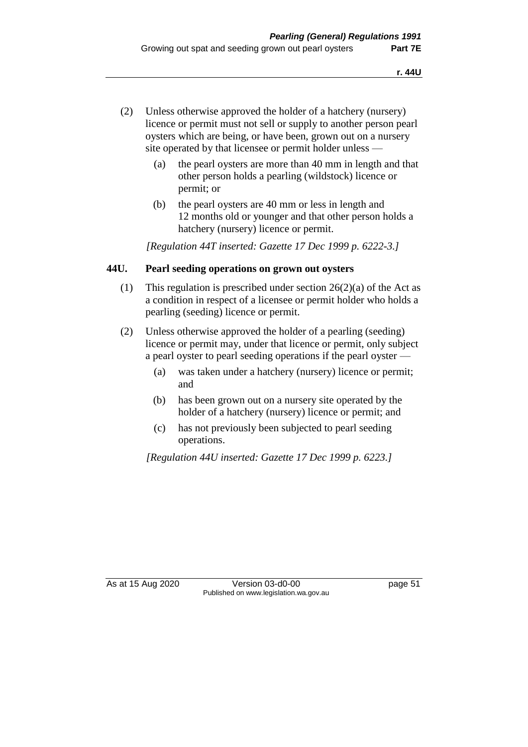(2) Unless otherwise approved the holder of a hatchery (nursery) licence or permit must not sell or supply to another person pearl oysters which are being, or have been, grown out on a nursery site operated by that licensee or permit holder unless —

   (a) the pearl oysters are more than 40 mm in length and that other person holds a pearling (wildstock) licence or permit; or

   (b) the pearl oysters are 40 mm or less in length and 12 months old or younger and that other person holds a hatchery (nursery) licence or permit.

*[Regulation 44T inserted: Gazette 17 Dec 1999 p. 6222-3.]*

### 44U. Pearl seeding operations on grown out oysters

(1) This regulation is prescribed under section 26(2)(a) of the Act as a condition in respect of a licensee or permit holder who holds a pearling (seeding) licence or permit.

(2) Unless otherwise approved the holder of a pearling (seeding) licence or permit may, under that licence or permit, only subject a pearl oyster to pearl seeding operations if the pearl oyster —

   (a) was taken under a hatchery (nursery) licence or permit; and

   (b) has been grown out on a nursery site operated by the holder of a hatchery (nursery) licence or permit; and

   (c) has not previously been subjected to pearl seeding operations.

*[Regulation 44U inserted: Gazette 17 Dec 1999 p. 6223.]*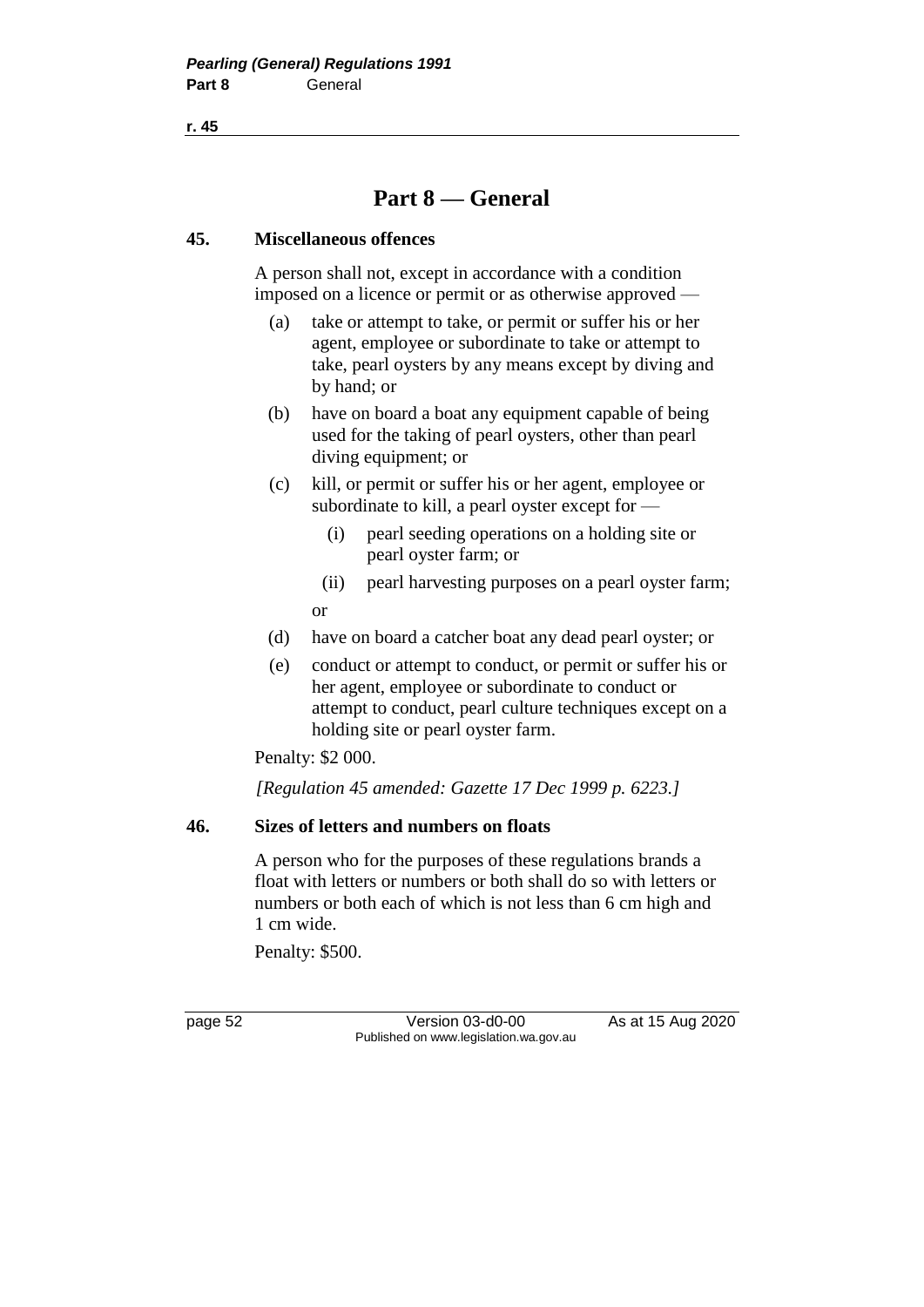# Part 8 — General

## 45. Miscellaneous offences

A person shall not, except in accordance with a condition imposed on a licence or permit or as otherwise approved —

(a) take or attempt to take, or permit or suffer his or her agent, employee or subordinate to take or attempt to take, pearl oysters by any means except by diving and by hand; or

(b) have on board a boat any equipment capable of being used for the taking of pearl oysters, other than pearl diving equipment; or

(c) kill, or permit or suffer his or her agent, employee or subordinate to kill, a pearl oyster except for —

(i) pearl seeding operations on a holding site or pearl oyster farm; or

(ii) pearl harvesting purposes on a pearl oyster farm;

or

(d) have on board a catcher boat any dead pearl oyster; or

(e) conduct or attempt to conduct, or permit or suffer his or her agent, employee or subordinate to conduct or attempt to conduct, pearl culture techniques except on a holding site or pearl oyster farm.

Penalty: $2 000.

*[Regulation 45 amended: Gazette 17 Dec 1999 p. 6223.]*

## 46. Sizes of letters and numbers on floats

A person who for the purposes of these regulations brands a float with letters or numbers or both shall do so with letters or numbers or both each of which is not less than 6 cm high and 1 cm wide.

Penalty: $500.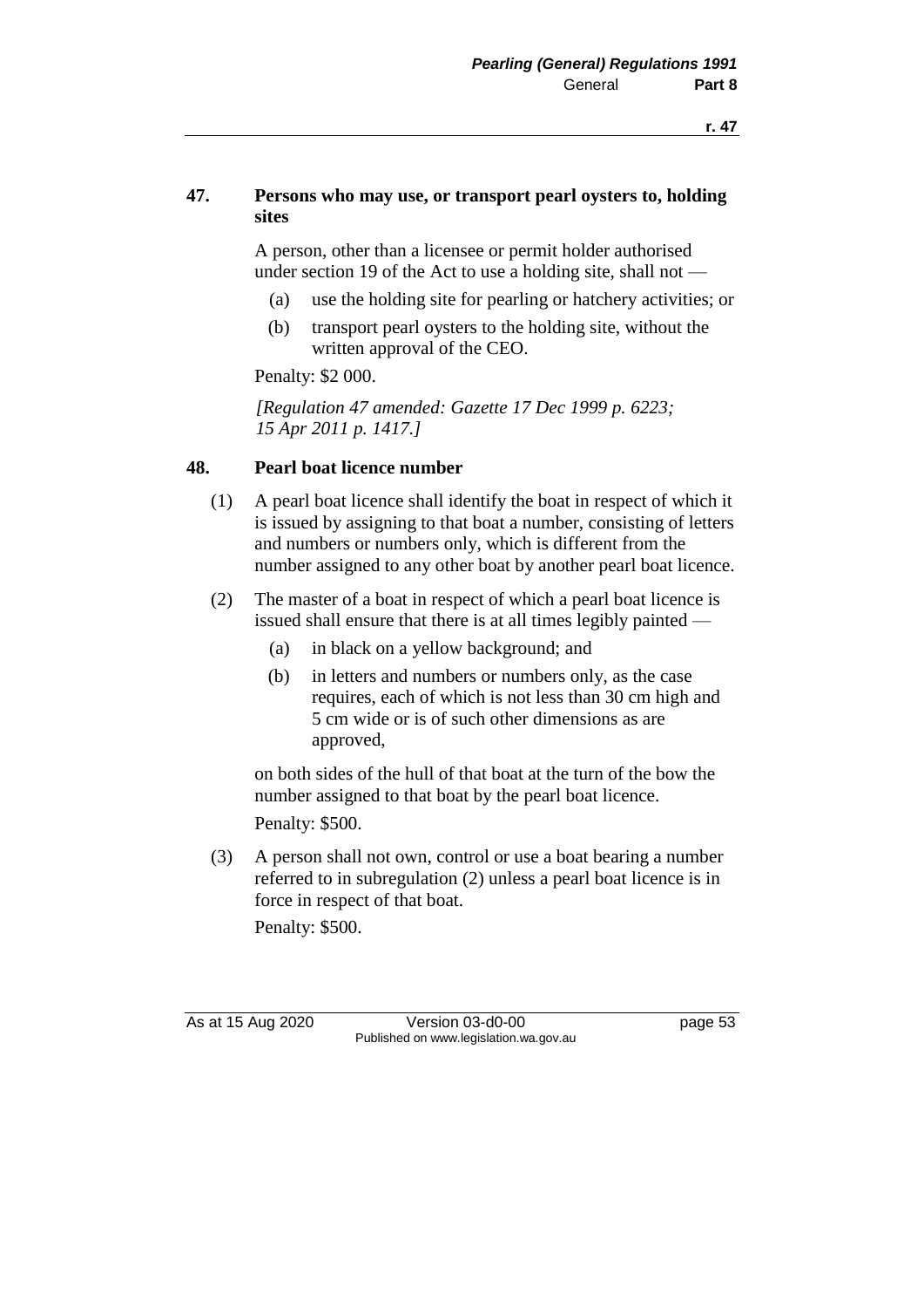## 47. Persons who may use, or transport pearl oysters to, holding sites

A person, other than a licensee or permit holder authorised under section 19 of the Act to use a holding site, shall not —

(a) use the holding site for pearling or hatchery activities; or

(b) transport pearl oysters to the holding site, without the written approval of the CEO.

Penalty: $2 000.

*[Regulation 47 amended: Gazette 17 Dec 1999 p. 6223; 15 Apr 2011 p. 1417.]*

## 48. Pearl boat licence number

(1) A pearl boat licence shall identify the boat in respect of which it is issued by assigning to that boat a number, consisting of letters and numbers or numbers only, which is different from the number assigned to any other boat by another pearl boat licence.

(2) The master of a boat in respect of which a pearl boat licence is issued shall ensure that there is at all times legibly painted —

(a) in black on a yellow background; and

(b) in letters and numbers or numbers only, as the case requires, each of which is not less than 30 cm high and 5 cm wide or is of such other dimensions as are approved,

on both sides of the hull of that boat at the turn of the bow the number assigned to that boat by the pearl boat licence.

Penalty: $500.

(3) A person shall not own, control or use a boat bearing a number referred to in subregulation (2) unless a pearl boat licence is in force in respect of that boat.

Penalty: $500.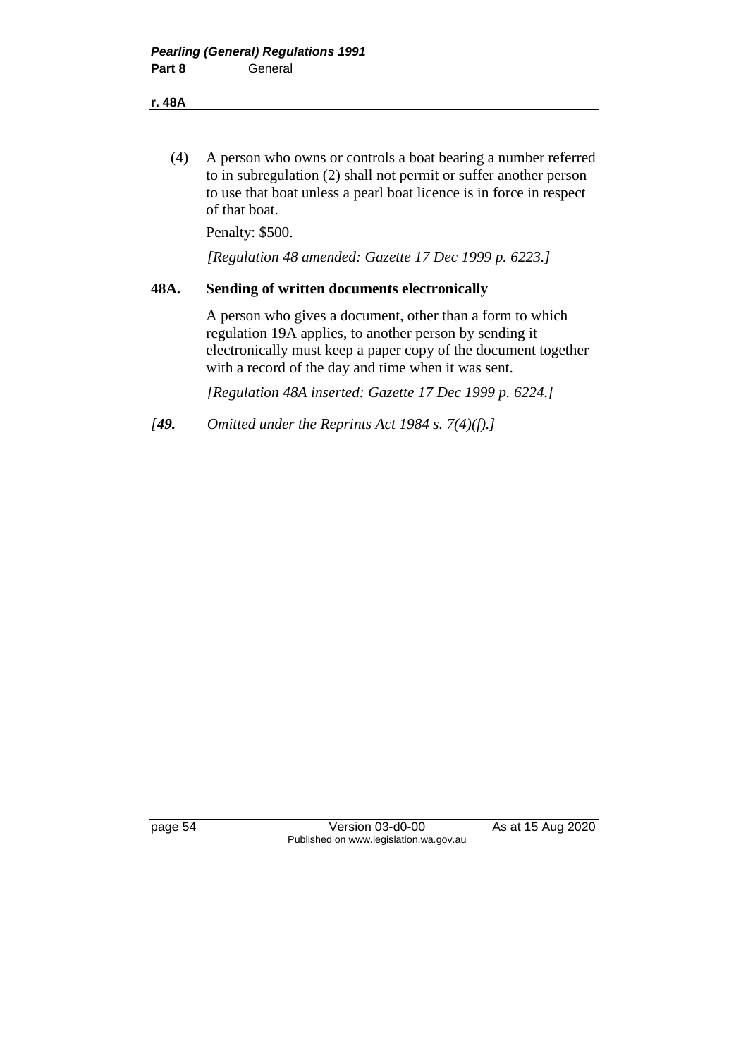(4) A person who owns or controls a boat bearing a number referred to in subregulation (2) shall not permit or suffer another person to use that boat unless a pearl boat licence is in force in respect of that boat.

Penalty: $500.

*[Regulation 48 amended: Gazette 17 Dec 1999 p. 6223.]*

### 48A. Sending of written documents electronically

A person who gives a document, other than a form to which regulation 19A applies, to another person by sending it electronically must keep a paper copy of the document together with a record of the day and time when it was sent.

*[Regulation 48A inserted: Gazette 17 Dec 1999 p. 6224.]*

*[**49.** Omitted under the Reprints Act 1984 s. 7(4)(f).]*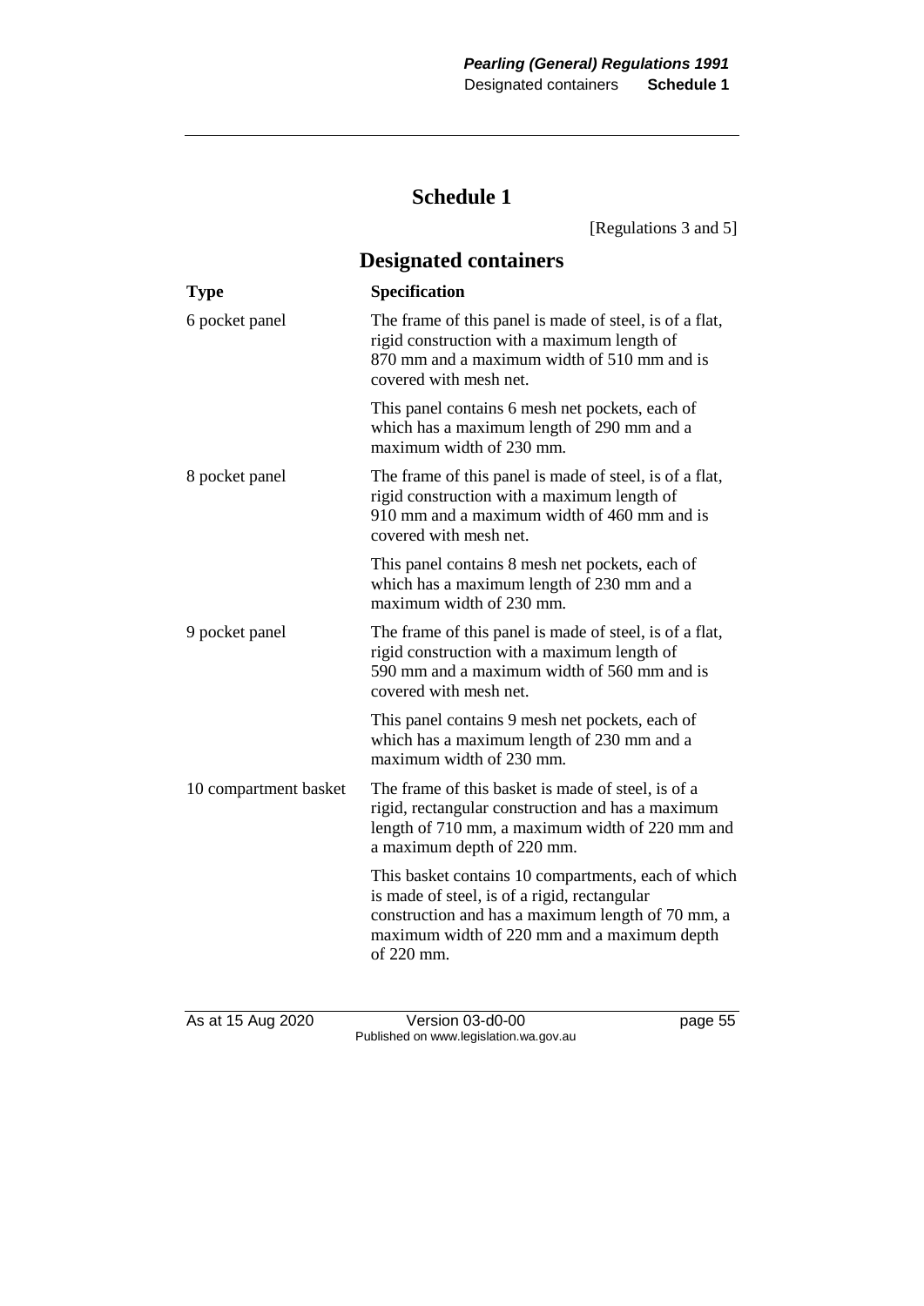# Schedule 1

[Regulations 3 and 5]

## Designated containers

| Type | Specification |
|---|---|
| 6 pocket panel | The frame of this panel is made of steel, is of a flat, rigid construction with a maximum length of 870 mm and a maximum width of 510 mm and is covered with mesh net.<br><br>This panel contains 6 mesh net pockets, each of which has a maximum length of 290 mm and a maximum width of 230 mm. |
| 8 pocket panel | The frame of this panel is made of steel, is of a flat, rigid construction with a maximum length of 910 mm and a maximum width of 460 mm and is covered with mesh net.<br><br>This panel contains 8 mesh net pockets, each of which has a maximum length of 230 mm and a maximum width of 230 mm. |
| 9 pocket panel | The frame of this panel is made of steel, is of a flat, rigid construction with a maximum length of 590 mm and a maximum width of 560 mm and is covered with mesh net.<br><br>This panel contains 9 mesh net pockets, each of which has a maximum length of 230 mm and a maximum width of 230 mm. |
| 10 compartment basket | The frame of this basket is made of steel, is of a rigid, rectangular construction and has a maximum length of 710 mm, a maximum width of 220 mm and a maximum depth of 220 mm.<br><br>This basket contains 10 compartments, each of which is made of steel, is of a rigid, rectangular construction and has a maximum length of 70 mm, a maximum width of 220 mm and a maximum depth of 220 mm. |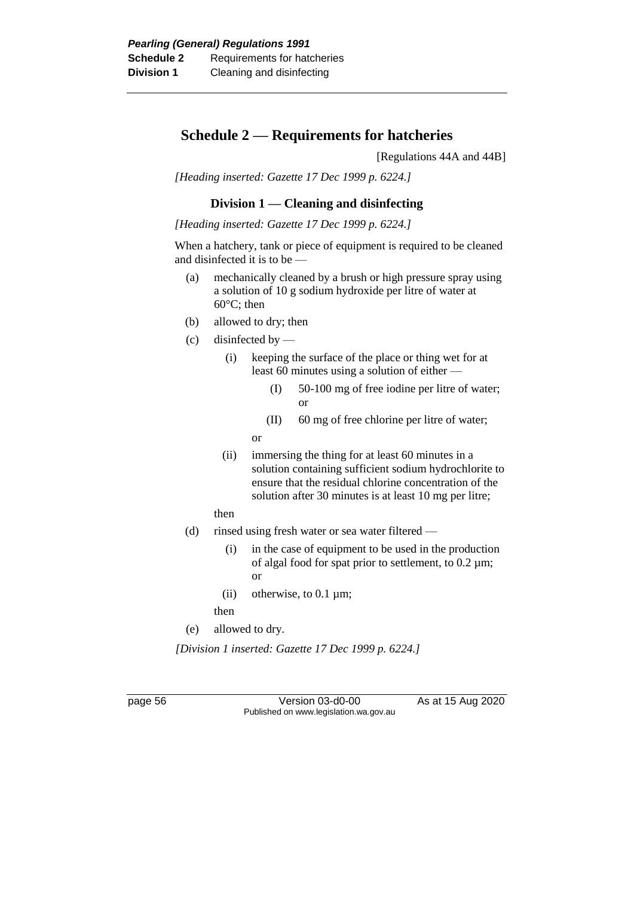## Schedule 2 — Requirements for hatcheries

[Regulations 44A and 44B]

*[Heading inserted: Gazette 17 Dec 1999 p. 6224.]*

### Division 1 — Cleaning and disinfecting

*[Heading inserted: Gazette 17 Dec 1999 p. 6224.]*

When a hatchery, tank or piece of equipment is required to be cleaned and disinfected it is to be —

- (a) mechanically cleaned by a brush or high pressure spray using a solution of 10 g sodium hydroxide per litre of water at 60°C; then
- (b) allowed to dry; then
- (c) disinfected by —
  - (i) keeping the surface of the place or thing wet for at least 60 minutes using a solution of either —
    - (I) 50-100 mg of free iodine per litre of water; or
    - (II) 60 mg of free chlorine per litre of water;

    or
  - (ii) immersing the thing for at least 60 minutes in a solution containing sufficient sodium hydrochlorite to ensure that the residual chlorine concentration of the solution after 30 minutes is at least 10 mg per litre;

  then
- (d) rinsed using fresh water or sea water filtered —
  - (i) in the case of equipment to be used in the production of algal food for spat prior to settlement, to 0.2 µm; or
  - (ii) otherwise, to 0.1 µm;

  then
- (e) allowed to dry.

*[Division 1 inserted: Gazette 17 Dec 1999 p. 6224.]*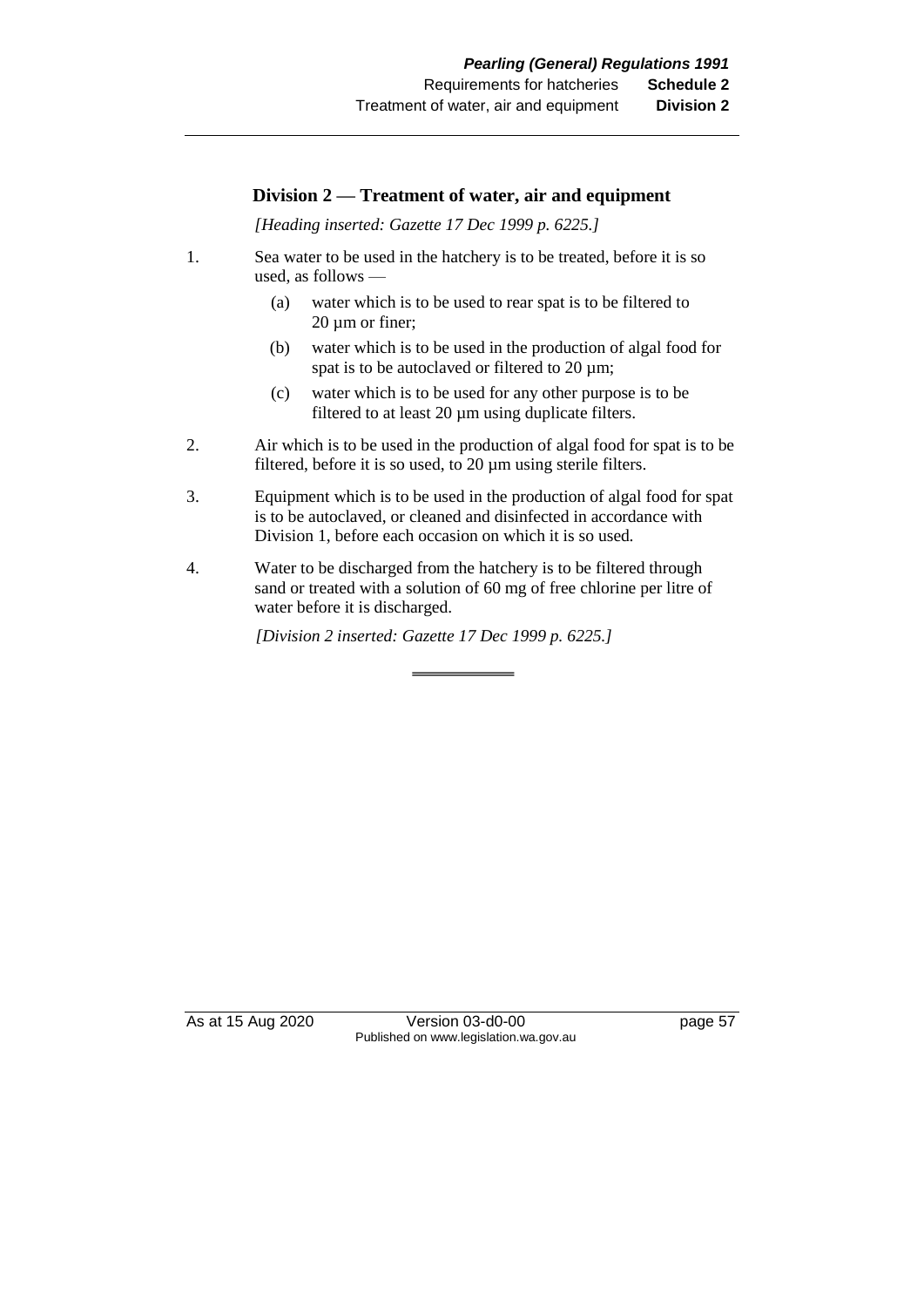## Division 2 — Treatment of water, air and equipment

*[Heading inserted: Gazette 17 Dec 1999 p. 6225.]*

1. Sea water to be used in the hatchery is to be treated, before it is so used, as follows —
   - (a) water which is to be used to rear spat is to be filtered to 20 µm or finer;
   - (b) water which is to be used in the production of algal food for spat is to be autoclaved or filtered to 20 µm;
   - (c) water which is to be used for any other purpose is to be filtered to at least 20 µm using duplicate filters.

2. Air which is to be used in the production of algal food for spat is to be filtered, before it is so used, to 20 µm using sterile filters.

3. Equipment which is to be used in the production of algal food for spat is to be autoclaved, or cleaned and disinfected in accordance with Division 1, before each occasion on which it is so used.

4. Water to be discharged from the hatchery is to be filtered through sand or treated with a solution of 60 mg of free chlorine per litre of water before it is discharged.

*[Division 2 inserted: Gazette 17 Dec 1999 p. 6225.]*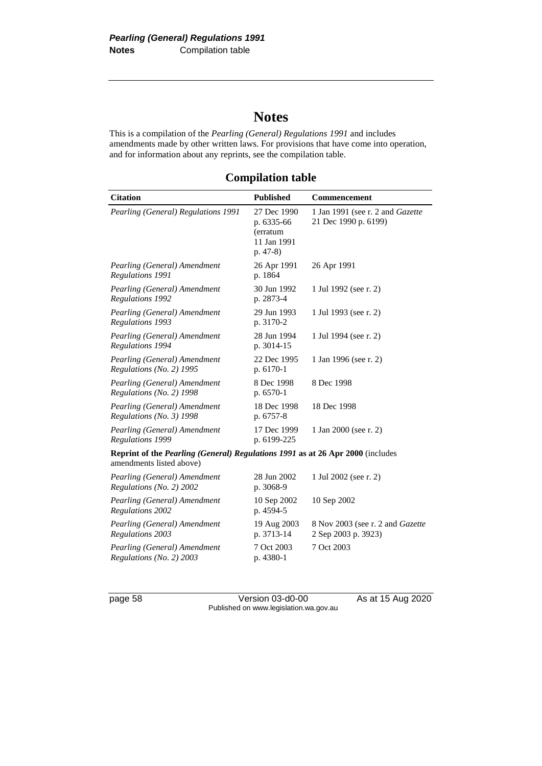# Notes

This is a compilation of the *Pearling (General) Regulations 1991* and includes amendments made by other written laws. For provisions that have come into operation, and for information about any reprints, see the compilation table.

## Compilation table

| Citation | Published | Commencement |
|---|---|---|
| *Pearling (General) Regulations 1991* | 27 Dec 1990 p. 6335-66 (erratum 11 Jan 1991 p. 47-8) | 1 Jan 1991 (see r. 2 and *Gazette* 21 Dec 1990 p. 6199) |
| *Pearling (General) Amendment Regulations 1991* | 26 Apr 1991 p. 1864 | 26 Apr 1991 |
| *Pearling (General) Amendment Regulations 1992* | 30 Jun 1992 p. 2873-4 | 1 Jul 1992 (see r. 2) |
| *Pearling (General) Amendment Regulations 1993* | 29 Jun 1993 p. 3170-2 | 1 Jul 1993 (see r. 2) |
| *Pearling (General) Amendment Regulations 1994* | 28 Jun 1994 p. 3014-15 | 1 Jul 1994 (see r. 2) |
| *Pearling (General) Amendment Regulations (No. 2) 1995* | 22 Dec 1995 p. 6170-1 | 1 Jan 1996 (see r. 2) |
| *Pearling (General) Amendment Regulations (No. 2) 1998* | 8 Dec 1998 p. 6570-1 | 8 Dec 1998 |
| *Pearling (General) Amendment Regulations (No. 3) 1998* | 18 Dec 1998 p. 6757-8 | 18 Dec 1998 |
| *Pearling (General) Amendment Regulations 1999* | 17 Dec 1999 p. 6199-225 | 1 Jan 2000 (see r. 2) |
| **Reprint of the *Pearling (General) Regulations 1991* as at 26 Apr 2000** (includes amendments listed above) | | |
| *Pearling (General) Amendment Regulations (No. 2) 2002* | 28 Jun 2002 p. 3068-9 | 1 Jul 2002 (see r. 2) |
| *Pearling (General) Amendment Regulations 2002* | 10 Sep 2002 p. 4594-5 | 10 Sep 2002 |
| *Pearling (General) Amendment Regulations 2003* | 19 Aug 2003 p. 3713-14 | 8 Nov 2003 (see r. 2 and *Gazette* 2 Sep 2003 p. 3923) |
| *Pearling (General) Amendment Regulations (No. 2) 2003* | 7 Oct 2003 p. 4380-1 | 7 Oct 2003 |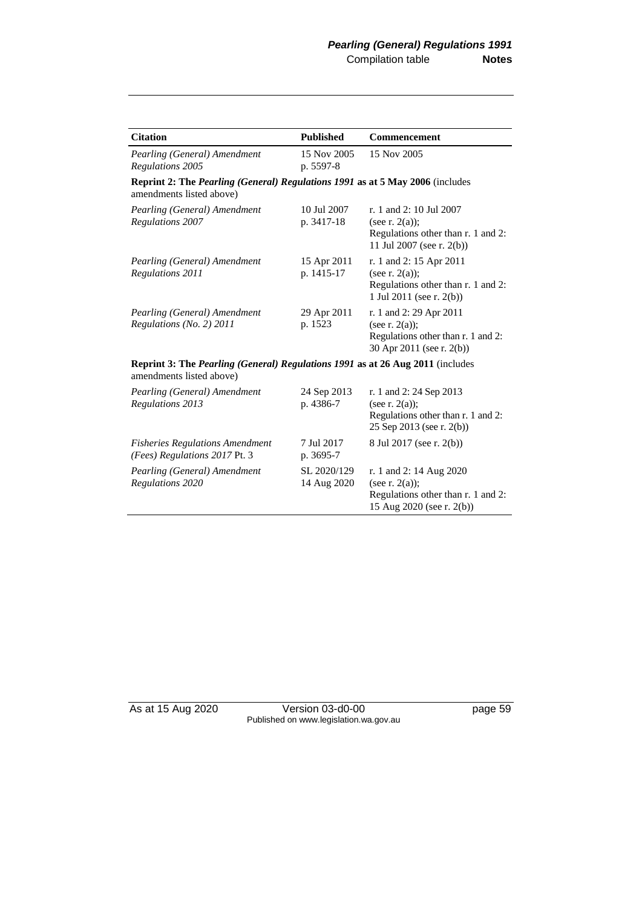| Citation | Published | Commencement |
|---|---|---|
| *Pearling (General) Amendment Regulations 2005* | 15 Nov 2005 p. 5597-8 | 15 Nov 2005 |
| **Reprint 2: The *Pearling (General) Regulations 1991* as at 5 May 2006** (includes amendments listed above) | | |
| *Pearling (General) Amendment Regulations 2007* | 10 Jul 2007 p. 3417-18 | r. 1 and 2: 10 Jul 2007 (see r. 2(a)); Regulations other than r. 1 and 2: 11 Jul 2007 (see r. 2(b)) |
| *Pearling (General) Amendment Regulations 2011* | 15 Apr 2011 p. 1415-17 | r. 1 and 2: 15 Apr 2011 (see r. 2(a)); Regulations other than r. 1 and 2: 1 Jul 2011 (see r. 2(b)) |
| *Pearling (General) Amendment Regulations (No. 2) 2011* | 29 Apr 2011 p. 1523 | r. 1 and 2: 29 Apr 2011 (see r. 2(a)); Regulations other than r. 1 and 2: 30 Apr 2011 (see r. 2(b)) |
| **Reprint 3: The *Pearling (General) Regulations 1991* as at 26 Aug 2011** (includes amendments listed above) | | |
| *Pearling (General) Amendment Regulations 2013* | 24 Sep 2013 p. 4386-7 | r. 1 and 2: 24 Sep 2013 (see r. 2(a)); Regulations other than r. 1 and 2: 25 Sep 2013 (see r. 2(b)) |
| *Fisheries Regulations Amendment (Fees) Regulations 2017* Pt. 3 | 7 Jul 2017 p. 3695-7 | 8 Jul 2017 (see r. 2(b)) |
| *Pearling (General) Amendment Regulations 2020* | SL 2020/129 14 Aug 2020 | r. 1 and 2: 14 Aug 2020 (see r. 2(a)); Regulations other than r. 1 and 2: 15 Aug 2020 (see r. 2(b)) |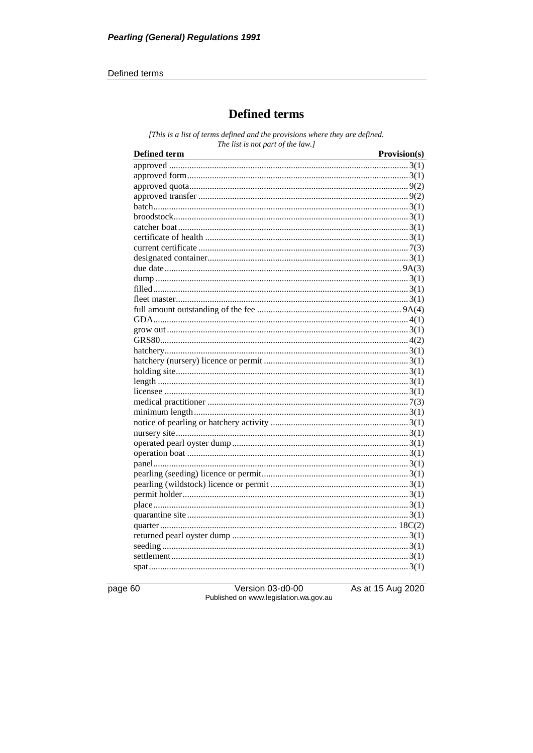# Defined terms

*[This is a list of terms defined and the provisions where they are defined. The list is not part of the law.]*

| Defined term | Provision(s) |
|---|---|
| approved | 3(1) |
| approved form | 3(1) |
| approved quota | 9(2) |
| approved transfer | 9(2) |
| batch | 3(1) |
| broodstock | 3(1) |
| catcher boat | 3(1) |
| certificate of health | 3(1) |
| current certificate | 7(3) |
| designated container | 3(1) |
| due date | 9A(3) |
| dump | 3(1) |
| filled | 3(1) |
| fleet master | 3(1) |
| full amount outstanding of the fee | 9A(4) |
| GDA | 4(1) |
| grow out | 3(1) |
| GRS80 | 4(2) |
| hatchery | 3(1) |
| hatchery (nursery) licence or permit | 3(1) |
| holding site | 3(1) |
| length | 3(1) |
| licensee | 3(1) |
| medical practitioner | 7(3) |
| minimum length | 3(1) |
| notice of pearling or hatchery activity | 3(1) |
| nursery site | 3(1) |
| operated pearl oyster dump | 3(1) |
| operation boat | 3(1) |
| panel | 3(1) |
| pearling (seeding) licence or permit | 3(1) |
| pearling (wildstock) licence or permit | 3(1) |
| permit holder | 3(1) |
| place | 3(1) |
| quarantine site | 3(1) |
| quarter | 18C(2) |
| returned pearl oyster dump | 3(1) |
| seeding | 3(1) |
| settlement | 3(1) |
| spat | 3(1) |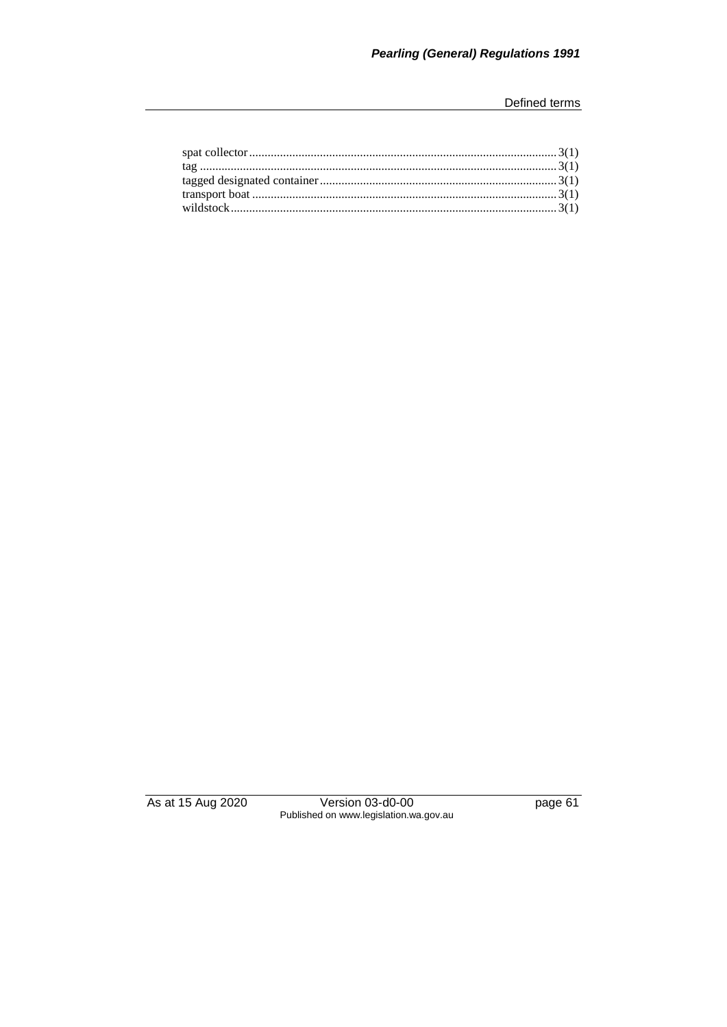spat collector .................................................................................................. 3(1)
tag .................................................................................................................. 3(1)
tagged designated container ........................................................................... 3(1)
transport boat .................................................................................................. 3(1)
wildstock ......................................................................................................... 3(1)